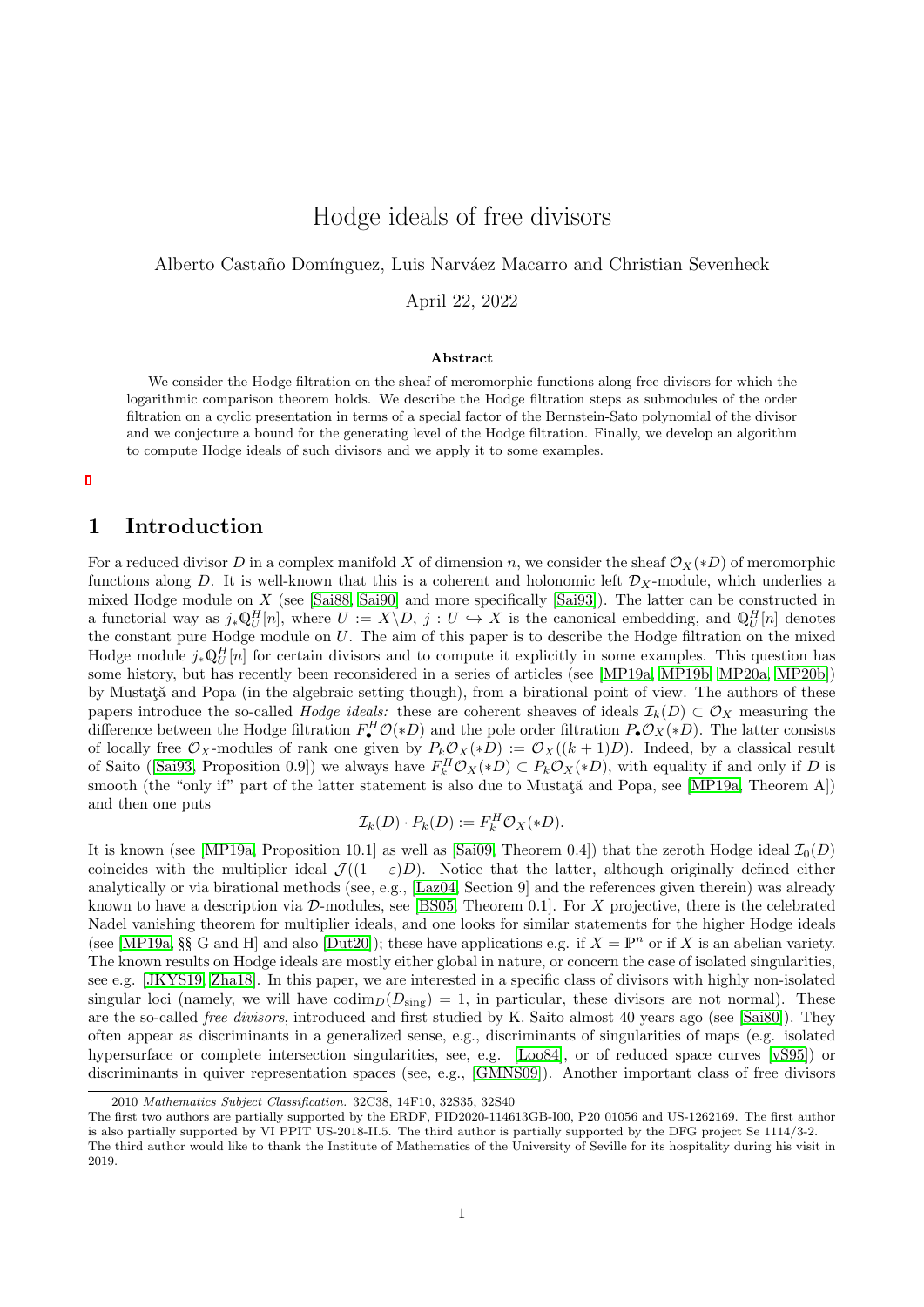# Hodge ideals of free divisors

Alberto Castaño Domínguez, Luis Narváez Macarro and Christian Sevenheck

April 22, 2022

### Abstract

We consider the Hodge filtration on the sheaf of meromorphic functions along free divisors for which the logarithmic comparison theorem holds. We describe the Hodge filtration steps as submodules of the order filtration on a cyclic presentation in terms of a special factor of the Bernstein-Sato polynomial of the divisor and we conjecture a bound for the generating level of the Hodge filtration. Finally, we develop an algorithm to compute Hodge ideals of such divisors and we apply it to some examples.

## 1 Introduction

For a reduced divisor $D$ in a complex manifold $X$ of dimension $n$, we consider the sheaf $\mathcal{O}_X(*D)$ of meromorphic functions along $D$. It is well-known that this is a coherent and holonomic left $\mathcal{D}_X$-module, which underlies a mixed Hodge module on $X$ (see [Sai88, Sai90] and more specifically [Sai93]). The latter can be constructed in a functorial way as $j_*\mathbb{Q}^H_U[n]$, where $U := X\backslash D$, $j : U \hookrightarrow X$ is the canonical embedding, and $\mathbb{Q}^H_U[n]$ denotes the constant pure Hodge module on $U$. The aim of this paper is to describe the Hodge filtration on the mixed Hodge module $j_*\mathbb{Q}^H_U[n]$ for certain divisors and to compute it explicitly in some examples. This question has some history, but has recently been reconsidered in a series of articles (see [MP19a, MP19b, MP20a, MP20b]) by Mustaţă and Popa (in the algebraic setting though), from a birational point of view. The authors of these papers introduce the so-called *Hodge ideals:* these are coherent sheaves of ideals $\mathcal{I}_k(D) \subset \mathcal{O}_X$ measuring the difference between the Hodge filtration $F^H_\bullet\mathcal{O}(*D)$ and the pole order filtration $P_\bullet\mathcal{O}_X(*D)$. The latter consists of locally free $\mathcal{O}_X$-modules of rank one given by $P_k\mathcal{O}_X(*D) := \mathcal{O}_X((k+1)D)$. Indeed, by a classical result of Saito ([Sai93, Proposition 0.9]) we always have $F^H_k\mathcal{O}_X(*D) \subset P_k\mathcal{O}_X(*D)$, with equality if and only if $D$ is smooth (the "only if" part of the latter statement is also due to Mustaţă and Popa, see [MP19a, Theorem A]) and then one puts

$$\mathcal{I}_k(D) \cdot P_k(D) := F^H_k\mathcal{O}_X(*D).$$

It is known (see [MP19a, Proposition 10.1] as well as [Sai09, Theorem 0.4]) that the zeroth Hodge ideal $\mathcal{I}_0(D)$ coincides with the multiplier ideal $\mathcal{J}((1-\varepsilon)D)$. Notice that the latter, although originally defined either analytically or via birational methods (see, e.g., [Laz04, Section 9] and the references given therein) was already known to have a description via $\mathcal{D}$-modules, see [BS05, Theorem 0.1]. For $X$ projective, there is the celebrated Nadel vanishing theorem for multiplier ideals, and one looks for similar statements for the higher Hodge ideals (see [MP19a, §§ G and H] and also [Dut20]); these have applications e.g. if $X = \mathbb{P}^n$ or if $X$ is an abelian variety. The known results on Hodge ideals are mostly either global in nature, or concern the case of isolated singularities, see e.g. [JKYS19, Zha18]. In this paper, we are interested in a specific class of divisors with highly non-isolated singular loci (namely, we will have $\text{codim}_D(D_{\text{sing}}) = 1$, in particular, these divisors are not normal). These are the so-called *free divisors*, introduced and first studied by K. Saito almost 40 years ago (see [Sai80]). They often appear as discriminants in a generalized sense, e.g., discriminants of singularities of maps (e.g. isolated hypersurface or complete intersection singularities, see, e.g. [Loo84], or of reduced space curves [vS95]) or discriminants in quiver representation spaces (see, e.g., [GMNS09]). Another important class of free divisors

2010 *Mathematics Subject Classification.* 32C38, 14F10, 32S35, 32S40

The first two authors are partially supported by the ERDF, PID2020-114613GB-I00, P20_01056 and US-1262169. The first author is also partially supported by VI PPIT US-2018-II.5. The third author is partially supported by the DFG project Se 1114/3-2.
The third author would like to thank the Institute of Mathematics of the University of Seville for its hospitality during his visit in 2019.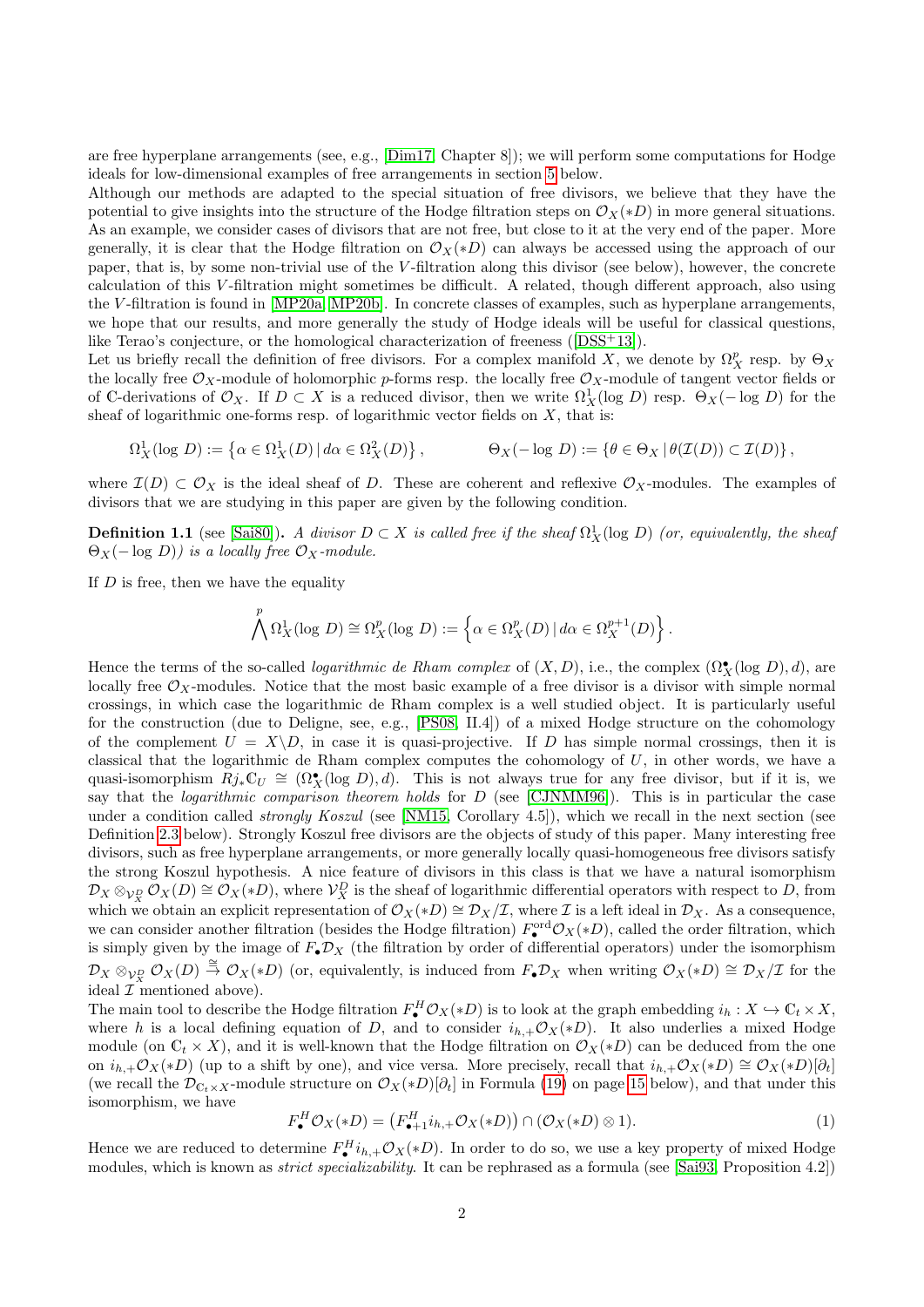are free hyperplane arrangements (see, e.g., [Dim17, Chapter 8]); we will perform some computations for Hodge ideals for low-dimensional examples of free arrangements in section 5 below.

Although our methods are adapted to the special situation of free divisors, we believe that they have the potential to give insights into the structure of the Hodge filtration steps on $\mathcal{O}_X(*D)$ in more general situations. As an example, we consider cases of divisors that are not free, but close to it at the very end of the paper. More generally, it is clear that the Hodge filtration on $\mathcal{O}_X(*D)$ can always be accessed using the approach of our paper, that is, by some non-trivial use of the $V$-filtration along this divisor (see below), however, the concrete calculation of this $V$-filtration might sometimes be difficult. A related, though different approach, also using the $V$-filtration is found in [MP20a, MP20b]. In concrete classes of examples, such as hyperplane arrangements, we hope that our results, and more generally the study of Hodge ideals will be useful for classical questions, like Terao's conjecture, or the homological characterization of freeness ([DSS+13]).

Let us briefly recall the definition of free divisors. For a complex manifold $X$, we denote by $\Omega^p_X$ resp. by $\Theta_X$ the locally free $\mathcal{O}_X$-module of holomorphic $p$-forms resp. the locally free $\mathcal{O}_X$-module of tangent vector fields or of $\mathbb{C}$-derivations of $\mathcal{O}_X$. If $D \subset X$ is a reduced divisor, then we write $\Omega^1_X(\log\, D)$ resp. $\Theta_X(-\log\, D)$ for the sheaf of logarithmic one-forms resp. of logarithmic vector fields on $X$, that is:

$$\Omega^1_X(\log\, D) := \left\{\alpha \in \Omega^1_X(D) \,|\, d\alpha \in \Omega^2_X(D)\right\}, \qquad \Theta_X(-\log\, D) := \left\{\theta \in \Theta_X \,|\, \theta(\mathcal{I}(D)) \subset \mathcal{I}(D)\right\},$$

where $\mathcal{I}(D) \subset \mathcal{O}_X$ is the ideal sheaf of $D$. These are coherent and reflexive $\mathcal{O}_X$-modules. The examples of divisors that we are studying in this paper are given by the following condition.

**Definition 1.1** (see [Sai80]). *A divisor $D \subset X$ is called free if the sheaf $\Omega^1_X(\log\, D)$ (or, equivalently, the sheaf $\Theta_X(-\log\, D)$) is a locally free $\mathcal{O}_X$-module.*

If $D$ is free, then we have the equality

$$\bigwedge^p \Omega^1_X(\log\, D) \cong \Omega^p_X(\log\, D) := \left\{\alpha \in \Omega^p_X(D) \,|\, d\alpha \in \Omega^{p+1}_X(D)\right\}.$$

Hence the terms of the so-called *logarithmic de Rham complex* of $(X, D)$, i.e., the complex $(\Omega^\bullet_X(\log\, D), d)$, are locally free $\mathcal{O}_X$-modules. Notice that the most basic example of a free divisor is a divisor with simple normal crossings, in which case the logarithmic de Rham complex is a well studied object. It is particularly useful for the construction (due to Deligne, see, e.g., [PS08, II.4]) of a mixed Hodge structure on the cohomology of the complement $U = X\backslash D$, in case it is quasi-projective. If $D$ has simple normal crossings, then it is classical that the logarithmic de Rham complex computes the cohomology of $U$, in other words, we have a quasi-isomorphism $Rj_*\mathbb{C}_U \cong (\Omega^\bullet_X(\log\, D), d)$. This is not always true for any free divisor, but if it is, we say that the *logarithmic comparison theorem holds* for $D$ (see [CJNMM96]). This is in particular the case under a condition called *strongly Koszul* (see [NM15, Corollary 4.5]), which we recall in the next section (see Definition 2.3 below). Strongly Koszul free divisors are the objects of study of this paper. Many interesting free divisors, such as free hyperplane arrangements, or more generally locally quasi-homogeneous free divisors satisfy the strong Koszul hypothesis. A nice feature of divisors in this class is that we have a natural isomorphism $\mathcal{D}_X \otimes_{\mathcal{V}^D_X} \mathcal{O}_X(D) \cong \mathcal{O}_X(*D)$, where $\mathcal{V}^D_X$ is the sheaf of logarithmic differential operators with respect to $D$, from which we obtain an explicit representation of $\mathcal{O}_X(*D) \cong \mathcal{D}_X/\mathcal{I}$, where $\mathcal{I}$ is a left ideal in $\mathcal{D}_X$. As a consequence, we can consider another filtration (besides the Hodge filtration) $F^{\mathrm{ord}}_\bullet \mathcal{O}_X(*D)$, called the order filtration, which is simply given by the image of $F_\bullet \mathcal{D}_X$ (the filtration by order of differential operators) under the isomorphism $\mathcal{D}_X \otimes_{\mathcal{V}^D_X} \mathcal{O}_X(D) \xrightarrow{\cong} \mathcal{O}_X(*D)$ (or, equivalently, is induced from $F_\bullet \mathcal{D}_X$ when writing $\mathcal{O}_X(*D) \cong \mathcal{D}_X/\mathcal{I}$ for the ideal $\mathcal{I}$ mentioned above).

The main tool to describe the Hodge filtration $F^H_\bullet \mathcal{O}_X(*D)$ is to look at the graph embedding $i_h : X \hookrightarrow \mathbb{C}_t \times X$, where $h$ is a local defining equation of $D$, and to consider $i_{h,+}\mathcal{O}_X(*D)$. It also underlies a mixed Hodge module (on $\mathbb{C}_t \times X$), and it is well-known that the Hodge filtration on $\mathcal{O}_X(*D)$ can be deduced from the one on $i_{h,+}\mathcal{O}_X(*D)$ (up to a shift by one), and vice versa. More precisely, recall that $i_{h,+}\mathcal{O}_X(*D) \cong \mathcal{O}_X(*D)[\partial_t]$ (we recall the $\mathcal{D}_{\mathbb{C}_t \times X}$-module structure on $\mathcal{O}_X(*D)[\partial_t]$ in Formula (19) on page 15 below), and that under this isomorphism, we have

$$F^H_\bullet \mathcal{O}_X(*D) = \left(F^H_{\bullet+1} i_{h,+}\mathcal{O}_X(*D)\right) \cap (\mathcal{O}_X(*D) \otimes 1). \tag{1}$$

Hence we are reduced to determine $F^H_\bullet i_{h,+}\mathcal{O}_X(*D)$. In order to do so, we use a key property of mixed Hodge modules, which is known as *strict specializability*. It can be rephrased as a formula (see [Sai93, Proposition 4.2])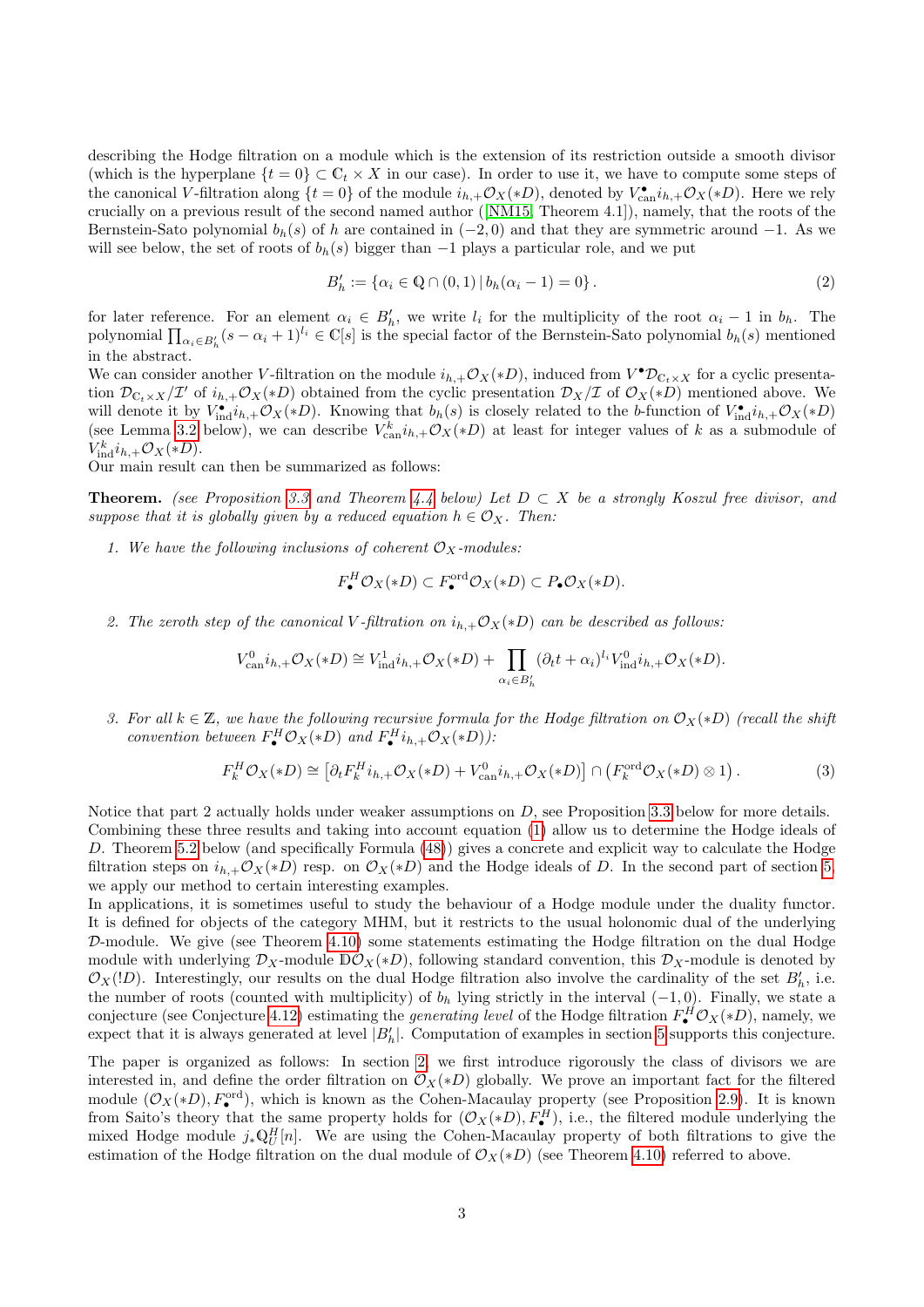describing the Hodge filtration on a module which is the extension of its restriction outside a smooth divisor (which is the hyperplane $\{t = 0\} \subset \mathbb{C}_t \times X$ in our case). In order to use it, we have to compute some steps of the canonical $V$-filtration along $\{t = 0\}$ of the module $i_{h,+}\mathcal{O}_X(*D)$, denoted by $V^\bullet_{\mathrm{can}} i_{h,+}\mathcal{O}_X(*D)$. Here we rely crucially on a previous result of the second named author ([NM15, Theorem 4.1]), namely, that the roots of the Bernstein-Sato polynomial $b_h(s)$ of $h$ are contained in $(-2, 0)$ and that they are symmetric around $-1$. As we will see below, the set of roots of $b_h(s)$ bigger than $-1$ plays a particular role, and we put

$$B'_h := \{\alpha_i \in \mathbb{Q} \cap (0, 1) \,|\, b_h(\alpha_i - 1) = 0\}. \tag{2}$$

for later reference. For an element $\alpha_i \in B'_h$, we write $l_i$ for the multiplicity of the root $\alpha_i - 1$ in $b_h$. The polynomial $\prod_{\alpha_i \in B'_h}(s - \alpha_i + 1)^{l_i} \in \mathbb{C}[s]$ is the special factor of the Bernstein-Sato polynomial $b_h(s)$ mentioned in the abstract.
We can consider another $V$-filtration on the module $i_{h,+}\mathcal{O}_X(*D)$, induced from $V^\bullet\mathcal{D}_{\mathbb{C}_t \times X}$ for a cyclic presentation $\mathcal{D}_{\mathbb{C}_t \times X}/\mathcal{I}'$ of $i_{h,+}\mathcal{O}_X(*D)$ obtained from the cyclic presentation $\mathcal{D}_X/\mathcal{I}$ of $\mathcal{O}_X(*D)$ mentioned above. We will denote it by $V^\bullet_{\mathrm{ind}} i_{h,+}\mathcal{O}_X(*D)$. Knowing that $b_h(s)$ is closely related to the $b$-function of $V^\bullet_{\mathrm{ind}} i_{h,+}\mathcal{O}_X(*D)$ (see Lemma 3.2 below), we can describe $V^k_{\mathrm{can}} i_{h,+}\mathcal{O}_X(*D)$ at least for integer values of $k$ as a submodule of $V^k_{\mathrm{ind}} i_{h,+}\mathcal{O}_X(*D)$.
Our main result can then be summarized as follows:

**Theorem.** *(see Proposition 3.3 and Theorem 4.4 below) Let $D \subset X$ be a strongly Koszul free divisor, and suppose that it is globally given by a reduced equation $h \in \mathcal{O}_X$. Then:*

1. *We have the following inclusions of coherent $\mathcal{O}_X$-modules:*

$$F^H_\bullet \mathcal{O}_X(*D) \subset F^{\mathrm{ord}}_\bullet \mathcal{O}_X(*D) \subset P_\bullet \mathcal{O}_X(*D).$$

2. *The zeroth step of the canonical $V$-filtration on $i_{h,+}\mathcal{O}_X(*D)$ can be described as follows:*

$$V^0_{\mathrm{can}} i_{h,+}\mathcal{O}_X(*D) \cong V^1_{\mathrm{ind}} i_{h,+}\mathcal{O}_X(*D) + \prod_{\alpha_i \in B'_h} (\partial_t t + \alpha_i)^{l_i} V^0_{\mathrm{ind}} i_{h,+}\mathcal{O}_X(*D).$$

3. *For all $k \in \mathbb{Z}$, we have the following recursive formula for the Hodge filtration on $\mathcal{O}_X(*D)$ (recall the shift convention between $F^H_\bullet \mathcal{O}_X(*D)$ and $F^H_\bullet i_{h,+}\mathcal{O}_X(*D)$):*

$$F^H_k \mathcal{O}_X(*D) \cong \left[\partial_t F^H_k i_{h,+}\mathcal{O}_X(*D) + V^0_{\mathrm{can}} i_{h,+}\mathcal{O}_X(*D)\right] \cap \left(F^{\mathrm{ord}}_k \mathcal{O}_X(*D) \otimes 1\right). \tag{3}$$

Notice that part 2 actually holds under weaker assumptions on $D$, see Proposition 3.3 below for more details.
Combining these three results and taking into account equation (1) allow us to determine the Hodge ideals of $D$. Theorem 5.2 below (and specifically Formula (48)) gives a concrete and explicit way to calculate the Hodge filtration steps on $i_{h,+}\mathcal{O}_X(*D)$ resp. on $\mathcal{O}_X(*D)$ and the Hodge ideals of $D$. In the second part of section 5, we apply our method to certain interesting examples.
In applications, it is sometimes useful to study the behaviour of a Hodge module under the duality functor. It is defined for objects of the category MHM, but it restricts to the usual holonomic dual of the underlying $\mathcal{D}$-module. We give (see Theorem 4.10) some statements estimating the Hodge filtration on the dual Hodge module with underlying $\mathcal{D}_X$-module $\mathbb{D}\mathcal{O}_X(*D)$, following standard convention, this $\mathcal{D}_X$-module is denoted by $\mathcal{O}_X(!D)$. Interestingly, our results on the dual Hodge filtration also involve the cardinality of the set $B'_h$, i.e. the number of roots (counted with multiplicity) of $b_h$ lying strictly in the interval $(-1, 0)$. Finally, we state a conjecture (see Conjecture 4.12) estimating the *generating level* of the Hodge filtration $F^H_\bullet \mathcal{O}_X(*D)$, namely, we expect that it is always generated at level $|B'_h|$. Computation of examples in section 5 supports this conjecture.

The paper is organized as follows: In section 2, we first introduce rigorously the class of divisors we are interested in, and define the order filtration on $\mathcal{O}_X(*D)$ globally. We prove an important fact for the filtered module $(\mathcal{O}_X(*D), F^{\mathrm{ord}}_\bullet)$, which is known as the Cohen-Macaulay property (see Proposition 2.9). It is known from Saito's theory that the same property holds for $(\mathcal{O}_X(*D), F^H_\bullet)$, i.e., the filtered module underlying the mixed Hodge module $j_*\mathbb{Q}^H_U[n]$. We are using the Cohen-Macaulay property of both filtrations to give the estimation of the Hodge filtration on the dual module of $\mathcal{O}_X(*D)$ (see Theorem 4.10) referred to above.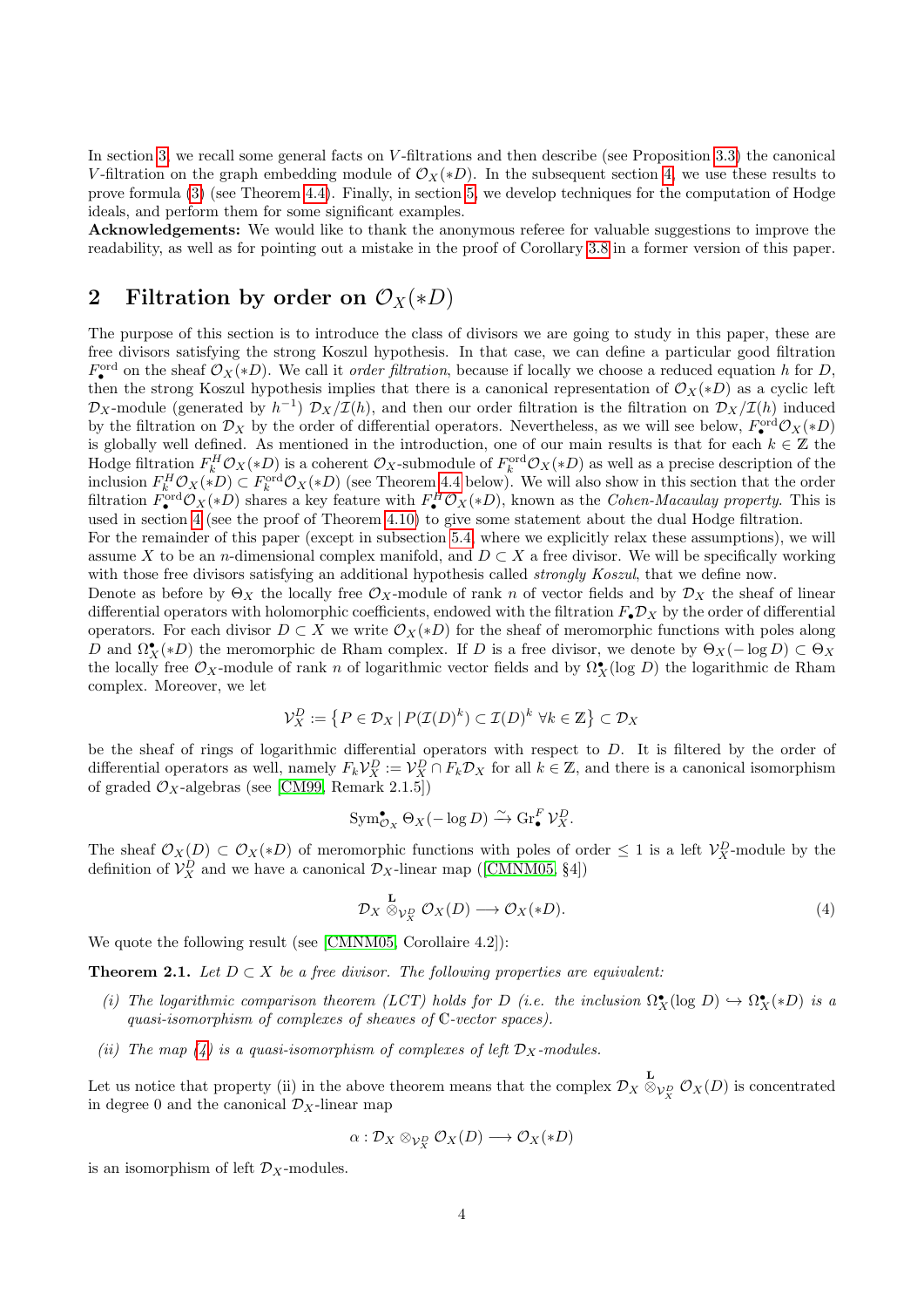In section 3, we recall some general facts on $V$-filtrations and then describe (see Proposition 3.3) the canonical $V$-filtration on the graph embedding module of $\mathcal{O}_X(*D)$. In the subsequent section 4, we use these results to prove formula (3) (see Theorem 4.4). Finally, in section 5, we develop techniques for the computation of Hodge ideals, and perform them for some significant examples.

**Acknowledgements:** We would like to thank the anonymous referee for valuable suggestions to improve the readability, as well as for pointing out a mistake in the proof of Corollary 3.8 in a former version of this paper.

## 2 Filtration by order on $\mathcal{O}_X(*D)$

The purpose of this section is to introduce the class of divisors we are going to study in this paper, these are free divisors satisfying the strong Koszul hypothesis. In that case, we can define a particular good filtration $F^{\mathrm{ord}}_\bullet$ on the sheaf $\mathcal{O}_X(*D)$. We call it *order filtration*, because if locally we choose a reduced equation $h$ for $D$, then the strong Koszul hypothesis implies that there is a canonical representation of $\mathcal{O}_X(*D)$ as a cyclic left $\mathcal{D}_X$-module (generated by $h^{-1}$) $\mathcal{D}_X/\mathcal{I}(h)$, and then our order filtration is the filtration on $\mathcal{D}_X/\mathcal{I}(h)$ induced by the filtration on $\mathcal{D}_X$ by the order of differential operators. Nevertheless, as we will see below, $F^{\mathrm{ord}}_\bullet\mathcal{O}_X(*D)$ is globally well defined. As mentioned in the introduction, one of our main results is that for each $k \in \mathbb{Z}$ the Hodge filtration $F^H_k\mathcal{O}_X(*D)$ is a coherent $\mathcal{O}_X$-submodule of $F^{\mathrm{ord}}_k\mathcal{O}_X(*D)$ as well as a precise description of the inclusion $F^H_k\mathcal{O}_X(*D) \subset F^{\mathrm{ord}}_k\mathcal{O}_X(*D)$ (see Theorem 4.4 below). We will also show in this section that the order filtration $F^{\mathrm{ord}}_\bullet\mathcal{O}_X(*D)$ shares a key feature with $F^H_\bullet\mathcal{O}_X(*D)$, known as the *Cohen-Macaulay property*. This is used in section 4 (see the proof of Theorem 4.10) to give some statement about the dual Hodge filtration.

For the remainder of this paper (except in subsection 5.4, where we explicitly relax these assumptions), we will assume $X$ to be an $n$-dimensional complex manifold, and $D \subset X$ a free divisor. We will be specifically working with those free divisors satisfying an additional hypothesis called *strongly Koszul*, that we define now.

Denote as before by $\Theta_X$ the locally free $\mathcal{O}_X$-module of rank $n$ of vector fields and by $\mathcal{D}_X$ the sheaf of linear differential operators with holomorphic coefficients, endowed with the filtration $F_\bullet\mathcal{D}_X$ by the order of differential operators. For each divisor $D \subset X$ we write $\mathcal{O}_X(*D)$ for the sheaf of meromorphic functions with poles along $D$ and $\Omega^\bullet_X(*D)$ the meromorphic de Rham complex. If $D$ is a free divisor, we denote by $\Theta_X(-\log D) \subset \Theta_X$ the locally free $\mathcal{O}_X$-module of rank $n$ of logarithmic vector fields and by $\Omega^\bullet_X(\log D)$ the logarithmic de Rham complex. Moreover, we let

$$\mathcal{V}^D_X := \left\{ P \in \mathcal{D}_X \mid P(\mathcal{I}(D)^k) \subset \mathcal{I}(D)^k \ \forall k \in \mathbb{Z} \right\} \subset \mathcal{D}_X$$

be the sheaf of rings of logarithmic differential operators with respect to $D$. It is filtered by the order of differential operators as well, namely $F_k\mathcal{V}^D_X := \mathcal{V}^D_X \cap F_k\mathcal{D}_X$ for all $k \in \mathbb{Z}$, and there is a canonical isomorphism of graded $\mathcal{O}_X$-algebras (see [CM99, Remark 2.1.5])

$$\mathrm{Sym}^\bullet_{\mathcal{O}_X}\Theta_X(-\log D) \xrightarrow{\sim} \mathrm{Gr}^F_\bullet \mathcal{V}^D_X.$$

The sheaf $\mathcal{O}_X(D) \subset \mathcal{O}_X(*D)$ of meromorphic functions with poles of order $\le 1$ is a left $\mathcal{V}^D_X$-module by the definition of $\mathcal{V}^D_X$ and we have a canonical $\mathcal{D}_X$-linear map ([CMNM05, §4])

$$\mathcal{D}_X \overset{\mathbf{L}}{\otimes}_{\mathcal{V}^D_X} \mathcal{O}_X(D) \longrightarrow \mathcal{O}_X(*D). \tag{4}$$

We quote the following result (see [CMNM05, Corollaire 4.2]):

**Theorem 2.1.** *Let $D \subset X$ be a free divisor. The following properties are equivalent:*

*(i) The logarithmic comparison theorem (LCT) holds for $D$ (i.e. the inclusion $\Omega^\bullet_X(\log D) \hookrightarrow \Omega^\bullet_X(*D)$ is a quasi-isomorphism of complexes of sheaves of $\mathbb{C}$-vector spaces).*

*(ii) The map (4) is a quasi-isomorphism of complexes of left $\mathcal{D}_X$-modules.*

Let us notice that property (ii) in the above theorem means that the complex $\mathcal{D}_X \overset{\mathbf{L}}{\otimes}_{\mathcal{V}^D_X} \mathcal{O}_X(D)$ is concentrated in degree 0 and the canonical $\mathcal{D}_X$-linear map

$$\alpha : \mathcal{D}_X \otimes_{\mathcal{V}^D_X} \mathcal{O}_X(D) \longrightarrow \mathcal{O}_X(*D)$$

is an isomorphism of left $\mathcal{D}_X$-modules.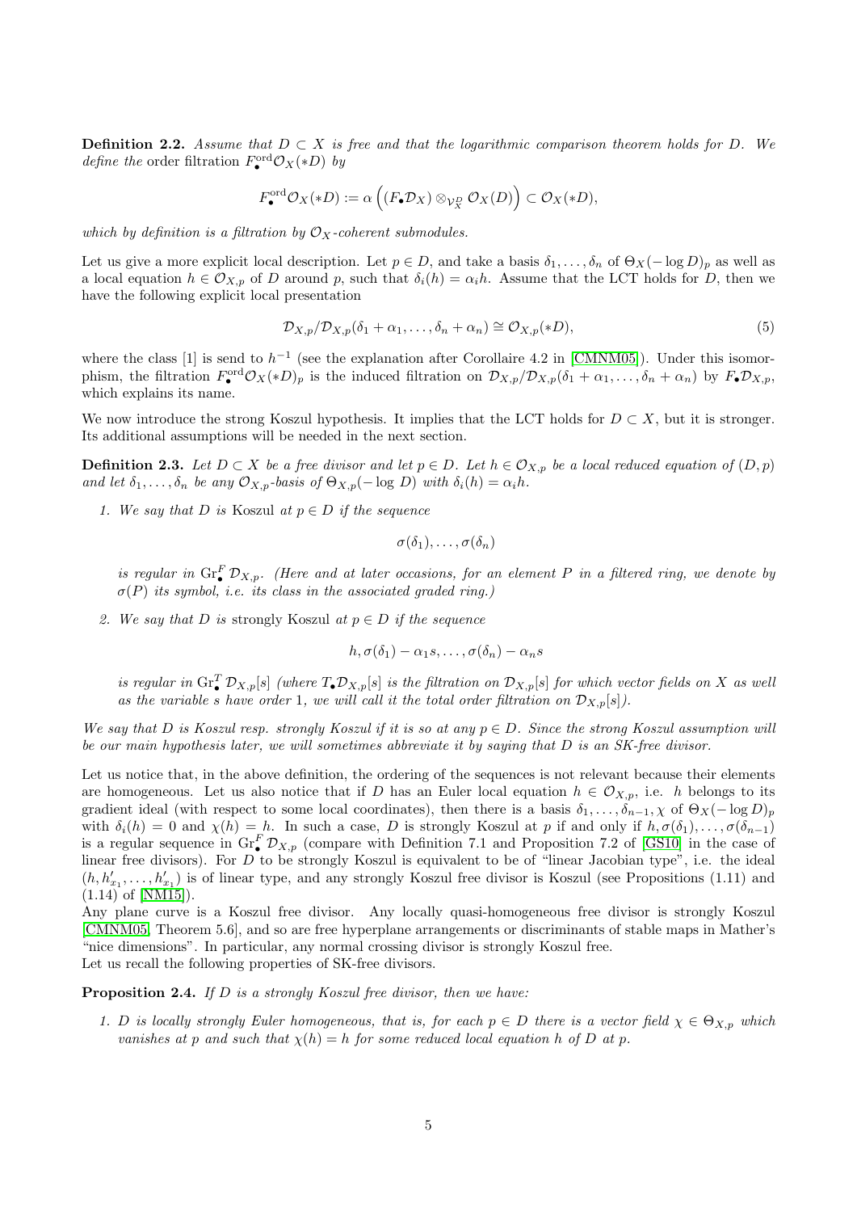**Definition 2.2.** *Assume that $D \subset X$ is free and that the logarithmic comparison theorem holds for $D$. We define the* order filtration $F_\bullet^{\mathrm{ord}}\mathcal{O}_X(*D)$ *by*

$$F_\bullet^{\mathrm{ord}}\mathcal{O}_X(*D) := \alpha\left((F_\bullet\mathcal{D}_X) \otimes_{\mathcal{V}_X^D} \mathcal{O}_X(D)\right) \subset \mathcal{O}_X(*D),$$

*which by definition is a filtration by $\mathcal{O}_X$-coherent submodules.*

Let us give a more explicit local description. Let $p \in D$, and take a basis $\delta_1, \ldots, \delta_n$ of $\Theta_X(-\log D)_p$ as well as a local equation $h \in \mathcal{O}_{X,p}$ of $D$ around $p$, such that $\delta_i(h) = \alpha_i h$. Assume that the LCT holds for $D$, then we have the following explicit local presentation

$$\mathcal{D}_{X,p}/\mathcal{D}_{X,p}(\delta_1 + \alpha_1, \ldots, \delta_n + \alpha_n) \cong \mathcal{O}_{X,p}(*D), \tag{5}$$

where the class $[1]$ is send to $h^{-1}$ (see the explanation after Corollaire 4.2 in [CMNM05]). Under this isomorphism, the filtration $F_\bullet^{\mathrm{ord}}\mathcal{O}_X(*D)_p$ is the induced filtration on $\mathcal{D}_{X,p}/\mathcal{D}_{X,p}(\delta_1 + \alpha_1, \ldots, \delta_n + \alpha_n)$ by $F_\bullet\mathcal{D}_{X,p}$, which explains its name.

We now introduce the strong Koszul hypothesis. It implies that the LCT holds for $D \subset X$, but it is stronger. Its additional assumptions will be needed in the next section.

**Definition 2.3.** *Let $D \subset X$ be a free divisor and let $p \in D$. Let $h \in \mathcal{O}_{X,p}$ be a local reduced equation of $(D,p)$ and let $\delta_1, \ldots, \delta_n$ be any $\mathcal{O}_{X,p}$-basis of $\Theta_{X,p}(-\log D)$ with $\delta_i(h) = \alpha_i h$.*

1. *We say that $D$ is* Koszul *at $p \in D$ if the sequence*

$$\sigma(\delta_1), \ldots, \sigma(\delta_n)$$

   *is regular in $\mathrm{Gr}_\bullet^F \mathcal{D}_{X,p}$. (Here and at later occasions, for an element $P$ in a filtered ring, we denote by $\sigma(P)$ its symbol, i.e. its class in the associated graded ring.)*

2. *We say that $D$ is* strongly Koszul *at $p \in D$ if the sequence*

$$h, \sigma(\delta_1) - \alpha_1 s, \ldots, \sigma(\delta_n) - \alpha_n s$$

   *is regular in $\mathrm{Gr}_\bullet^T \mathcal{D}_{X,p}[s]$ (where $T_\bullet\mathcal{D}_{X,p}[s]$ is the filtration on $\mathcal{D}_{X,p}[s]$ for which vector fields on $X$ as well as the variable $s$ have order 1, we will call it the total order filtration on $\mathcal{D}_{X,p}[s]$).*

*We say that $D$ is Koszul resp. strongly Koszul if it is so at any $p \in D$. Since the strong Koszul assumption will be our main hypothesis later, we will sometimes abbreviate it by saying that $D$ is an SK-free divisor.*

Let us notice that, in the above definition, the ordering of the sequences is not relevant because their elements are homogeneous. Let us also notice that if $D$ has an Euler local equation $h \in \mathcal{O}_{X,p}$, i.e. $h$ belongs to its gradient ideal (with respect to some local coordinates), then there is a basis $\delta_1, \ldots, \delta_{n-1}, \chi$ of $\Theta_X(-\log D)_p$ with $\delta_i(h) = 0$ and $\chi(h) = h$. In such a case, $D$ is strongly Koszul at $p$ if and only if $h, \sigma(\delta_1), \ldots, \sigma(\delta_{n-1})$ is a regular sequence in $\mathrm{Gr}_\bullet^F \mathcal{D}_{X,p}$ (compare with Definition 7.1 and Proposition 7.2 of [GS10] in the case of linear free divisors). For $D$ to be strongly Koszul is equivalent to be of "linear Jacobian type", i.e. the ideal $(h, h'_{x_1}, \ldots, h'_{x_1})$ is of linear type, and any strongly Koszul free divisor is Koszul (see Propositions (1.11) and (1.14) of [NM15]).

Any plane curve is a Koszul free divisor. Any locally quasi-homogeneous free divisor is strongly Koszul [CMNM05, Theorem 5.6], and so are free hyperplane arrangements or discriminants of stable maps in Mather's "nice dimensions". In particular, any normal crossing divisor is strongly Koszul free.

Let us recall the following properties of SK-free divisors.

**Proposition 2.4.** *If $D$ is a strongly Koszul free divisor, then we have:*

1. *$D$ is locally strongly Euler homogeneous, that is, for each $p \in D$ there is a vector field $\chi \in \Theta_{X,p}$ which vanishes at $p$ and such that $\chi(h) = h$ for some reduced local equation $h$ of $D$ at $p$.*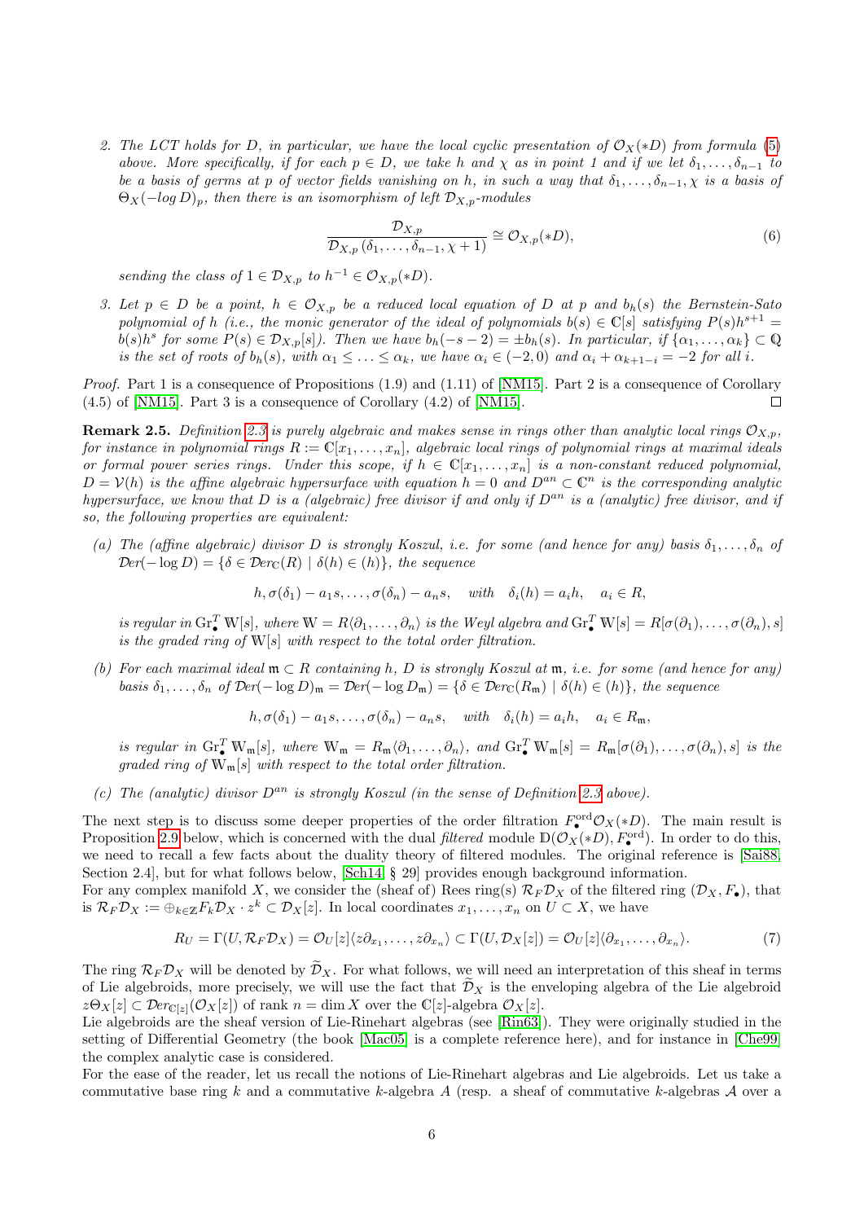2. *The LCT holds for $D$, in particular, we have the local cyclic presentation of $\mathcal{O}_X(*D)$ from formula (5) above. More specifically, if for each $p \in D$, we take $h$ and $\chi$ as in point 1 and if we let $\delta_1, \ldots, \delta_{n-1}$ to be a basis of germs at $p$ of vector fields vanishing on $h$, in such a way that $\delta_1, \ldots, \delta_{n-1}, \chi$ is a basis of $\Theta_X(-\log D)_p$, then there is an isomorphism of left $\mathcal{D}_{X,p}$-modules*

$$\frac{\mathcal{D}_{X,p}}{\mathcal{D}_{X,p}\,(\delta_1, \ldots, \delta_{n-1}, \chi + 1)} \cong \mathcal{O}_{X,p}(*D), \tag{6}$$

*sending the class of $1 \in \mathcal{D}_{X,p}$ to $h^{-1} \in \mathcal{O}_{X,p}(*D)$.*

3. *Let $p \in D$ be a point, $h \in \mathcal{O}_{X,p}$ be a reduced local equation of $D$ at $p$ and $b_h(s)$ the Bernstein-Sato polynomial of $h$ (i.e., the monic generator of the ideal of polynomials $b(s) \in \mathbb{C}[s]$ satisfying $P(s)h^{s+1} = b(s)h^s$ for some $P(s) \in \mathcal{D}_{X,p}[s]$). Then we have $b_h(-s-2) = \pm b_h(s)$. In particular, if $\{\alpha_1, \ldots, \alpha_k\} \subset \mathbb{Q}$ is the set of roots of $b_h(s)$, with $\alpha_1 \leq \ldots \leq \alpha_k$, we have $\alpha_i \in (-2, 0)$ and $\alpha_i + \alpha_{k+1-i} = -2$ for all $i$.*

*Proof.* Part 1 is a consequence of Propositions (1.9) and (1.11) of [NM15]. Part 2 is a consequence of Corollary (4.5) of [NM15]. Part 3 is a consequence of Corollary (4.2) of [NM15]. □

**Remark 2.5.** *Definition 2.3 is purely algebraic and makes sense in rings other than analytic local rings $\mathcal{O}_{X,p}$, for instance in polynomial rings $R := \mathbb{C}[x_1, \ldots, x_n]$, algebraic local rings of polynomial rings at maximal ideals or formal power series rings. Under this scope, if $h \in \mathbb{C}[x_1, \ldots, x_n]$ is a non-constant reduced polynomial, $D = \mathcal{V}(h)$ is the affine algebraic hypersurface with equation $h = 0$ and $D^{an} \subset \mathbb{C}^n$ is the corresponding analytic hypersurface, we know that $D$ is a (algebraic) free divisor if and only if $D^{an}$ is a (analytic) free divisor, and if so, the following properties are equivalent:*

(a) *The (affine algebraic) divisor $D$ is strongly Koszul, i.e. for some (and hence for any) basis $\delta_1, \ldots, \delta_n$ of $\mathcal{D}er(-\log D) = \{\delta \in \mathcal{D}er_{\mathbb{C}}(R) \mid \delta(h) \in (h)\}$, the sequence*

$$h, \sigma(\delta_1) - a_1 s, \ldots, \sigma(\delta_n) - a_n s, \quad \text{with} \quad \delta_i(h) = a_i h, \quad a_i \in R,$$

*is regular in $\operatorname{Gr}^T_\bullet \mathbb{W}[s]$, where $\mathbb{W} = R\langle \partial_1, \ldots, \partial_n\rangle$ is the Weyl algebra and $\operatorname{Gr}^T_\bullet \mathbb{W}[s] = R[\sigma(\partial_1), \ldots, \sigma(\partial_n), s]$ is the graded ring of $\mathbb{W}[s]$ with respect to the total order filtration.*

(b) *For each maximal ideal $\mathfrak{m} \subset R$ containing $h$, $D$ is strongly Koszul at $\mathfrak{m}$, i.e. for some (and hence for any) basis $\delta_1, \ldots, \delta_n$ of $\mathcal{D}er(-\log D)_{\mathfrak{m}} = \mathcal{D}er(-\log D_{\mathfrak{m}}) = \{\delta \in \mathcal{D}er_{\mathbb{C}}(R_{\mathfrak{m}}) \mid \delta(h) \in (h)\}$, the sequence*

$$h, \sigma(\delta_1) - a_1 s, \ldots, \sigma(\delta_n) - a_n s, \quad \text{with} \quad \delta_i(h) = a_i h, \quad a_i \in R_{\mathfrak{m}},$$

*is regular in $\operatorname{Gr}^T_\bullet \mathbb{W}_{\mathfrak{m}}[s]$, where $\mathbb{W}_{\mathfrak{m}} = R_{\mathfrak{m}}\langle \partial_1, \ldots, \partial_n\rangle$, and $\operatorname{Gr}^T_\bullet \mathbb{W}_{\mathfrak{m}}[s] = R_{\mathfrak{m}}[\sigma(\partial_1), \ldots, \sigma(\partial_n), s]$ is the graded ring of $\mathbb{W}_{\mathfrak{m}}[s]$ with respect to the total order filtration.*

(c) *The (analytic) divisor $D^{an}$ is strongly Koszul (in the sense of Definition 2.3 above).*

The next step is to discuss some deeper properties of the order filtration $F^{\mathrm{ord}}_\bullet \mathcal{O}_X(*D)$. The main result is Proposition 2.9 below, which is concerned with the dual *filtered* module $\mathbb{D}(\mathcal{O}_X(*D), F^{\mathrm{ord}}_\bullet)$. In order to do this, we need to recall a few facts about the duality theory of filtered modules. The original reference is [Sai88, Section 2.4], but for what follows below, [Sch14, § 29] provides enough background information.

For any complex manifold $X$, we consider the (sheaf of) Rees ring(s) $\mathcal{R}_F\mathcal{D}_X$ of the filtered ring $(\mathcal{D}_X, F_\bullet)$, that is $\mathcal{R}_F\mathcal{D}_X := \oplus_{k\in\mathbb{Z}} F_k\mathcal{D}_X \cdot z^k \subset \mathcal{D}_X[z]$. In local coordinates $x_1, \ldots, x_n$ on $U \subset X$, we have

$$R_U = \Gamma(U, \mathcal{R}_F\mathcal{D}_X) = \mathcal{O}_U[z]\langle z\partial_{x_1}, \ldots, z\partial_{x_n}\rangle \subset \Gamma(U, \mathcal{D}_X[z]) = \mathcal{O}_U[z]\langle \partial_{x_1}, \ldots, \partial_{x_n}\rangle. \tag{7}$$

The ring $\mathcal{R}_F\mathcal{D}_X$ will be denoted by $\widetilde{\mathcal{D}}_X$. For what follows, we will need an interpretation of this sheaf in terms of Lie algebroids, more precisely, we will use the fact that $\widetilde{\mathcal{D}}_X$ is the enveloping algebra of the Lie algebroid $z\Theta_X[z] \subset \mathcal{D}er_{\mathbb{C}[z]}(\mathcal{O}_X[z])$ of rank $n = \dim X$ over the $\mathbb{C}[z]$-algebra $\mathcal{O}_X[z]$.

Lie algebroids are the sheaf version of Lie-Rinehart algebras (see [Rin63]). They were originally studied in the setting of Differential Geometry (the book [Mac05] is a complete reference here), and for instance in [Che99] the complex analytic case is considered.

For the ease of the reader, let us recall the notions of Lie-Rinehart algebras and Lie algebroids. Let us take a commutative base ring $k$ and a commutative $k$-algebra $A$ (resp. a sheaf of commutative $k$-algebras $\mathcal{A}$ over a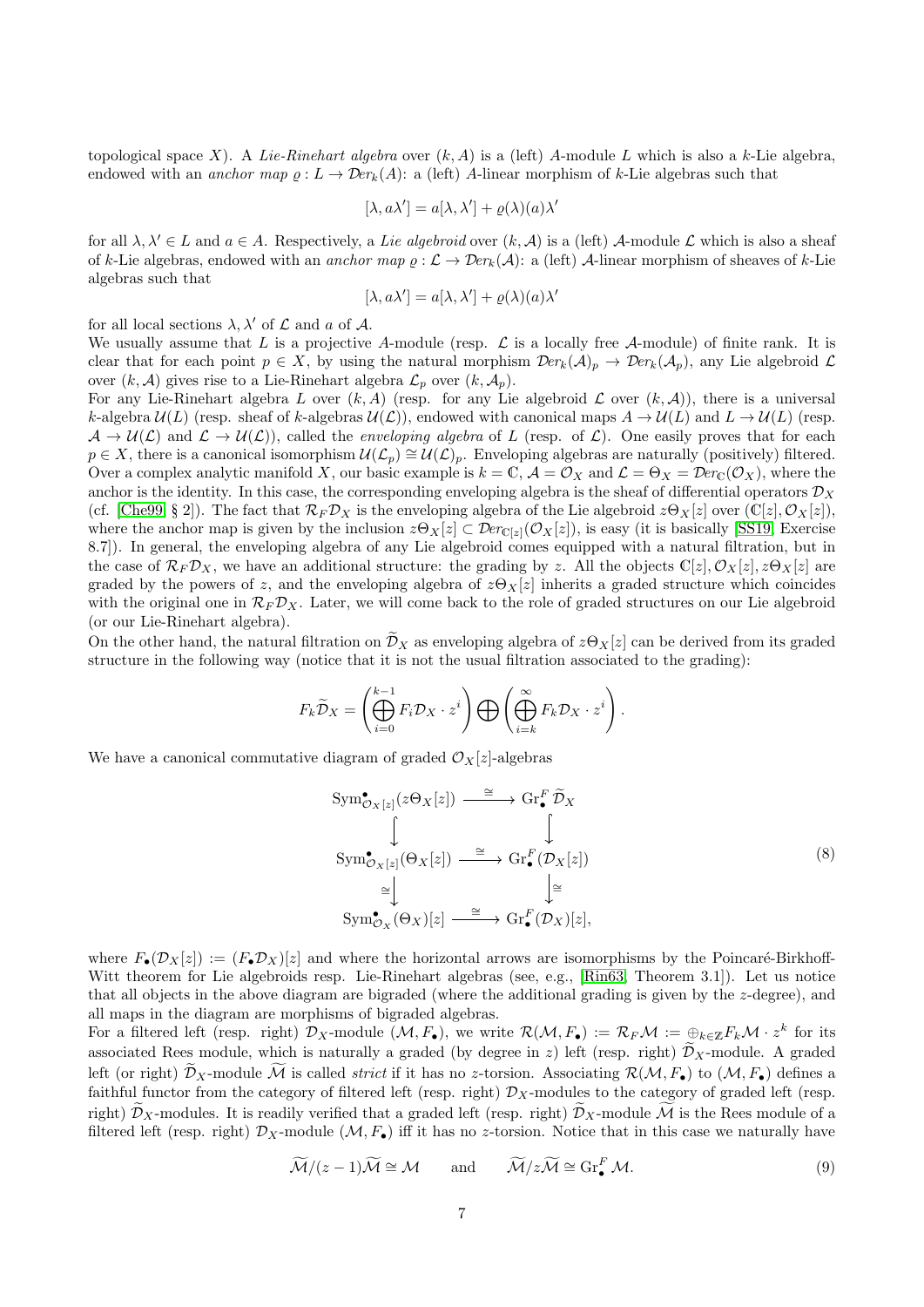topological space $X$). A *Lie-Rinehart algebra* over $(k, A)$ is a (left) $A$-module $L$ which is also a $k$-Lie algebra, endowed with an *anchor map* $\varrho : L \to \mathcal{D}er_k(A)$: a (left) $A$-linear morphism of $k$-Lie algebras such that

$$[\lambda, a\lambda'] = a[\lambda, \lambda'] + \varrho(\lambda)(a)\lambda'$$

for all $\lambda, \lambda' \in L$ and $a \in A$. Respectively, a *Lie algebroid* over $(k, \mathcal{A})$ is a (left) $\mathcal{A}$-module $\mathcal{L}$ which is also a sheaf of $k$-Lie algebras, endowed with an *anchor map* $\varrho : \mathcal{L} \to \mathcal{D}er_k(\mathcal{A})$: a (left) $\mathcal{A}$-linear morphism of sheaves of $k$-Lie algebras such that

$$[\lambda, a\lambda'] = a[\lambda, \lambda'] + \varrho(\lambda)(a)\lambda'$$

for all local sections $\lambda, \lambda'$ of $\mathcal{L}$ and $a$ of $\mathcal{A}$.

We usually assume that $L$ is a projective $A$-module (resp. $\mathcal{L}$ is a locally free $\mathcal{A}$-module) of finite rank. It is clear that for each point $p \in X$, by using the natural morphism $\mathcal{D}er_k(\mathcal{A})_p \to \mathcal{D}er_k(\mathcal{A}_p)$, any Lie algebroid $\mathcal{L}$ over $(k, \mathcal{A})$ gives rise to a Lie-Rinehart algebra $\mathcal{L}_p$ over $(k, \mathcal{A}_p)$.

For any Lie-Rinehart algebra $L$ over $(k, A)$ (resp. for any Lie algebroid $\mathcal{L}$ over $(k, \mathcal{A})$), there is a universal $k$-algebra $\mathcal{U}(L)$ (resp. sheaf of $k$-algebras $\mathcal{U}(\mathcal{L})$), endowed with canonical maps $A \to \mathcal{U}(L)$ and $L \to \mathcal{U}(L)$ (resp. $\mathcal{A} \to \mathcal{U}(\mathcal{L})$ and $\mathcal{L} \to \mathcal{U}(\mathcal{L})$), called the *enveloping algebra* of $L$ (resp. of $\mathcal{L}$). One easily proves that for each $p \in X$, there is a canonical isomorphism $\mathcal{U}(\mathcal{L}_p) \cong \mathcal{U}(\mathcal{L})_p$. Enveloping algebras are naturally (positively) filtered. Over a complex analytic manifold $X$, our basic example is $k = \mathbb{C}$, $\mathcal{A} = \mathcal{O}_X$ and $\mathcal{L} = \Theta_X = \mathcal{D}er_{\mathbb{C}}(\mathcal{O}_X)$, where the anchor is the identity. In this case, the corresponding enveloping algebra is the sheaf of differential operators $\mathcal{D}_X$ (cf. [Che99, § 2]). The fact that $\mathcal{R}_F\mathcal{D}_X$ is the enveloping algebra of the Lie algebroid $z\Theta_X[z]$ over $(\mathbb{C}[z], \mathcal{O}_X[z])$, where the anchor map is given by the inclusion $z\Theta_X[z] \subset \mathcal{D}er_{\mathbb{C}[z]}(\mathcal{O}_X[z])$, is easy (it is basically [SS19, Exercise 8.7]). In general, the enveloping algebra of any Lie algebroid comes equipped with a natural filtration, but in the case of $\mathcal{R}_F\mathcal{D}_X$, we have an additional structure: the grading by $z$. All the objects $\mathbb{C}[z], \mathcal{O}_X[z], z\Theta_X[z]$ are graded by the powers of $z$, and the enveloping algebra of $z\Theta_X[z]$ inherits a graded structure which coincides with the original one in $\mathcal{R}_F\mathcal{D}_X$. Later, we will come back to the role of graded structures on our Lie algebroid (or our Lie-Rinehart algebra).

On the other hand, the natural filtration on $\widetilde{\mathcal{D}}_X$ as enveloping algebra of $z\Theta_X[z]$ can be derived from its graded structure in the following way (notice that it is not the usual filtration associated to the grading):

$$F_k\widetilde{\mathcal{D}}_X = \left(\bigoplus_{i=0}^{k-1} F_i\mathcal{D}_X \cdot z^i\right) \bigoplus \left(\bigoplus_{i=k}^{\infty} F_k\mathcal{D}_X \cdot z^i\right).$$

We have a canonical commutative diagram of graded $\mathcal{O}_X[z]$-algebras

$$\begin{array}{ccc}
\mathrm{Sym}^\bullet_{\mathcal{O}_X[z]}(z\Theta_X[z]) & \xrightarrow{\ \cong\ } & \mathrm{Gr}^F_\bullet \widetilde{\mathcal{D}}_X \\
\big\downarrow & & \big\downarrow \\
\mathrm{Sym}^\bullet_{\mathcal{O}_X[z]}(\Theta_X[z]) & \xrightarrow{\ \cong\ } & \mathrm{Gr}^F_\bullet(\mathcal{D}_X[z]) \\
{\scriptstyle\cong}\big\downarrow & & \big\downarrow{\scriptstyle\cong} \\
\mathrm{Sym}^\bullet_{\mathcal{O}_X}(\Theta_X)[z] & \xrightarrow{\ \cong\ } & \mathrm{Gr}^F_\bullet(\mathcal{D}_X)[z],
\end{array} \tag{8}$$

where $F_\bullet(\mathcal{D}_X[z]) := (F_\bullet\mathcal{D}_X)[z]$ and where the horizontal arrows are isomorphisms by the Poincaré-Birkhoff-Witt theorem for Lie algebroids resp. Lie-Rinehart algebras (see, e.g., [Rin63, Theorem 3.1]). Let us notice that all objects in the above diagram are bigraded (where the additional grading is given by the $z$-degree), and all maps in the diagram are morphisms of bigraded algebras.

For a filtered left (resp. right) $\mathcal{D}_X$-module $(\mathcal{M}, F_\bullet)$, we write $\mathcal{R}(\mathcal{M}, F_\bullet) := \mathcal{R}_F\mathcal{M} := \oplus_{k\in\mathbb{Z}} F_k\mathcal{M} \cdot z^k$ for its associated Rees module, which is naturally a graded (by degree in $z$) left (resp. right) $\widetilde{\mathcal{D}}_X$-module. A graded left (or right) $\widetilde{\mathcal{D}}_X$-module $\widetilde{\mathcal{M}}$ is called *strict* if it has no $z$-torsion. Associating $\mathcal{R}(\mathcal{M}, F_\bullet)$ to $(\mathcal{M}, F_\bullet)$ defines a faithful functor from the category of filtered left (resp. right) $\mathcal{D}_X$-modules to the category of graded left (resp. right) $\widetilde{\mathcal{D}}_X$-modules. It is readily verified that a graded left (resp. right) $\widetilde{\mathcal{D}}_X$-module $\widetilde{\mathcal{M}}$ is the Rees module of a filtered left (resp. right) $\mathcal{D}_X$-module $(\mathcal{M}, F_\bullet)$ iff it has no $z$-torsion. Notice that in this case we naturally have

$$\widetilde{\mathcal{M}}/(z-1)\widetilde{\mathcal{M}} \cong \mathcal{M} \qquad \text{and} \qquad \widetilde{\mathcal{M}}/z\widetilde{\mathcal{M}} \cong \mathrm{Gr}^F_\bullet \mathcal{M}. \tag{9}$$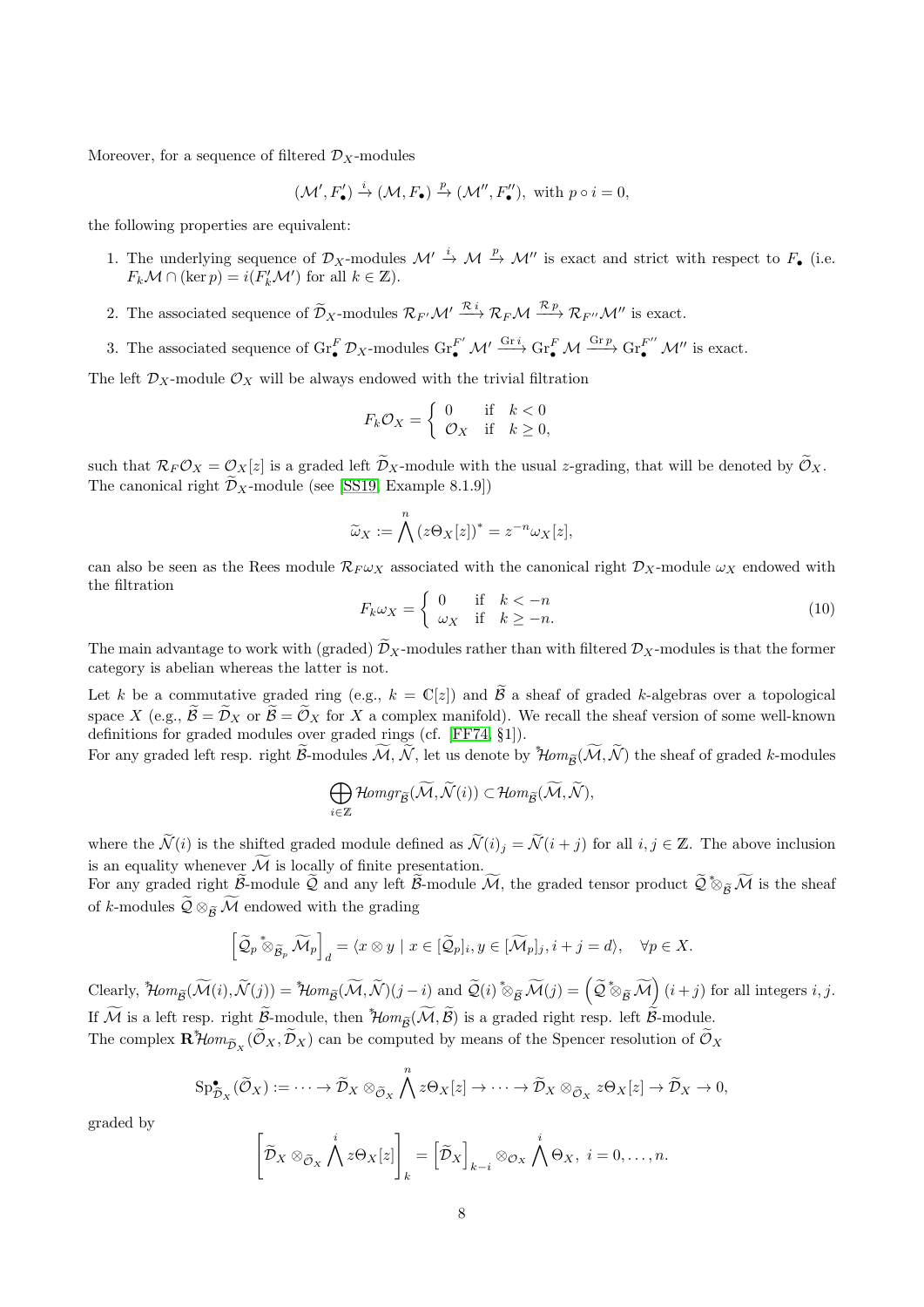Moreover, for a sequence of filtered $\mathcal{D}_X$-modules

$$(\mathcal{M}', F'_\bullet) \xrightarrow{i} (\mathcal{M}, F_\bullet) \xrightarrow{p} (\mathcal{M}'', F''_\bullet), \text{ with } p \circ i = 0,$$

the following properties are equivalent:

1. The underlying sequence of $\mathcal{D}_X$-modules $\mathcal{M}' \xrightarrow{i} \mathcal{M} \xrightarrow{p} \mathcal{M}''$ is exact and strict with respect to $F_\bullet$ (i.e. $F_k\mathcal{M} \cap (\ker p) = i(F'_k\mathcal{M}')$ for all $k \in \mathbb{Z}$).
2. The associated sequence of $\widetilde{\mathcal{D}}_X$-modules $\mathcal{R}_{F'}\mathcal{M}' \xrightarrow{\mathcal{R}\, i} \mathcal{R}_F\mathcal{M} \xrightarrow{\mathcal{R}\, p} \mathcal{R}_{F''}\mathcal{M}''$ is exact.
3. The associated sequence of $\operatorname{Gr}^F_\bullet \mathcal{D}_X$-modules $\operatorname{Gr}^{F'}_\bullet \mathcal{M}' \xrightarrow{\operatorname{Gr} i} \operatorname{Gr}^F_\bullet \mathcal{M} \xrightarrow{\operatorname{Gr} p} \operatorname{Gr}^{F''}_\bullet \mathcal{M}''$ is exact.

The left $\mathcal{D}_X$-module $\mathcal{O}_X$ will be always endowed with the trivial filtration

$$F_k\mathcal{O}_X = \begin{cases} 0 & \text{if} \quad k < 0 \\ \mathcal{O}_X & \text{if} \quad k \geq 0, \end{cases}$$

such that $\mathcal{R}_F\mathcal{O}_X = \mathcal{O}_X[z]$ is a graded left $\widetilde{\mathcal{D}}_X$-module with the usual $z$-grading, that will be denoted by $\widetilde{\mathcal{O}}_X$. The canonical right $\widetilde{\mathcal{D}}_X$-module (see [SS19, Example 8.1.9])

$$\widetilde{\omega}_X := \bigwedge^n (z\Theta_X[z])^* = z^{-n}\omega_X[z],$$

can also be seen as the Rees module $\mathcal{R}_F\omega_X$ associated with the canonical right $\mathcal{D}_X$-module $\omega_X$ endowed with the filtration

$$F_k\omega_X = \begin{cases} 0 & \text{if} \quad k < -n \\ \omega_X & \text{if} \quad k \geq -n. \end{cases} \tag{10}$$

The main advantage to work with (graded) $\widetilde{\mathcal{D}}_X$-modules rather than with filtered $\mathcal{D}_X$-modules is that the former category is abelian whereas the latter is not.

Let $k$ be a commutative graded ring (e.g., $k = \mathbb{C}[z]$) and $\widetilde{\mathcal{B}}$ a sheaf of graded $k$-algebras over a topological space $X$ (e.g., $\widetilde{\mathcal{B}} = \widetilde{\mathcal{D}}_X$ or $\widetilde{\mathcal{B}} = \widetilde{\mathcal{O}}_X$ for $X$ a complex manifold). We recall the sheaf version of some well-known definitions for graded modules over graded rings (cf. [FF74, §1]).

For any graded left resp. right $\widetilde{\mathcal{B}}$-modules $\widetilde{\mathcal{M}}, \widetilde{\mathcal{N}}$, let us denote by ${}^*\mathcal{H}om_{\widetilde{\mathcal{B}}}(\widetilde{\mathcal{M}}, \widetilde{\mathcal{N}})$ the sheaf of graded $k$-modules

$$\bigoplus_{i\in\mathbb{Z}} \mathcal{H}omgr_{\widetilde{\mathcal{B}}}(\widetilde{\mathcal{M}}, \widetilde{\mathcal{N}}(i)) \subset \mathcal{H}om_{\widetilde{\mathcal{B}}}(\widetilde{\mathcal{M}}, \widetilde{\mathcal{N}}),$$

where the $\widetilde{\mathcal{N}}(i)$ is the shifted graded module defined as $\widetilde{\mathcal{N}}(i)_j = \widetilde{\mathcal{N}}(i+j)$ for all $i, j \in \mathbb{Z}$. The above inclusion is an equality whenever $\widetilde{\mathcal{M}}$ is locally of finite presentation.

For any graded right $\widetilde{\mathcal{B}}$-module $\widetilde{\mathcal{Q}}$ and any left $\widetilde{\mathcal{B}}$-module $\widetilde{\mathcal{M}}$, the graded tensor product $\widetilde{\mathcal{Q}} \,{}^*\!\otimes_{\widetilde{\mathcal{B}}} \widetilde{\mathcal{M}}$ is the sheaf of $k$-modules $\widetilde{\mathcal{Q}} \otimes_{\widetilde{\mathcal{B}}} \widetilde{\mathcal{M}}$ endowed with the grading

$$\left[\widetilde{\mathcal{Q}}_p \,{}^*\!\otimes_{\widetilde{\mathcal{B}}_p} \widetilde{\mathcal{M}}_p\right]_d = \langle x \otimes y \mid x \in [\widetilde{\mathcal{Q}}_p]_i, y \in [\widetilde{\mathcal{M}}_p]_j, i + j = d\rangle, \quad \forall p \in X.$$

Clearly, ${}^*\mathcal{H}om_{\widetilde{\mathcal{B}}}(\widetilde{\mathcal{M}}(i), \widetilde{\mathcal{N}}(j)) = {}^*\mathcal{H}om_{\widetilde{\mathcal{B}}}(\widetilde{\mathcal{M}}, \widetilde{\mathcal{N}})(j-i)$ and $\widetilde{\mathcal{Q}}(i) \,{}^*\!\otimes_{\widetilde{\mathcal{B}}} \widetilde{\mathcal{M}}(j) = \left(\widetilde{\mathcal{Q}} \,{}^*\!\otimes_{\widetilde{\mathcal{B}}} \widetilde{\mathcal{M}}\right)(i+j)$ for all integers $i, j$.

If $\widetilde{\mathcal{M}}$ is a left resp. right $\widetilde{\mathcal{B}}$-module, then ${}^*\mathcal{H}om_{\widetilde{\mathcal{B}}}(\widetilde{\mathcal{M}}, \widetilde{\mathcal{B}})$ is a graded right resp. left $\widetilde{\mathcal{B}}$-module.

The complex $\mathbf{R}{}^*\mathcal{H}om_{\widetilde{\mathcal{D}}_X}(\widetilde{\mathcal{O}}_X, \widetilde{\mathcal{D}}_X)$ can be computed by means of the Spencer resolution of $\widetilde{\mathcal{O}}_X$

$$\operatorname{Sp}^\bullet_{\widetilde{\mathcal{D}}_X}(\widetilde{\mathcal{O}}_X) := \cdots \to \widetilde{\mathcal{D}}_X \otimes_{\widetilde{\mathcal{O}}_X} \bigwedge^n z\Theta_X[z] \to \cdots \to \widetilde{\mathcal{D}}_X \otimes_{\widetilde{\mathcal{O}}_X} z\Theta_X[z] \to \widetilde{\mathcal{D}}_X \to 0,$$

graded by

$$\left[\widetilde{\mathcal{D}}_X \otimes_{\widetilde{\mathcal{O}}_X} \bigwedge^i z\Theta_X[z]\right]_k = \left[\widetilde{\mathcal{D}}_X\right]_{k-i} \otimes_{\mathcal{O}_X} \bigwedge^i \Theta_X, \ i = 0, \ldots, n.$$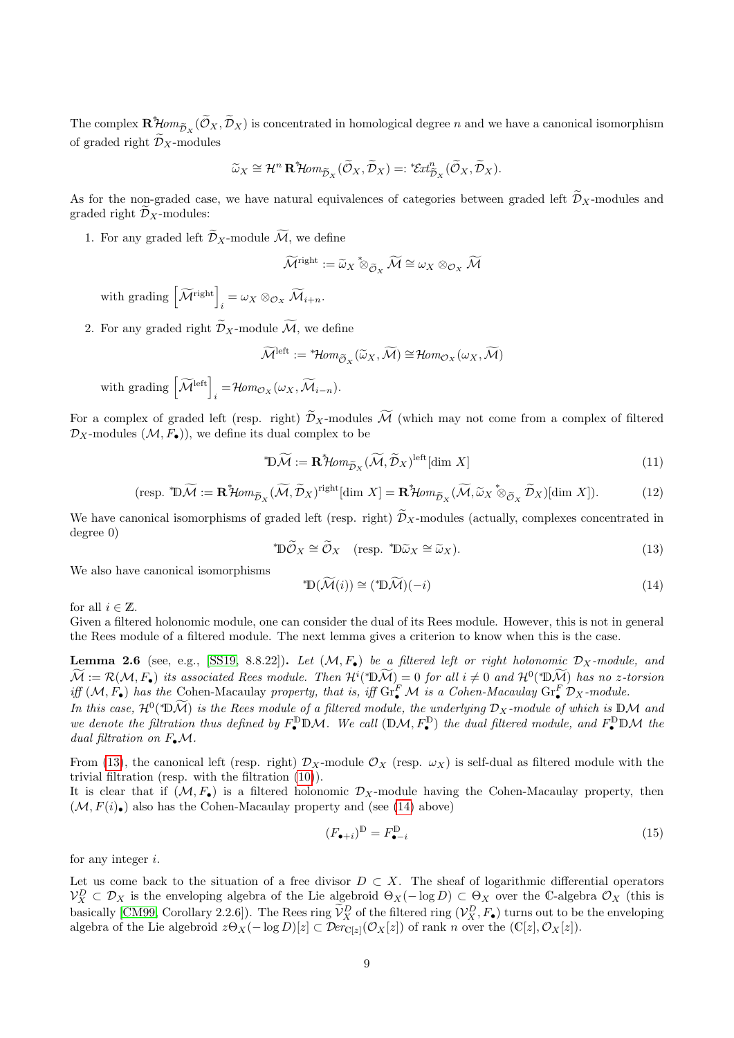The complex $\mathbf{R}{}^{*}\mathcal{H}om_{\widetilde{\mathcal{D}}_X}(\widetilde{\mathcal{O}}_X, \widetilde{\mathcal{D}}_X)$ is concentrated in homological degree $n$ and we have a canonical isomorphism of graded right $\widetilde{\mathcal{D}}_X$-modules

$$\widetilde{\omega}_X \cong \mathcal{H}^n\, \mathbf{R}{}^{*}\mathcal{H}om_{\widetilde{\mathcal{D}}_X}(\widetilde{\mathcal{O}}_X, \widetilde{\mathcal{D}}_X) =: {}^{*}\mathcal{E}xt^n_{\widetilde{\mathcal{D}}_X}(\widetilde{\mathcal{O}}_X, \widetilde{\mathcal{D}}_X).$$

As for the non-graded case, we have natural equivalences of categories between graded left $\widetilde{\mathcal{D}}_X$-modules and graded right $\widetilde{\mathcal{D}}_X$-modules:

1. For any graded left $\widetilde{\mathcal{D}}_X$-module $\widetilde{\mathcal{M}}$, we define

$$\widetilde{\mathcal{M}}^{\text{right}} := \widetilde{\omega}_X \overset{*}{\otimes}_{\widetilde{\mathcal{O}}_X} \widetilde{\mathcal{M}} \cong \omega_X \otimes_{\mathcal{O}_X} \widetilde{\mathcal{M}}$$

   with grading $\left[\widetilde{\mathcal{M}}^{\text{right}}\right]_i = \omega_X \otimes_{\mathcal{O}_X} \widetilde{\mathcal{M}}_{i+n}$.

2. For any graded right $\widetilde{\mathcal{D}}_X$-module $\widetilde{\mathcal{M}}$, we define

$$\widetilde{\mathcal{M}}^{\text{left}} := {}^{*}\mathcal{H}om_{\widetilde{\mathcal{O}}_X}(\widetilde{\omega}_X, \widetilde{\mathcal{M}}) \cong \mathcal{H}om_{\mathcal{O}_X}(\omega_X, \widetilde{\mathcal{M}})$$

   with grading $\left[\widetilde{\mathcal{M}}^{\text{left}}\right]_i = \mathcal{H}om_{\mathcal{O}_X}(\omega_X, \widetilde{\mathcal{M}}_{i-n})$.

For a complex of graded left (resp. right) $\widetilde{\mathcal{D}}_X$-modules $\widetilde{\mathcal{M}}$ (which may not come from a complex of filtered $\mathcal{D}_X$-modules $(\mathcal{M}, F_\bullet)$), we define its dual complex to be

$${}^{*}\mathbb{D}\widetilde{\mathcal{M}} := \mathbf{R}{}^{*}\mathcal{H}om_{\widetilde{\mathcal{D}}_X}(\widetilde{\mathcal{M}}, \widetilde{\mathcal{D}}_X)^{\text{left}}[\dim\, X] \tag{11}$$

$$(\text{resp. } {}^{*}\mathbb{D}\widetilde{\mathcal{M}} := \mathbf{R}{}^{*}\mathcal{H}om_{\widetilde{\mathcal{D}}_X}(\widetilde{\mathcal{M}}, \widetilde{\mathcal{D}}_X)^{\text{right}}[\dim\, X] = \mathbf{R}{}^{*}\mathcal{H}om_{\widetilde{\mathcal{D}}_X}(\widetilde{\mathcal{M}}, \widetilde{\omega}_X \overset{*}{\otimes}_{\widetilde{\mathcal{O}}_X} \widetilde{\mathcal{D}}_X)[\dim\, X]). \tag{12}$$

We have canonical isomorphisms of graded left (resp. right) $\widetilde{\mathcal{D}}_X$-modules (actually, complexes concentrated in degree 0)

$${}^{*}\mathbb{D}\widetilde{\mathcal{O}}_X \cong \widetilde{\mathcal{O}}_X \quad (\text{resp. } {}^{*}\mathbb{D}\widetilde{\omega}_X \cong \widetilde{\omega}_X). \tag{13}$$

We also have canonical isomorphisms

$${}^{*}\mathbb{D}(\widetilde{\mathcal{M}}(i)) \cong ({}^{*}\mathbb{D}\widetilde{\mathcal{M}})(-i) \tag{14}$$

for all $i \in \mathbb{Z}$.

Given a filtered holonomic module, one can consider the dual of its Rees module. However, this is not in general the Rees module of a filtered module. The next lemma gives a criterion to know when this is the case.

**Lemma 2.6** (see, e.g., [SS19, 8.8.22])**.** *Let $(\mathcal{M}, F_\bullet)$ be a filtered left or right holonomic $\mathcal{D}_X$-module, and $\widetilde{\mathcal{M}} := \mathcal{R}(\mathcal{M}, F_\bullet)$ its associated Rees module. Then $\mathcal{H}^i({}^{*}\mathbb{D}\widetilde{\mathcal{M}}) = 0$ for all $i \neq 0$ and $\mathcal{H}^0({}^{*}\mathbb{D}\widetilde{\mathcal{M}})$ has no $z$-torsion iff $(\mathcal{M}, F_\bullet)$ has the* Cohen-Macaulay *property, that is, iff $\mathrm{Gr}^F_\bullet \mathcal{M}$ is a Cohen-Macaulay $\mathrm{Gr}^F_\bullet \mathcal{D}_X$-module.*
*In this case, $\mathcal{H}^0({}^{*}\mathbb{D}\widetilde{\mathcal{M}})$ is the Rees module of a filtered module, the underlying $\mathcal{D}_X$-module of which is $\mathbb{D}\mathcal{M}$ and we denote the filtration thus defined by $F^{\mathbb{D}}_\bullet \mathbb{D}\mathcal{M}$. We call $(\mathbb{D}\mathcal{M}, F^{\mathbb{D}}_\bullet)$ the dual filtered module, and $F^{\mathbb{D}}_\bullet \mathbb{D}\mathcal{M}$ the dual filtration on $F_\bullet \mathcal{M}$.*

From (13), the canonical left (resp. right) $\mathcal{D}_X$-module $\mathcal{O}_X$ (resp. $\omega_X$) is self-dual as filtered module with the trivial filtration (resp. with the filtration (10)).
It is clear that if $(\mathcal{M}, F_\bullet)$ is a filtered holonomic $\mathcal{D}_X$-module having the Cohen-Macaulay property, then $(\mathcal{M}, F(i)_\bullet)$ also has the Cohen-Macaulay property and (see (14) above)

$$(F_{\bullet+i})^{\mathbb{D}} = F^{\mathbb{D}}_{\bullet-i} \tag{15}$$

for any integer $i$.

Let us come back to the situation of a free divisor $D \subset X$. The sheaf of logarithmic differential operators $\mathcal{V}^D_X \subset \mathcal{D}_X$ is the enveloping algebra of the Lie algebroid $\Theta_X(-\log D) \subset \Theta_X$ over the $\mathbb{C}$-algebra $\mathcal{O}_X$ (this is basically [CM99, Corollary 2.2.6]). The Rees ring $\widetilde{\mathcal{V}}^D_X$ of the filtered ring $(\mathcal{V}^D_X, F_\bullet)$ turns out to be the enveloping algebra of the Lie algebroid $z\Theta_X(-\log D)[z] \subset \mathcal{D}er_{\mathbb{C}[z]}(\mathcal{O}_X[z])$ of rank $n$ over the $(\mathbb{C}[z], \mathcal{O}_X[z])$.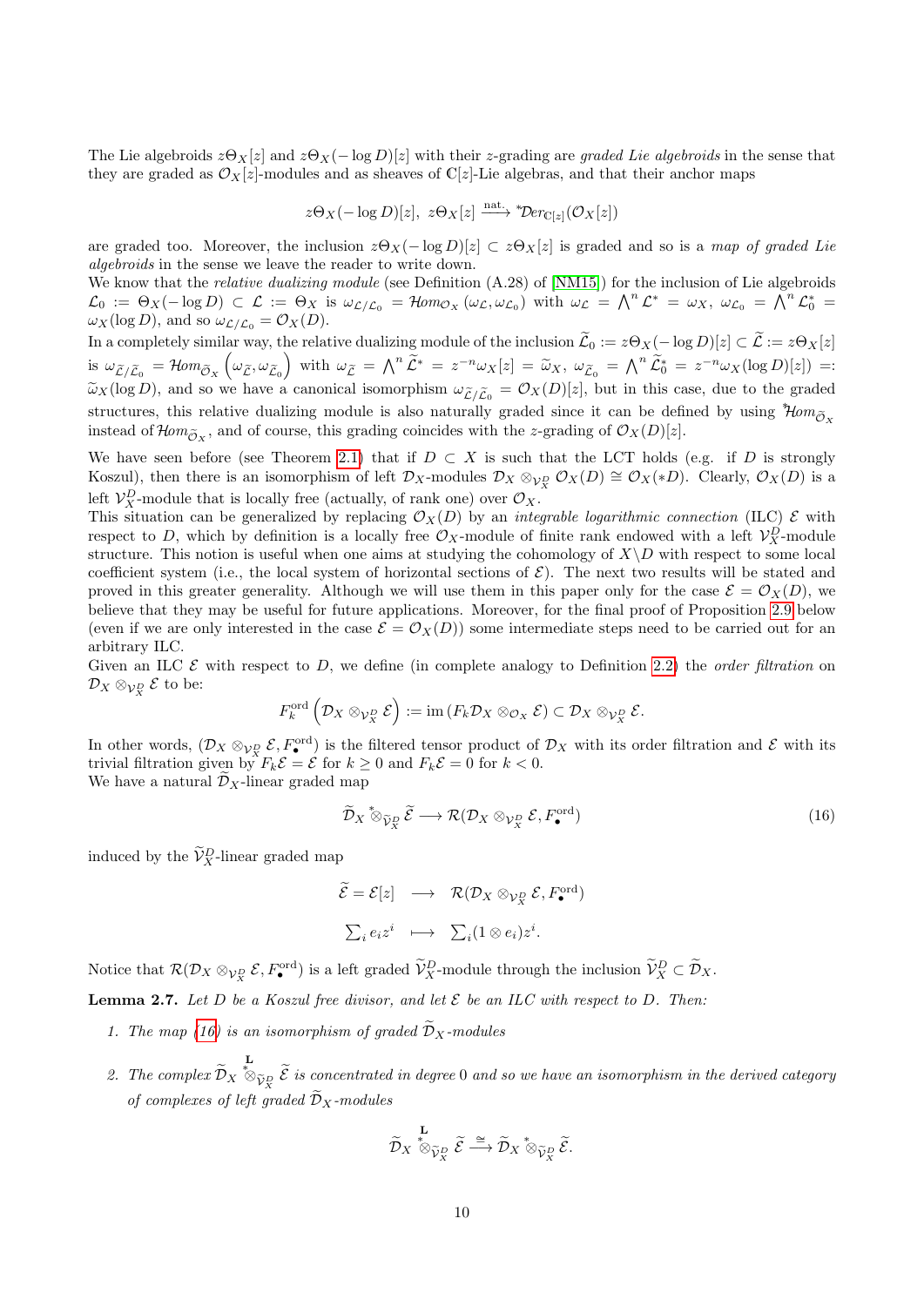The Lie algebroids $z\Theta_X[z]$ and $z\Theta_X(-\log D)[z]$ with their $z$-grading are *graded Lie algebroids* in the sense that they are graded as $\mathcal{O}_X[z]$-modules and as sheaves of $\mathbb{C}[z]$-Lie algebras, and that their anchor maps

$$z\Theta_X(-\log D)[z],\ z\Theta_X[z] \xrightarrow{\text{nat.}} {}^*\mathcal{D}er_{\mathbb{C}[z]}(\mathcal{O}_X[z])$$

are graded too. Moreover, the inclusion $z\Theta_X(-\log D)[z] \subset z\Theta_X[z]$ is graded and so is a *map of graded Lie algebroids* in the sense we leave the reader to write down.

We know that the *relative dualizing module* (see Definition (A.28) of [NM15]) for the inclusion of Lie algebroids $\mathcal{L}_0 := \Theta_X(-\log D) \subset \mathcal{L} := \Theta_X$ is $\omega_{\mathcal{L}/\mathcal{L}_0} = \mathcal{H}om_{\mathcal{O}_X}(\omega_{\mathcal{L}}, \omega_{\mathcal{L}_0})$ with $\omega_{\mathcal{L}} = \bigwedge^n \mathcal{L}^* = \omega_X$, $\omega_{\mathcal{L}_0} = \bigwedge^n \mathcal{L}_0^* = \omega_X(\log D)$, and so $\omega_{\mathcal{L}/\mathcal{L}_0} = \mathcal{O}_X(D)$.

In a completely similar way, the relative dualizing module of the inclusion $\widetilde{\mathcal{L}}_0 := z\Theta_X(-\log D)[z] \subset \widetilde{\mathcal{L}} := z\Theta_X[z]$ is $\omega_{\widetilde{\mathcal{L}}/\widetilde{\mathcal{L}}_0} = \mathcal{H}om_{\widetilde{\mathcal{O}}_X}\left(\omega_{\widetilde{\mathcal{L}}}, \omega_{\widetilde{\mathcal{L}}_0}\right)$ with $\omega_{\widetilde{\mathcal{L}}} = \bigwedge^n \widetilde{\mathcal{L}}^* = z^{-n}\omega_X[z] = \widetilde{\omega}_X$, $\omega_{\widetilde{\mathcal{L}}_0} = \bigwedge^n \widetilde{\mathcal{L}}_0^* = z^{-n}\omega_X(\log D)[z]) =: \widetilde{\omega}_X(\log D)$, and so we have a canonical isomorphism $\omega_{\widetilde{\mathcal{L}}/\widetilde{\mathcal{L}}_0} = \mathcal{O}_X(D)[z]$, but in this case, due to the graded structures, this relative dualizing module is also naturally graded since it can be defined by using ${}^*\mathcal{H}om_{\widetilde{\mathcal{O}}_X}$ instead of $\mathcal{H}om_{\widetilde{\mathcal{O}}_X}$, and of course, this grading coincides with the $z$-grading of $\mathcal{O}_X(D)[z]$.

We have seen before (see Theorem 2.1) that if $D \subset X$ is such that the LCT holds (e.g. if $D$ is strongly Koszul), then there is an isomorphism of left $\mathcal{D}_X$-modules $\mathcal{D}_X \otimes_{\mathcal{V}_X^D} \mathcal{O}_X(D) \cong \mathcal{O}_X(*D)$. Clearly, $\mathcal{O}_X(D)$ is a left $\mathcal{V}_X^D$-module that is locally free (actually, of rank one) over $\mathcal{O}_X$.

This situation can be generalized by replacing $\mathcal{O}_X(D)$ by an *integrable logarithmic connection* (ILC) $\mathcal{E}$ with respect to $D$, which by definition is a locally free $\mathcal{O}_X$-module of finite rank endowed with a left $\mathcal{V}_X^D$-module structure. This notion is useful when one aims at studying the cohomology of $X \backslash D$ with respect to some local coefficient system (i.e., the local system of horizontal sections of $\mathcal{E}$). The next two results will be stated and proved in this greater generality. Although we will use them in this paper only for the case $\mathcal{E} = \mathcal{O}_X(D)$, we believe that they may be useful for future applications. Moreover, for the final proof of Proposition 2.9 below (even if we are only interested in the case $\mathcal{E} = \mathcal{O}_X(D)$) some intermediate steps need to be carried out for an arbitrary ILC.

Given an ILC $\mathcal{E}$ with respect to $D$, we define (in complete analogy to Definition 2.2) the *order filtration* on $\mathcal{D}_X \otimes_{\mathcal{V}_X^D} \mathcal{E}$ to be:

$$F_k^{\text{ord}}\left(\mathcal{D}_X \otimes_{\mathcal{V}_X^D} \mathcal{E}\right) := \operatorname{im}\left(F_k\mathcal{D}_X \otimes_{\mathcal{O}_X} \mathcal{E}\right) \subset \mathcal{D}_X \otimes_{\mathcal{V}_X^D} \mathcal{E}.$$

In other words, $(\mathcal{D}_X \otimes_{\mathcal{V}_X^D} \mathcal{E}, F_\bullet^{\text{ord}})$ is the filtered tensor product of $\mathcal{D}_X$ with its order filtration and $\mathcal{E}$ with its trivial filtration given by $F_k\mathcal{E} = \mathcal{E}$ for $k \geq 0$ and $F_k\mathcal{E} = 0$ for $k < 0$.

We have a natural $\widetilde{\mathcal{D}}_X$-linear graded map

$$\widetilde{\mathcal{D}}_X \overset{*}{\otimes}_{\widetilde{\mathcal{V}}_X^D} \widetilde{\mathcal{E}} \longrightarrow \mathcal{R}(\mathcal{D}_X \otimes_{\mathcal{V}_X^D} \mathcal{E}, F_\bullet^{\text{ord}}) \tag{16}$$

induced by the $\widetilde{\mathcal{V}}_X^D$-linear graded map

$$\begin{array}{rcl} \widetilde{\mathcal{E}} = \mathcal{E}[z] & \longrightarrow & \mathcal{R}(\mathcal{D}_X \otimes_{\mathcal{V}_X^D} \mathcal{E}, F_\bullet^{\text{ord}}) \\ \sum_i e_i z^i & \longmapsto & \sum_i (1 \otimes e_i) z^i. \end{array}$$

Notice that $\mathcal{R}(\mathcal{D}_X \otimes_{\mathcal{V}_X^D} \mathcal{E}, F_\bullet^{\text{ord}})$ is a left graded $\widetilde{\mathcal{V}}_X^D$-module through the inclusion $\widetilde{\mathcal{V}}_X^D \subset \widetilde{\mathcal{D}}_X$.

**Lemma 2.7.** *Let $D$ be a Koszul free divisor, and let $\mathcal{E}$ be an ILC with respect to $D$. Then:*

1. *The map (16) is an isomorphism of graded $\widetilde{\mathcal{D}}_X$-modules*
2. *The complex $\widetilde{\mathcal{D}}_X \overset{\mathbf{L}}{\overset{*}{\otimes}}_{\widetilde{\mathcal{V}}_X^D} \widetilde{\mathcal{E}}$ is concentrated in degree 0 and so we have an isomorphism in the derived category of complexes of left graded $\widetilde{\mathcal{D}}_X$-modules*

$$\widetilde{\mathcal{D}}_X \overset{\mathbf{L}}{\overset{*}{\otimes}}_{\widetilde{\mathcal{V}}_X^D} \widetilde{\mathcal{E}} \xrightarrow{\cong} \widetilde{\mathcal{D}}_X \overset{*}{\otimes}_{\widetilde{\mathcal{V}}_X^D} \widetilde{\mathcal{E}}.$$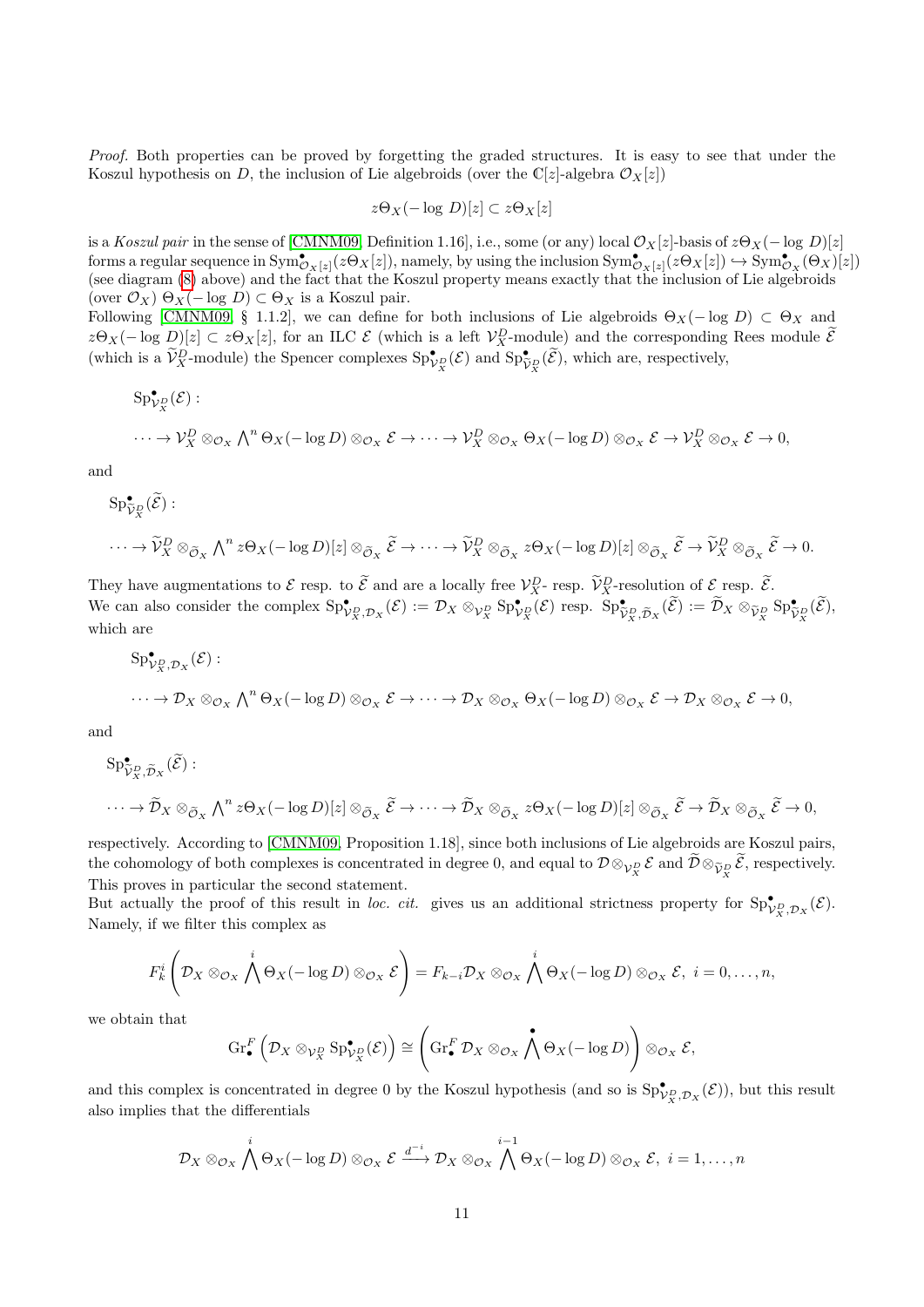*Proof.* Both properties can be proved by forgetting the graded structures. It is easy to see that under the Koszul hypothesis on $D$, the inclusion of Lie algebroids (over the $\mathbb{C}[z]$-algebra $\mathcal{O}_X[z]$)

$$z\Theta_X(-\log\, D)[z] \subset z\Theta_X[z]$$

is a *Koszul pair* in the sense of [CMNM09, Definition 1.16], i.e., some (or any) local $\mathcal{O}_X[z]$-basis of $z\Theta_X(-\log\, D)[z]$ forms a regular sequence in $\mathrm{Sym}^{\bullet}_{\mathcal{O}_X[z]}(z\Theta_X[z])$, namely, by using the inclusion $\mathrm{Sym}^{\bullet}_{\mathcal{O}_X[z]}(z\Theta_X[z]) \hookrightarrow \mathrm{Sym}^{\bullet}_{\mathcal{O}_X}(\Theta_X)[z])$ (see diagram (8) above) and the fact that the Koszul property means exactly that the inclusion of Lie algebroids (over $\mathcal{O}_X$) $\Theta_X(-\log\, D) \subset \Theta_X$ is a Koszul pair.
Following [CMNM09, § 1.1.2], we can define for both inclusions of Lie algebroids $\Theta_X(-\log\, D) \subset \Theta_X$ and $z\Theta_X(-\log\, D)[z] \subset z\Theta_X[z]$, for an ILC $\mathcal{E}$ (which is a left $\mathcal{V}_X^D$-module) and the corresponding Rees module $\widetilde{\mathcal{E}}$ (which is a $\widetilde{\mathcal{V}}_X^D$-module) the Spencer complexes $\mathrm{Sp}^{\bullet}_{\mathcal{V}_X^D}(\mathcal{E})$ and $\mathrm{Sp}^{\bullet}_{\widetilde{\mathcal{V}}_X^D}(\widetilde{\mathcal{E}})$, which are, respectively,

$\mathrm{Sp}^{\bullet}_{\mathcal{V}_X^D}(\mathcal{E})$ :

$$\cdots \to \mathcal{V}_X^D \otimes_{\mathcal{O}_X} \bigwedge^n \Theta_X(-\log D) \otimes_{\mathcal{O}_X} \mathcal{E} \to \cdots \to \mathcal{V}_X^D \otimes_{\mathcal{O}_X} \Theta_X(-\log D) \otimes_{\mathcal{O}_X} \mathcal{E} \to \mathcal{V}_X^D \otimes_{\mathcal{O}_X} \mathcal{E} \to 0,$$

and

$\mathrm{Sp}^{\bullet}_{\widetilde{\mathcal{V}}_X^D}(\widetilde{\mathcal{E}})$ :

$$\cdots \to \widetilde{\mathcal{V}}_X^D \otimes_{\widetilde{\mathcal{O}}_X} \bigwedge^n z\Theta_X(-\log D)[z] \otimes_{\widetilde{\mathcal{O}}_X} \widetilde{\mathcal{E}} \to \cdots \to \widetilde{\mathcal{V}}_X^D \otimes_{\widetilde{\mathcal{O}}_X} z\Theta_X(-\log D)[z] \otimes_{\widetilde{\mathcal{O}}_X} \widetilde{\mathcal{E}} \to \widetilde{\mathcal{V}}_X^D \otimes_{\widetilde{\mathcal{O}}_X} \widetilde{\mathcal{E}} \to 0.$$

They have augmentations to $\mathcal{E}$ resp. to $\widetilde{\mathcal{E}}$ and are a locally free $\mathcal{V}_X^D$- resp. $\widetilde{\mathcal{V}}_X^D$-resolution of $\mathcal{E}$ resp. $\widetilde{\mathcal{E}}$.
We can also consider the complex $\mathrm{Sp}^{\bullet}_{\mathcal{V}_X^D,\mathcal{D}_X}(\mathcal{E}) := \mathcal{D}_X \otimes_{\mathcal{V}_X^D} \mathrm{Sp}^{\bullet}_{\mathcal{V}_X^D}(\mathcal{E})$ resp. $\mathrm{Sp}^{\bullet}_{\widetilde{\mathcal{V}}_X^D,\widetilde{\mathcal{D}}_X}(\widetilde{\mathcal{E}}) := \widetilde{\mathcal{D}}_X \otimes_{\widetilde{\mathcal{V}}_X^D} \mathrm{Sp}^{\bullet}_{\widetilde{\mathcal{V}}_X^D}(\widetilde{\mathcal{E}})$, which are

$\mathrm{Sp}^{\bullet}_{\mathcal{V}_X^D,\mathcal{D}_X}(\mathcal{E})$ :

$$\cdots \to \mathcal{D}_X \otimes_{\mathcal{O}_X} \bigwedge^n \Theta_X(-\log D) \otimes_{\mathcal{O}_X} \mathcal{E} \to \cdots \to \mathcal{D}_X \otimes_{\mathcal{O}_X} \Theta_X(-\log D) \otimes_{\mathcal{O}_X} \mathcal{E} \to \mathcal{D}_X \otimes_{\mathcal{O}_X} \mathcal{E} \to 0,$$

and

$\mathrm{Sp}^{\bullet}_{\widetilde{\mathcal{V}}_X^D,\widetilde{\mathcal{D}}_X}(\widetilde{\mathcal{E}})$ :

$$\cdots \to \widetilde{\mathcal{D}}_X \otimes_{\widetilde{\mathcal{O}}_X} \bigwedge^n z\Theta_X(-\log D)[z] \otimes_{\widetilde{\mathcal{O}}_X} \widetilde{\mathcal{E}} \to \cdots \to \widetilde{\mathcal{D}}_X \otimes_{\widetilde{\mathcal{O}}_X} z\Theta_X(-\log D)[z] \otimes_{\widetilde{\mathcal{O}}_X} \widetilde{\mathcal{E}} \to \widetilde{\mathcal{D}}_X \otimes_{\widetilde{\mathcal{O}}_X} \widetilde{\mathcal{E}} \to 0,$$

respectively. According to [CMNM09, Proposition 1.18], since both inclusions of Lie algebroids are Koszul pairs, the cohomology of both complexes is concentrated in degree 0, and equal to $\mathcal{D} \otimes_{\mathcal{V}_X^D} \mathcal{E}$ and $\widetilde{\mathcal{D}} \otimes_{\widetilde{\mathcal{V}}_X^D} \widetilde{\mathcal{E}}$, respectively. This proves in particular the second statement.
But actually the proof of this result in *loc. cit.* gives us an additional strictness property for $\mathrm{Sp}^{\bullet}_{\mathcal{V}_X^D,\mathcal{D}_X}(\mathcal{E})$. Namely, if we filter this complex as

$$F_k^i\left(\mathcal{D}_X \otimes_{\mathcal{O}_X} \bigwedge^i \Theta_X(-\log D) \otimes_{\mathcal{O}_X} \mathcal{E}\right) = F_{k-i}\mathcal{D}_X \otimes_{\mathcal{O}_X} \bigwedge^i \Theta_X(-\log D) \otimes_{\mathcal{O}_X} \mathcal{E},\ i = 0, \ldots, n,$$

we obtain that

$$\mathrm{Gr}^F_{\bullet}\left(\mathcal{D}_X \otimes_{\mathcal{V}_X^D} \mathrm{Sp}^{\bullet}_{\mathcal{V}_X^D}(\mathcal{E})\right) \cong \left(\mathrm{Gr}^F_{\bullet}\,\mathcal{D}_X \otimes_{\mathcal{O}_X} \bigwedge^{\bullet} \Theta_X(-\log D)\right) \otimes_{\mathcal{O}_X} \mathcal{E},$$

and this complex is concentrated in degree 0 by the Koszul hypothesis (and so is $\mathrm{Sp}^{\bullet}_{\mathcal{V}_X^D,\mathcal{D}_X}(\mathcal{E})$), but this result also implies that the differentials

$$\mathcal{D}_X \otimes_{\mathcal{O}_X} \bigwedge^i \Theta_X(-\log D) \otimes_{\mathcal{O}_X} \mathcal{E} \xrightarrow{d^{-i}} \mathcal{D}_X \otimes_{\mathcal{O}_X} \bigwedge^{i-1} \Theta_X(-\log D) \otimes_{\mathcal{O}_X} \mathcal{E},\ i = 1, \ldots, n$$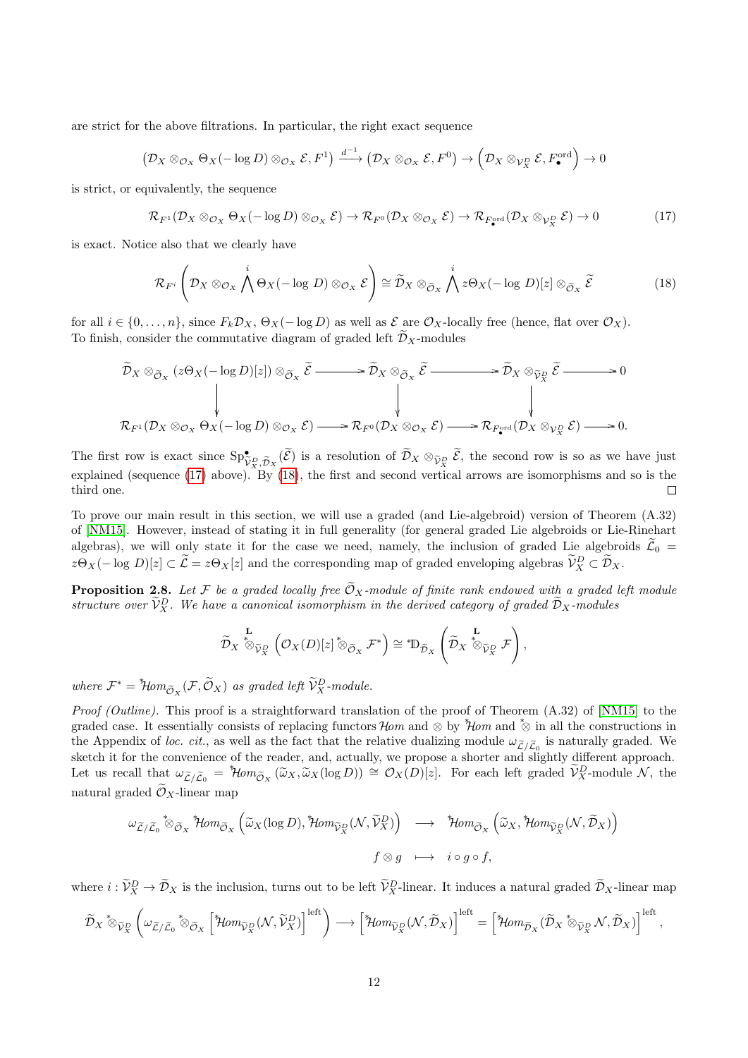are strict for the above filtrations. In particular, the right exact sequence

$$\left(\mathcal{D}_X \otimes_{\mathcal{O}_X} \Theta_X(-\log D) \otimes_{\mathcal{O}_X} \mathcal{E}, F^1\right) \xrightarrow{d^{-1}} \left(\mathcal{D}_X \otimes_{\mathcal{O}_X} \mathcal{E}, F^0\right) \to \left(\mathcal{D}_X \otimes_{\mathcal{V}_X^D} \mathcal{E}, F_\bullet^{\mathrm{ord}}\right) \to 0$$

is strict, or equivalently, the sequence

$$\mathcal{R}_{F^1}(\mathcal{D}_X \otimes_{\mathcal{O}_X} \Theta_X(-\log D) \otimes_{\mathcal{O}_X} \mathcal{E}) \to \mathcal{R}_{F^0}(\mathcal{D}_X \otimes_{\mathcal{O}_X} \mathcal{E}) \to \mathcal{R}_{F_\bullet^{\mathrm{ord}}}(\mathcal{D}_X \otimes_{\mathcal{V}_X^D} \mathcal{E}) \to 0 \tag{17}$$

is exact. Notice also that we clearly have

$$\mathcal{R}_{F^i}\left(\mathcal{D}_X \otimes_{\mathcal{O}_X} \bigwedge^i \Theta_X(-\log D) \otimes_{\mathcal{O}_X} \mathcal{E}\right) \cong \widetilde{\mathcal{D}}_X \otimes_{\widetilde{\mathcal{O}}_X} \bigwedge^i z\Theta_X(-\log D)[z] \otimes_{\widetilde{\mathcal{O}}_X} \widetilde{\mathcal{E}} \tag{18}$$

for all $i \in \{0, \ldots, n\}$, since $F_k\mathcal{D}_X$, $\Theta_X(-\log D)$ as well as $\mathcal{E}$ are $\mathcal{O}_X$-locally free (hence, flat over $\mathcal{O}_X$). To finish, consider the commutative diagram of graded left $\widetilde{\mathcal{D}}_X$-modules

$$\begin{array}{ccccccc}
\widetilde{\mathcal{D}}_X \otimes_{\widetilde{\mathcal{O}}_X} (z\Theta_X(-\log D)[z]) \otimes_{\widetilde{\mathcal{O}}_X} \widetilde{\mathcal{E}} & \longrightarrow & \widetilde{\mathcal{D}}_X \otimes_{\widetilde{\mathcal{O}}_X} \widetilde{\mathcal{E}} & \longrightarrow & \widetilde{\mathcal{D}}_X \otimes_{\widetilde{\mathcal{V}}_X^D} \widetilde{\mathcal{E}} & \longrightarrow & 0 \\
\downarrow & & \downarrow & & \downarrow & & \\
\mathcal{R}_{F^1}(\mathcal{D}_X \otimes_{\mathcal{O}_X} \Theta_X(-\log D) \otimes_{\mathcal{O}_X} \mathcal{E}) & \longrightarrow & \mathcal{R}_{F^0}(\mathcal{D}_X \otimes_{\mathcal{O}_X} \mathcal{E}) & \longrightarrow & \mathcal{R}_{F_\bullet^{\mathrm{ord}}}(\mathcal{D}_X \otimes_{\mathcal{V}_X^D} \mathcal{E}) & \longrightarrow & 0.
\end{array}$$

The first row is exact since $\mathrm{Sp}^\bullet_{\widetilde{\mathcal{V}}_X^D, \widetilde{\mathcal{D}}_X}(\widetilde{\mathcal{E}})$ is a resolution of $\widetilde{\mathcal{D}}_X \otimes_{\widetilde{\mathcal{V}}_X^D} \widetilde{\mathcal{E}}$, the second row is so as we have just explained (sequence (17) above). By (18), the first and second vertical arrows are isomorphisms and so is the third one. □

To prove our main result in this section, we will use a graded (and Lie-algebroid) version of Theorem (A.32) of [NM15]. However, instead of stating it in full generality (for general graded Lie algebroids or Lie-Rinehart algebras), we will only state it for the case we need, namely, the inclusion of graded Lie algebroids $\widetilde{\mathcal{L}}_0 = z\Theta_X(-\log D)[z] \subset \widetilde{\mathcal{L}} = z\Theta_X[z]$ and the corresponding map of graded enveloping algebras $\widetilde{\mathcal{V}}_X^D \subset \widetilde{\mathcal{D}}_X$.

**Proposition 2.8.** *Let $\mathcal{F}$ be a graded locally free $\widetilde{\mathcal{O}}_X$-module of finite rank endowed with a graded left module structure over $\widetilde{\mathcal{V}}_X^D$. We have a canonical isomorphism in the derived category of graded $\widetilde{\mathcal{D}}_X$-modules*

$$\widetilde{\mathcal{D}}_X \overset{\mathbf{L}}{\overset{*}{\otimes}}_{\widetilde{\mathcal{V}}_X^D} \left(\mathcal{O}_X(D)[z] \overset{*}{\otimes}_{\widetilde{\mathcal{O}}_X} \mathcal{F}^*\right) \cong {}^*\mathbb{D}_{\widetilde{\mathcal{D}}_X}\left(\widetilde{\mathcal{D}}_X \overset{\mathbf{L}}{\overset{*}{\otimes}}_{\widetilde{\mathcal{V}}_X^D} \mathcal{F}\right),$$

*where $\mathcal{F}^* = {}^*\mathcal{H}om_{\widetilde{\mathcal{O}}_X}(\mathcal{F}, \widetilde{\mathcal{O}}_X)$ as graded left $\widetilde{\mathcal{V}}_X^D$-module.*

*Proof (Outline).* This proof is a straightforward translation of the proof of Theorem (A.32) of [NM15] to the graded case. It essentially consists of replacing functors $\mathcal{H}om$ and $\otimes$ by ${}^*\mathcal{H}om$ and $\overset{*}{\otimes}$ in all the constructions in the Appendix of *loc. cit.*, as well as the fact that the relative dualizing module $\omega_{\widetilde{\mathcal{L}}/\widetilde{\mathcal{L}}_0}$ is naturally graded. We sketch it for the convenience of the reader, and, actually, we propose a shorter and slightly different approach. Let us recall that $\omega_{\widetilde{\mathcal{L}}/\widetilde{\mathcal{L}}_0} = {}^*\mathcal{H}om_{\widetilde{\mathcal{O}}_X}(\widetilde{\omega}_X, \widetilde{\omega}_X(\log D)) \cong \mathcal{O}_X(D)[z]$. For each left graded $\widetilde{\mathcal{V}}_X^D$-module $\mathcal{N}$, the natural graded $\widetilde{\mathcal{O}}_X$-linear map

$$\begin{aligned}
\omega_{\widetilde{\mathcal{L}}/\widetilde{\mathcal{L}}_0} \overset{*}{\otimes}_{\widetilde{\mathcal{O}}_X} {}^*\mathcal{H}om_{\widetilde{\mathcal{O}}_X}\left(\widetilde{\omega}_X(\log D), {}^*\mathcal{H}om_{\widetilde{\mathcal{V}}_X^D}(\mathcal{N}, \widetilde{\mathcal{V}}_X^D)\right) \quad &\longrightarrow \quad {}^*\mathcal{H}om_{\widetilde{\mathcal{O}}_X}\left(\widetilde{\omega}_X, {}^*\mathcal{H}om_{\widetilde{\mathcal{V}}_X^D}(\mathcal{N}, \widetilde{\mathcal{D}}_X)\right) \\
f \otimes g \quad &\longmapsto \quad i \circ g \circ f,
\end{aligned}$$

where $i : \widetilde{\mathcal{V}}_X^D \to \widetilde{\mathcal{D}}_X$ is the inclusion, turns out to be left $\widetilde{\mathcal{V}}_X^D$-linear. It induces a natural graded $\widetilde{\mathcal{D}}_X$-linear map

$$\widetilde{\mathcal{D}}_X \overset{*}{\otimes}_{\widetilde{\mathcal{V}}_X^D}\left(\omega_{\widetilde{\mathcal{L}}/\widetilde{\mathcal{L}}_0} \overset{*}{\otimes}_{\widetilde{\mathcal{O}}_X}\left[{}^*\mathcal{H}om_{\widetilde{\mathcal{V}}_X^D}(\mathcal{N}, \widetilde{\mathcal{V}}_X^D)\right]^{\mathrm{left}}\right) \longrightarrow \left[{}^*\mathcal{H}om_{\widetilde{\mathcal{V}}_X^D}(\mathcal{N}, \widetilde{\mathcal{D}}_X)\right]^{\mathrm{left}} = \left[{}^*\mathcal{H}om_{\widetilde{\mathcal{D}}_X}(\widetilde{\mathcal{D}}_X \overset{*}{\otimes}_{\widetilde{\mathcal{V}}_X^D} \mathcal{N}, \widetilde{\mathcal{D}}_X)\right]^{\mathrm{left}},$$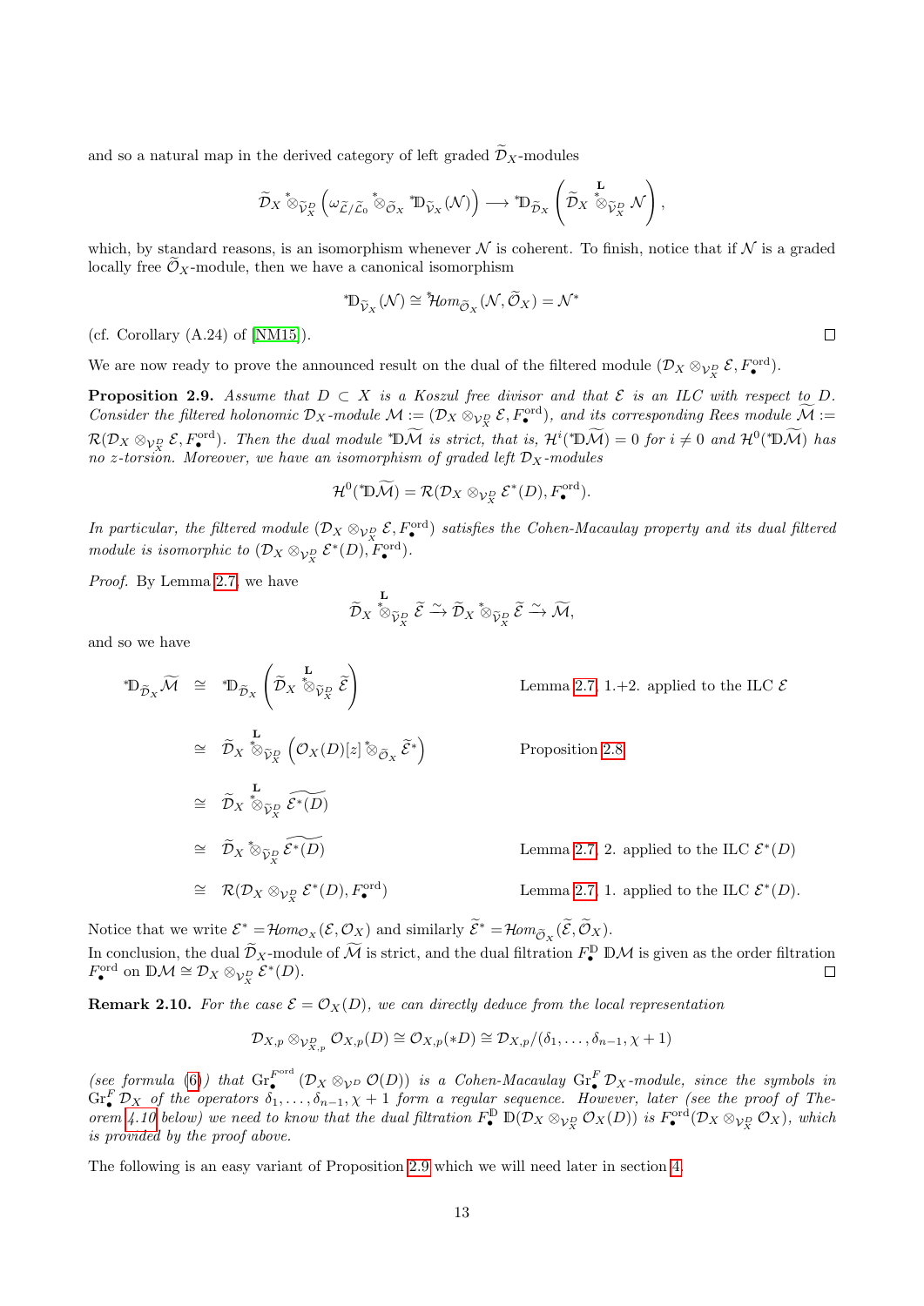and so a natural map in the derived category of left graded $\widetilde{\mathcal{D}}_X$-modules

$$\widetilde{\mathcal{D}}_X \overset{*}{\otimes}_{\widetilde{\mathcal{V}}_X^D} \left(\omega_{\widetilde{\mathcal{L}}/\widetilde{\mathcal{L}}_0} \overset{*}{\otimes}_{\widetilde{\mathcal{O}}_X} {}^*\mathbb{D}_{\widetilde{\mathcal{V}}_X}(\mathcal{N})\right) \longrightarrow {}^*\mathbb{D}_{\widetilde{\mathcal{D}}_X}\left(\widetilde{\mathcal{D}}_X \overset{\mathbf{L}}{\overset{*}{\otimes}}_{\widetilde{\mathcal{V}}_X^D} \mathcal{N}\right),$$

which, by standard reasons, is an isomorphism whenever $\mathcal{N}$ is coherent. To finish, notice that if $\mathcal{N}$ is a graded locally free $\widetilde{\mathcal{O}}_X$-module, then we have a canonical isomorphism

$${}^*\mathbb{D}_{\widetilde{\mathcal{V}}_X}(\mathcal{N}) \cong {}^*\mathcal{H}om_{\widetilde{\mathcal{O}}_X}(\mathcal{N}, \widetilde{\mathcal{O}}_X) = \mathcal{N}^*$$

(cf. Corollary (A.24) of [NM15]). □

We are now ready to prove the announced result on the dual of the filtered module $(\mathcal{D}_X \otimes_{\mathcal{V}_X^D} \mathcal{E}, F_\bullet^{\mathrm{ord}})$.

**Proposition 2.9.** *Assume that $D \subset X$ is a Koszul free divisor and that $\mathcal{E}$ is an ILC with respect to $D$. Consider the filtered holonomic $\mathcal{D}_X$-module $\mathcal{M} := (\mathcal{D}_X \otimes_{\mathcal{V}_X^D} \mathcal{E}, F_\bullet^{\mathrm{ord}})$, and its corresponding Rees module $\widetilde{\mathcal{M}} := \mathcal{R}(\mathcal{D}_X \otimes_{\mathcal{V}_X^D} \mathcal{E}, F_\bullet^{\mathrm{ord}})$. Then the dual module ${}^*\mathbb{D}\widetilde{\mathcal{M}}$ is strict, that is, $\mathcal{H}^i({}^*\mathbb{D}\widetilde{\mathcal{M}}) = 0$ for $i \neq 0$ and $\mathcal{H}^0({}^*\mathbb{D}\widetilde{\mathcal{M}})$ has no $z$-torsion. Moreover, we have an isomorphism of graded left $\mathcal{D}_X$-modules*

$$\mathcal{H}^0({}^*\mathbb{D}\widetilde{\mathcal{M}}) = \mathcal{R}(\mathcal{D}_X \otimes_{\mathcal{V}_X^D} \mathcal{E}^*(D), F_\bullet^{\mathrm{ord}}).$$

*In particular, the filtered module $(\mathcal{D}_X \otimes_{\mathcal{V}_X^D} \mathcal{E}, F_\bullet^{\mathrm{ord}})$ satisfies the Cohen-Macaulay property and its dual filtered module is isomorphic to $(\mathcal{D}_X \otimes_{\mathcal{V}_X^D} \mathcal{E}^*(D), F_\bullet^{\mathrm{ord}})$.*

*Proof.* By Lemma 2.7, we have

$$\widetilde{\mathcal{D}}_X \overset{\mathbf{L}}{\overset{*}{\otimes}}_{\widetilde{\mathcal{V}}_X^D} \widetilde{\mathcal{E}} \xrightarrow{\sim} \widetilde{\mathcal{D}}_X \overset{*}{\otimes}_{\widetilde{\mathcal{V}}_X^D} \widetilde{\mathcal{E}} \xrightarrow{\sim} \widetilde{\mathcal{M}},$$

and so we have

$$\begin{aligned}
{}^*\mathbb{D}_{\widetilde{\mathcal{D}}_X}\widetilde{\mathcal{M}} &\cong {}^*\mathbb{D}_{\widetilde{\mathcal{D}}_X}\left(\widetilde{\mathcal{D}}_X \overset{\mathbf{L}}{\overset{*}{\otimes}}_{\widetilde{\mathcal{V}}_X^D} \widetilde{\mathcal{E}}\right) && \text{Lemma 2.7, 1.+2. applied to the ILC } \mathcal{E} \\
&\cong \widetilde{\mathcal{D}}_X \overset{\mathbf{L}}{\overset{*}{\otimes}}_{\widetilde{\mathcal{V}}_X^D} \left(\mathcal{O}_X(D)[z] \overset{*}{\otimes}_{\widetilde{\mathcal{O}}_X} \widetilde{\mathcal{E}}^*\right) && \text{Proposition 2.8} \\
&\cong \widetilde{\mathcal{D}}_X \overset{\mathbf{L}}{\overset{*}{\otimes}}_{\widetilde{\mathcal{V}}_X^D} \widetilde{\mathcal{E}^*(D)} && \\
&\cong \widetilde{\mathcal{D}}_X \overset{*}{\otimes}_{\widetilde{\mathcal{V}}_X^D} \widetilde{\mathcal{E}^*(D)} && \text{Lemma 2.7, 2. applied to the ILC } \mathcal{E}^*(D) \\
&\cong \mathcal{R}(\mathcal{D}_X \otimes_{\mathcal{V}_X^D} \mathcal{E}^*(D), F_\bullet^{\mathrm{ord}}) && \text{Lemma 2.7, 1. applied to the ILC } \mathcal{E}^*(D).
\end{aligned}$$

Notice that we write $\mathcal{E}^* = \mathcal{H}om_{\mathcal{O}_X}(\mathcal{E}, \mathcal{O}_X)$ and similarly $\widetilde{\mathcal{E}}^* = \mathcal{H}om_{\widetilde{\mathcal{O}}_X}(\widetilde{\mathcal{E}}, \widetilde{\mathcal{O}}_X)$.
In conclusion, the dual $\widetilde{\mathcal{D}}_X$-module of $\widetilde{\mathcal{M}}$ is strict, and the dual filtration $F_\bullet^{\mathbb{D}}\, \mathbb{D}\mathcal{M}$ is given as the order filtration $F_\bullet^{\mathrm{ord}}$ on $\mathbb{D}\mathcal{M} \cong \mathcal{D}_X \otimes_{\mathcal{V}_X^D} \mathcal{E}^*(D)$. □

**Remark 2.10.** *For the case $\mathcal{E} = \mathcal{O}_X(D)$, we can directly deduce from the local representation*

$$\mathcal{D}_{X,p} \otimes_{\mathcal{V}_{X,p}^D} \mathcal{O}_{X,p}(D) \cong \mathcal{O}_{X,p}(*D) \cong \mathcal{D}_{X,p}/(\delta_1, \ldots, \delta_{n-1}, \chi + 1)$$

*(see formula (6)) that $\mathrm{Gr}_\bullet^{F^{\mathrm{ord}}}(\mathcal{D}_X \otimes_{\mathcal{V}^D} \mathcal{O}(D))$ is a Cohen-Macaulay $\mathrm{Gr}_\bullet^F \mathcal{D}_X$-module, since the symbols in $\mathrm{Gr}_\bullet^F \mathcal{D}_X$ of the operators $\delta_1, \ldots, \delta_{n-1}, \chi + 1$ form a regular sequence. However, later (see the proof of Theorem 4.10 below) we need to know that the dual filtration $F_\bullet^{\mathbb{D}}\, \mathbb{D}(\mathcal{D}_X \otimes_{\mathcal{V}_X^D} \mathcal{O}_X(D))$ is $F_\bullet^{\mathrm{ord}}(\mathcal{D}_X \otimes_{\mathcal{V}_X^D} \mathcal{O}_X)$, which is provided by the proof above.*

The following is an easy variant of Proposition 2.9 which we will need later in section 4.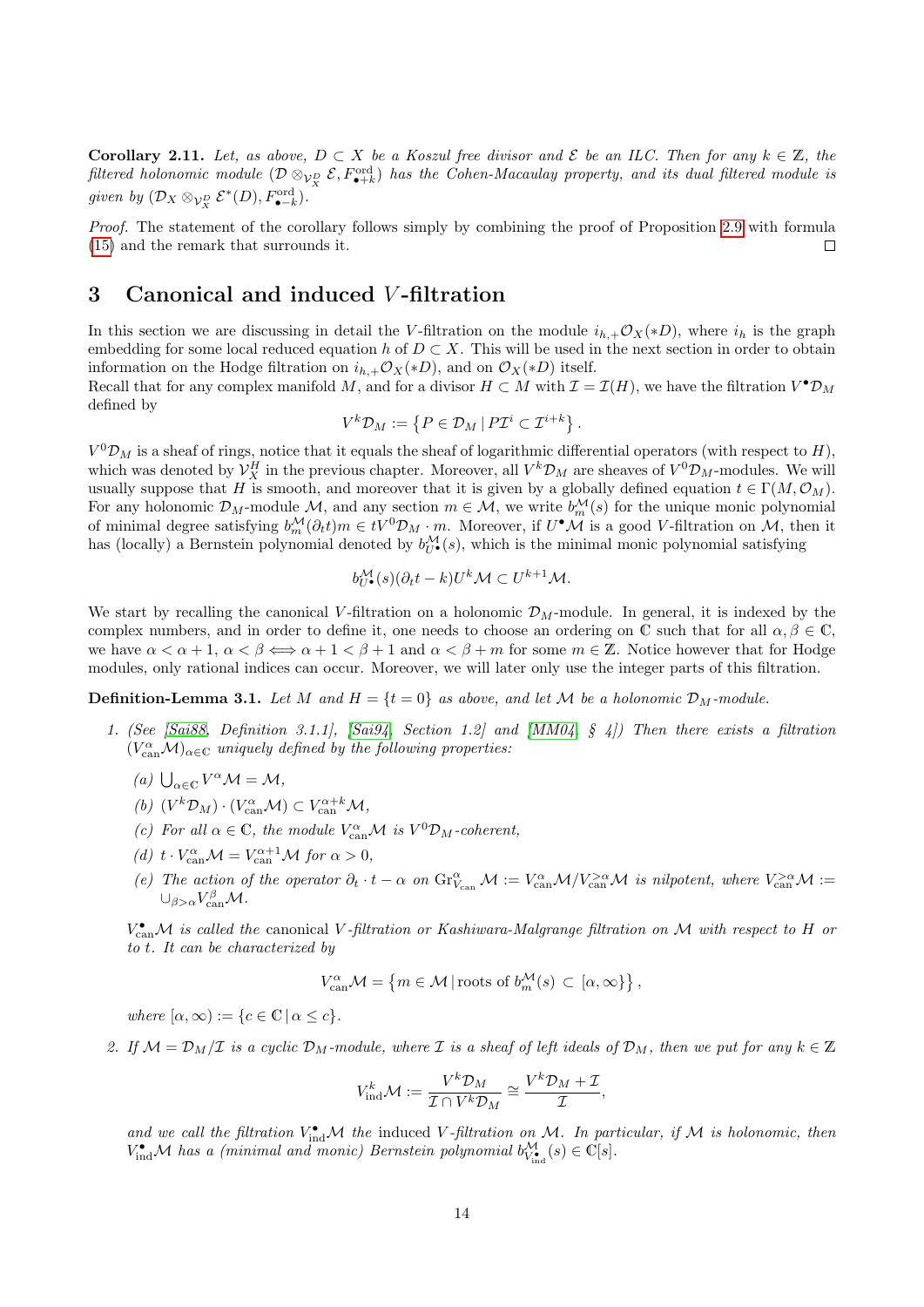**Corollary 2.11.** *Let, as above, $D \subset X$ be a Koszul free divisor and $\mathcal{E}$ be an ILC. Then for any $k \in \mathbb{Z}$, the filtered holonomic module $(\mathcal{D} \otimes_{\mathcal{V}_X^D} \mathcal{E}, F^{\mathrm{ord}}_{\bullet+k})$ has the Cohen-Macaulay property, and its dual filtered module is given by $(\mathcal{D}_X \otimes_{\mathcal{V}_X^D} \mathcal{E}^*(D), F^{\mathrm{ord}}_{\bullet-k})$.*

*Proof.* The statement of the corollary follows simply by combining the proof of Proposition 2.9 with formula (15) and the remark that surrounds it. ∎

## 3 Canonical and induced $V$-filtration

In this section we are discussing in detail the $V$-filtration on the module $i_{h,+}\mathcal{O}_X(*D)$, where $i_h$ is the graph embedding for some local reduced equation $h$ of $D \subset X$. This will be used in the next section in order to obtain information on the Hodge filtration on $i_{h,+}\mathcal{O}_X(*D)$, and on $\mathcal{O}_X(*D)$ itself.
Recall that for any complex manifold $M$, and for a divisor $H \subset M$ with $\mathcal{I} = \mathcal{I}(H)$, we have the filtration $V^\bullet \mathcal{D}_M$ defined by

$$V^k\mathcal{D}_M := \left\{ P \in \mathcal{D}_M \,|\, P\mathcal{I}^i \subset \mathcal{I}^{i+k} \right\}.$$

$V^0\mathcal{D}_M$ is a sheaf of rings, notice that it equals the sheaf of logarithmic differential operators (with respect to $H$), which was denoted by $\mathcal{V}_X^H$ in the previous chapter. Moreover, all $V^k\mathcal{D}_M$ are sheaves of $V^0\mathcal{D}_M$-modules. We will usually suppose that $H$ is smooth, and moreover that it is given by a globally defined equation $t \in \Gamma(M, \mathcal{O}_M)$. For any holonomic $\mathcal{D}_M$-module $\mathcal{M}$, and any section $m \in \mathcal{M}$, we write $b_m^{\mathcal{M}}(s)$ for the unique monic polynomial of minimal degree satisfying $b_m^{\mathcal{M}}(\partial_t t)m \in tV^0\mathcal{D}_M \cdot m$. Moreover, if $U^\bullet\mathcal{M}$ is a good $V$-filtration on $\mathcal{M}$, then it has (locally) a Bernstein polynomial denoted by $b_{U^\bullet}^{\mathcal{M}}(s)$, which is the minimal monic polynomial satisfying

$$b_{U^\bullet}^{\mathcal{M}}(s)(\partial_t t - k)U^k\mathcal{M} \subset U^{k+1}\mathcal{M}.$$

We start by recalling the canonical $V$-filtration on a holonomic $\mathcal{D}_M$-module. In general, it is indexed by the complex numbers, and in order to define it, one needs to choose an ordering on $\mathbb{C}$ such that for all $\alpha, \beta \in \mathbb{C}$, we have $\alpha < \alpha + 1$, $\alpha < \beta \iff \alpha + 1 < \beta + 1$ and $\alpha < \beta + m$ for some $m \in \mathbb{Z}$. Notice however that for Hodge modules, only rational indices can occur. Moreover, we will later only use the integer parts of this filtration.

**Definition-Lemma 3.1.** *Let $M$ and $H = \{t = 0\}$ as above, and let $\mathcal{M}$ be a holonomic $\mathcal{D}_M$-module.*

1. *(See [Sai88, Definition 3.1.1], [Sai94, Section 1.2] and [MM04, § 4]) Then there exists a filtration $(V_{\mathrm{can}}^\alpha\mathcal{M})_{\alpha\in\mathbb{C}}$ uniquely defined by the following properties:*
   - *(a) $\bigcup_{\alpha\in\mathbb{C}} V^\alpha\mathcal{M} = \mathcal{M}$,*
   - *(b) $(V^k\mathcal{D}_M) \cdot (V_{\mathrm{can}}^\alpha\mathcal{M}) \subset V_{\mathrm{can}}^{\alpha+k}\mathcal{M}$,*
   - *(c) For all $\alpha \in \mathbb{C}$, the module $V_{\mathrm{can}}^\alpha\mathcal{M}$ is $V^0\mathcal{D}_M$-coherent,*
   - *(d) $t \cdot V_{\mathrm{can}}^\alpha\mathcal{M} = V_{\mathrm{can}}^{\alpha+1}\mathcal{M}$ for $\alpha > 0$,*
   - *(e) The action of the operator $\partial_t \cdot t - \alpha$ on $\mathrm{Gr}_{V_{\mathrm{can}}}^\alpha \mathcal{M} := V_{\mathrm{can}}^\alpha\mathcal{M}/V_{\mathrm{can}}^{>\alpha}\mathcal{M}$ is nilpotent, where $V_{\mathrm{can}}^{>\alpha}\mathcal{M} := \cup_{\beta>\alpha}V_{\mathrm{can}}^\beta\mathcal{M}$.*

   *$V_{\mathrm{can}}^\bullet\mathcal{M}$ is called the canonical $V$-filtration or Kashiwara-Malgrange filtration on $\mathcal{M}$ with respect to $H$ or to $t$. It can be characterized by*

   $$V_{\mathrm{can}}^\alpha\mathcal{M} = \left\{ m \in \mathcal{M} \,|\, \text{roots of } b_m^{\mathcal{M}}(s) \subset [\alpha, \infty) \right\},$$

   *where $[\alpha, \infty) := \{c \in \mathbb{C} \,|\, \alpha \le c\}$.*

2. *If $\mathcal{M} = \mathcal{D}_M/\mathcal{I}$ is a cyclic $\mathcal{D}_M$-module, where $\mathcal{I}$ is a sheaf of left ideals of $\mathcal{D}_M$, then we put for any $k \in \mathbb{Z}$*

   $$V_{\mathrm{ind}}^k\mathcal{M} := \frac{V^k\mathcal{D}_M}{\mathcal{I} \cap V^k\mathcal{D}_M} \cong \frac{V^k\mathcal{D}_M + \mathcal{I}}{\mathcal{I}},$$

   *and we call the filtration $V_{\mathrm{ind}}^\bullet\mathcal{M}$ the induced $V$-filtration on $\mathcal{M}$. In particular, if $\mathcal{M}$ is holonomic, then $V_{\mathrm{ind}}^\bullet\mathcal{M}$ has a (minimal and monic) Bernstein polynomial $b_{V_{\mathrm{ind}}^\bullet}^{\mathcal{M}}(s) \in \mathbb{C}[s]$.*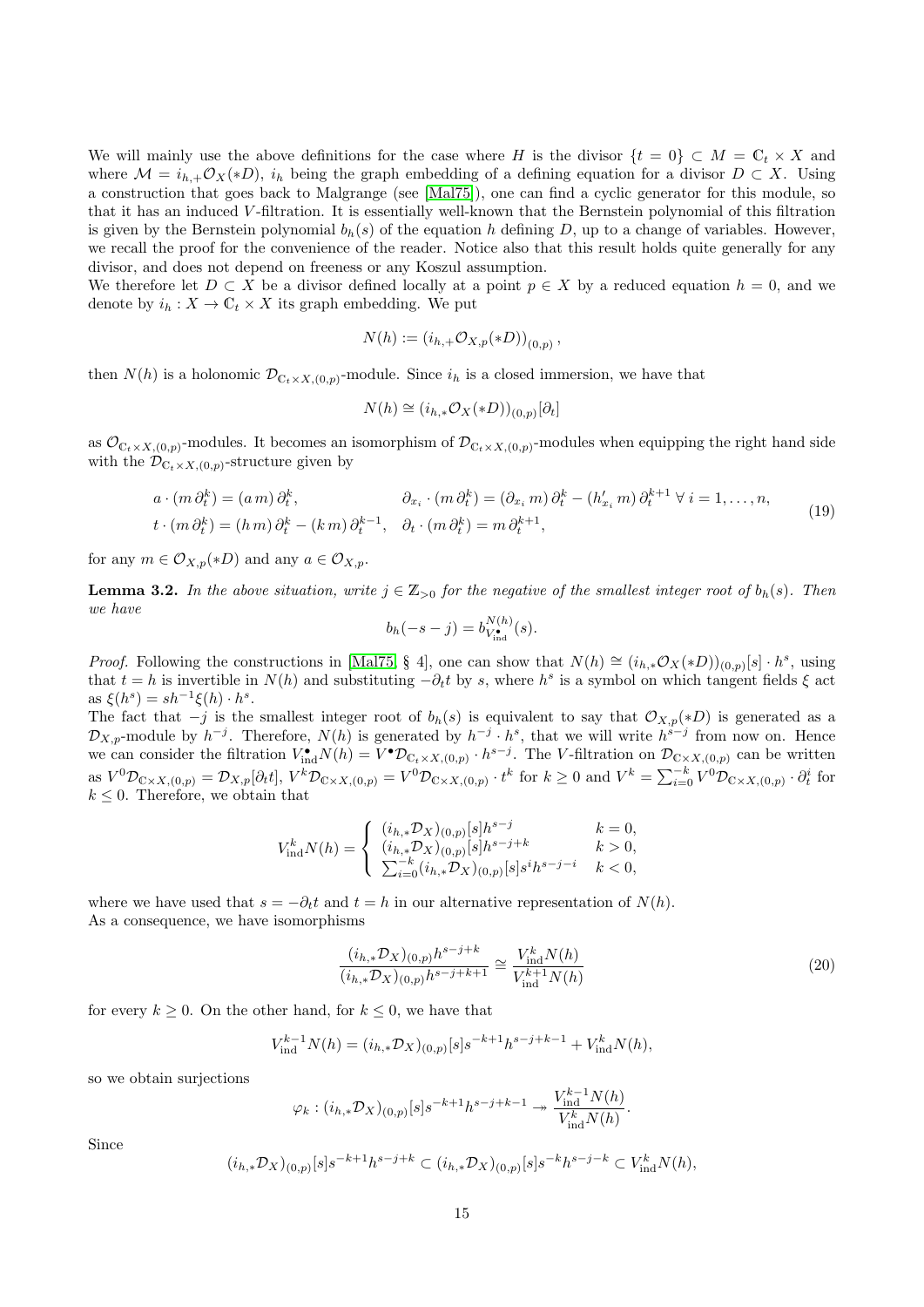We will mainly use the above definitions for the case where $H$ is the divisor $\{t = 0\} \subset M = \mathbb{C}_t \times X$ and where $\mathcal{M} = i_{h,+}\mathcal{O}_X(*D)$, $i_h$ being the graph embedding of a defining equation for a divisor $D \subset X$. Using a construction that goes back to Malgrange (see [Mal75]), one can find a cyclic generator for this module, so that it has an induced $V$-filtration. It is essentially well-known that the Bernstein polynomial of this filtration is given by the Bernstein polynomial $b_h(s)$ of the equation $h$ defining $D$, up to a change of variables. However, we recall the proof for the convenience of the reader. Notice also that this result holds quite generally for any divisor, and does not depend on freeness or any Koszul assumption.

We therefore let $D \subset X$ be a divisor defined locally at a point $p \in X$ by a reduced equation $h = 0$, and we denote by $i_h : X \to \mathbb{C}_t \times X$ its graph embedding. We put

$$N(h) := \left(i_{h,+}\mathcal{O}_{X,p}(*D)\right)_{(0,p)},$$

then $N(h)$ is a holonomic $\mathcal{D}_{\mathbb{C}_t\times X,(0,p)}$-module. Since $i_h$ is a closed immersion, we have that

$$N(h) \cong \left(i_{h,*}\mathcal{O}_X(*D)\right)_{(0,p)}[\partial_t]$$

as $\mathcal{O}_{\mathbb{C}_t\times X,(0,p)}$-modules. It becomes an isomorphism of $\mathcal{D}_{\mathbb{C}_t\times X,(0,p)}$-modules when equipping the right hand side with the $\mathcal{D}_{\mathbb{C}_t\times X,(0,p)}$-structure given by

$$\begin{aligned}
&a\cdot(m\,\partial_t^k) = (a\,m)\,\partial_t^k, && \partial_{x_i}\cdot(m\,\partial_t^k) = (\partial_{x_i} m)\,\partial_t^k - (h'_{x_i} m)\,\partial_t^{k+1}\ \forall\, i = 1,\ldots,n,\\
&t\cdot(m\,\partial_t^k) = (h\,m)\,\partial_t^k - (k\,m)\,\partial_t^{k-1}, && \partial_t\cdot(m\,\partial_t^k) = m\,\partial_t^{k+1},
\end{aligned} \tag{19}$$

for any $m \in \mathcal{O}_{X,p}(*D)$ and any $a \in \mathcal{O}_{X,p}$.

**Lemma 3.2.** *In the above situation, write $j \in \mathbb{Z}_{>0}$ for the negative of the smallest integer root of $b_h(s)$. Then we have*

$$b_h(-s-j) = b^{N(h)}_{V^\bullet_{\mathrm{ind}}}(s).$$

*Proof.* Following the constructions in [Mal75, § 4], one can show that $N(h) \cong (i_{h,*}\mathcal{O}_X(*D))_{(0,p)}[s]\cdot h^s$, using that $t = h$ is invertible in $N(h)$ and substituting $-\partial_t t$ by $s$, where $h^s$ is a symbol on which tangent fields $\xi$ act as $\xi(h^s) = sh^{-1}\xi(h)\cdot h^s$.

The fact that $-j$ is the smallest integer root of $b_h(s)$ is equivalent to say that $\mathcal{O}_{X,p}(*D)$ is generated as a $\mathcal{D}_{X,p}$-module by $h^{-j}$. Therefore, $N(h)$ is generated by $h^{-j}\cdot h^s$, that we will write $h^{s-j}$ from now on. Hence we can consider the filtration $V^\bullet_{\mathrm{ind}}N(h) = V^\bullet\mathcal{D}_{\mathbb{C}_t\times X,(0,p)}\cdot h^{s-j}$. The $V$-filtration on $\mathcal{D}_{\mathbb{C}\times X,(0,p)}$ can be written as $V^0\mathcal{D}_{\mathbb{C}\times X,(0,p)} = \mathcal{D}_{X,p}[\partial_t t]$, $V^k\mathcal{D}_{\mathbb{C}\times X,(0,p)} = V^0\mathcal{D}_{\mathbb{C}\times X,(0,p)}\cdot t^k$ for $k \geq 0$ and $V^k = \sum_{i=0}^{-k} V^0\mathcal{D}_{\mathbb{C}\times X,(0,p)}\cdot\partial_t^i$ for $k \leq 0$. Therefore, we obtain that

$$V^k_{\mathrm{ind}}N(h) = \begin{cases} (i_{h,*}\mathcal{D}_X)_{(0,p)}[s]h^{s-j} & k = 0,\\ (i_{h,*}\mathcal{D}_X)_{(0,p)}[s]h^{s-j+k} & k > 0,\\ \sum_{i=0}^{-k}(i_{h,*}\mathcal{D}_X)_{(0,p)}[s]s^i h^{s-j-i} & k < 0,\end{cases}$$

where we have used that $s = -\partial_t t$ and $t = h$ in our alternative representation of $N(h)$.

As a consequence, we have isomorphisms

$$\frac{(i_{h,*}\mathcal{D}_X)_{(0,p)}h^{s-j+k}}{(i_{h,*}\mathcal{D}_X)_{(0,p)}h^{s-j+k+1}} \cong \frac{V^k_{\mathrm{ind}}N(h)}{V^{k+1}_{\mathrm{ind}}N(h)} \tag{20}$$

for every $k \geq 0$. On the other hand, for $k \leq 0$, we have that

$$V^{k-1}_{\mathrm{ind}}N(h) = (i_{h,*}\mathcal{D}_X)_{(0,p)}[s]s^{-k+1}h^{s-j+k-1} + V^k_{\mathrm{ind}}N(h),$$

so we obtain surjections

$$\varphi_k : (i_{h,*}\mathcal{D}_X)_{(0,p)}[s]s^{-k+1}h^{s-j+k-1} \twoheadrightarrow \frac{V^{k-1}_{\mathrm{ind}}N(h)}{V^k_{\mathrm{ind}}N(h)}.$$

Since

$$(i_{h,*}\mathcal{D}_X)_{(0,p)}[s]s^{-k+1}h^{s-j+k} \subset (i_{h,*}\mathcal{D}_X)_{(0,p)}[s]s^{-k}h^{s-j-k} \subset V^k_{\mathrm{ind}}N(h),$$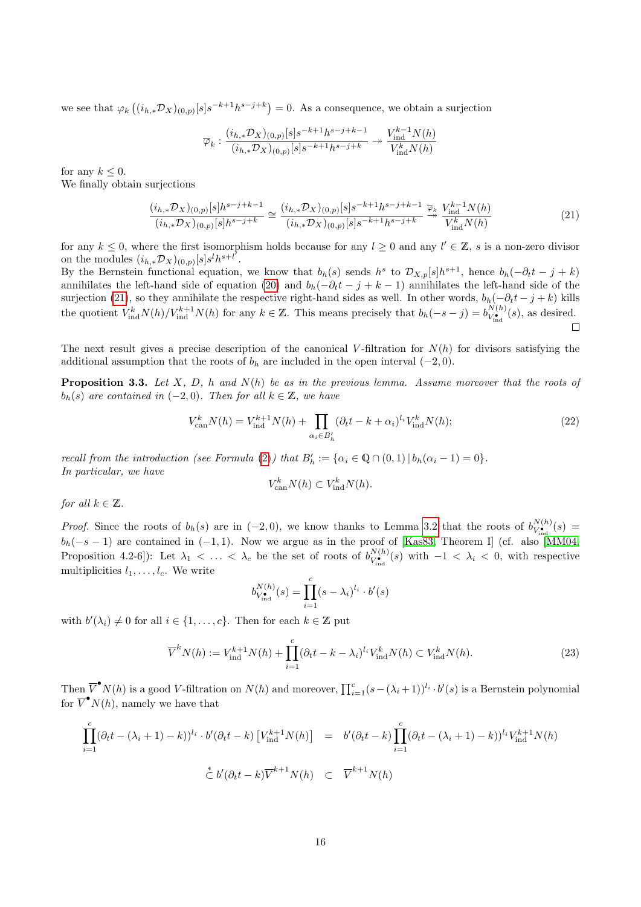we see that $\varphi_k\left((i_{h,*}\mathcal{D}_X)_{(0,p)}[s]s^{-k+1}h^{s-j+k}\right)=0$. As a consequence, we obtain a surjection

$$\overline{\varphi}_k : \frac{(i_{h,*}\mathcal{D}_X)_{(0,p)}[s]s^{-k+1}h^{s-j+k-1}}{(i_{h,*}\mathcal{D}_X)_{(0,p)}[s]s^{-k+1}h^{s-j+k}} \twoheadrightarrow \frac{V^{k-1}_{\mathrm{ind}}N(h)}{V^{k}_{\mathrm{ind}}N(h)}$$

for any $k \leq 0$.
We finally obtain surjections

$$\frac{(i_{h,*}\mathcal{D}_X)_{(0,p)}[s]h^{s-j+k-1}}{(i_{h,*}\mathcal{D}_X)_{(0,p)}[s]h^{s-j+k}} \simeq \frac{(i_{h,*}\mathcal{D}_X)_{(0,p)}[s]s^{-k+1}h^{s-j+k-1}}{(i_{h,*}\mathcal{D}_X)_{(0,p)}[s]s^{-k+1}h^{s-j+k}} \overset{\overline{\varphi}_k}{\twoheadrightarrow} \frac{V^{k-1}_{\mathrm{ind}}N(h)}{V^{k}_{\mathrm{ind}}N(h)} \tag{21}$$

for any $k \leq 0$, where the first isomorphism holds because for any $l \geq 0$ and any $l' \in \mathbb{Z}$, $s$ is a non-zero divisor on the modules $(i_{h,*}\mathcal{D}_X)_{(0,p)}[s]s^l h^{s+l'}$.
By the Bernstein functional equation, we know that $b_h(s)$ sends $h^s$ to $\mathcal{D}_{X,p}[s]h^{s+1}$, hence $b_h(-\partial_t t - j + k)$ annihilates the left-hand side of equation (20) and $b_h(-\partial_t t - j + k - 1)$ annihilates the left-hand side of the surjection (21), so they annihilate the respective right-hand sides as well. In other words, $b_h(-\partial_t t - j + k)$ kills the quotient $V^k_{\mathrm{ind}}N(h)/V^{k+1}_{\mathrm{ind}}N(h)$ for any $k \in \mathbb{Z}$. This means precisely that $b_h(-s-j) = b^{N(h)}_{V^\bullet_{\mathrm{ind}}}(s)$, as desired. □

The next result gives a precise description of the canonical $V$-filtration for $N(h)$ for divisors satisfying the additional assumption that the roots of $b_h$ are included in the open interval $(-2, 0)$.

**Proposition 3.3.** *Let $X$, $D$, $h$ and $N(h)$ be as in the previous lemma. Assume moreover that the roots of $b_h(s)$ are contained in $(-2, 0)$. Then for all $k \in \mathbb{Z}$, we have*

$$V^k_{\mathrm{can}}N(h) = V^{k+1}_{\mathrm{ind}}N(h) + \prod_{\alpha_i \in B'_h}(\partial_t t - k + \alpha_i)^{l_i} V^k_{\mathrm{ind}}N(h); \tag{22}$$

*recall from the introduction (see Formula (2)) that $B'_h := \{\alpha_i \in \mathbb{Q} \cap (0,1) \mid b_h(\alpha_i - 1) = 0\}$.*
*In particular, we have*

$$V^k_{\mathrm{can}}N(h) \subset V^k_{\mathrm{ind}}N(h).$$

*for all $k \in \mathbb{Z}$.*

*Proof.* Since the roots of $b_h(s)$ are in $(-2, 0)$, we know thanks to Lemma 3.2 that the roots of $b^{N(h)}_{V^\bullet_{\mathrm{ind}}}(s) = b_h(-s-1)$ are contained in $(-1, 1)$. Now we argue as in the proof of [Kas83, Theorem I] (cf. also [MM04, Proposition 4.2-6]): Let $\lambda_1 < \ldots < \lambda_c$ be the set of roots of $b^{N(h)}_{V^\bullet_{\mathrm{ind}}}(s)$ with $-1 < \lambda_i < 0$, with respective multiplicities $l_1, \ldots, l_c$. We write

$$b^{N(h)}_{V^\bullet_{\mathrm{ind}}}(s) = \prod_{i=1}^{c}(s - \lambda_i)^{l_i} \cdot b'(s)$$

with $b'(\lambda_i) \neq 0$ for all $i \in \{1, \ldots, c\}$. Then for each $k \in \mathbb{Z}$ put

$$\overline{V}^k N(h) := V^{k+1}_{\mathrm{ind}}N(h) + \prod_{i=1}^{c}(\partial_t t - k - \lambda_i)^{l_i} V^k_{\mathrm{ind}}N(h) \subset V^k_{\mathrm{ind}}N(h). \tag{23}$$

Then $\overline{V}^\bullet N(h)$ is a good $V$-filtration on $N(h)$ and moreover, $\prod_{i=1}^{c}(s - (\lambda_i + 1))^{l_i} \cdot b'(s)$ is a Bernstein polynomial for $\overline{V}^\bullet N(h)$, namely we have that

$$\begin{aligned}
\prod_{i=1}^{c}(\partial_t t - (\lambda_i + 1) - k))^{l_i} \cdot b'(\partial_t t - k)\left[V^{k+1}_{\mathrm{ind}}N(h)\right] &= b'(\partial_t t - k)\prod_{i=1}^{c}(\partial_t t - (\lambda_i + 1) - k))^{l_i} V^{k+1}_{\mathrm{ind}}N(h) \\
&\overset{*}{\subset} b'(\partial_t t - k)\overline{V}^{k+1}N(h) \quad \subset \quad \overline{V}^{k+1}N(h)
\end{aligned}$$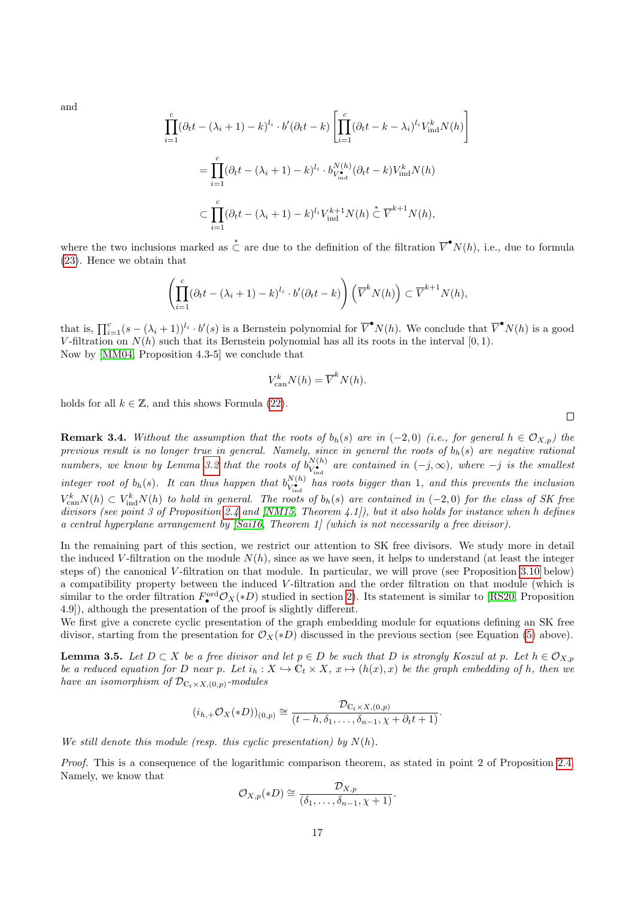and

$$\prod_{i=1}^{c}(\partial_t t-(\lambda_i+1)-k)^{l_i}\cdot b'(\partial_t t-k)\left[\prod_{i=1}^{c}(\partial_t t-k-\lambda_i)^{l_i}V^k_{\text{ind}}N(h)\right]$$

$$=\prod_{i=1}^{c}(\partial_t t-(\lambda_i+1)-k)^{l_i}\cdot b^{N(h)}_{V^\bullet_{\text{ind}}}(\partial_t t-k)V^k_{\text{ind}}N(h)$$

$$\subset\prod_{i=1}^{c}(\partial_t t-(\lambda_i+1)-k)^{l_i}V^{k+1}_{\text{ind}}N(h)\overset{*}{\subset}\overline{V}^{k+1}N(h),$$

where the two inclusions marked as $\overset{*}{\subset}$ are due to the definition of the filtration $\overline{V}^\bullet N(h)$, i.e., due to formula (23). Hence we obtain that

$$\left(\prod_{i=1}^{c}(\partial_t t-(\lambda_i+1)-k)^{l_i}\cdot b'(\partial_t t-k)\right)\left(\overline{V}^kN(h)\right)\subset\overline{V}^{k+1}N(h),$$

that is, $\prod_{i=1}^{c}(s-(\lambda_i+1))^{l_i}\cdot b'(s)$ is a Bernstein polynomial for $\overline{V}^\bullet N(h)$. We conclude that $\overline{V}^\bullet N(h)$ is a good $V$-filtration on $N(h)$ such that its Bernstein polynomial has all its roots in the interval $[0,1)$.
Now by [MM04, Proposition 4.3-5] we conclude that

$$V^k_{\text{can}}N(h)=\overline{V}^kN(h).$$

holds for all $k\in\mathbb{Z}$, and this shows Formula (22).

□

**Remark 3.4.** *Without the assumption that the roots of $b_h(s)$ are in $(-2,0)$ (i.e., for general $h\in\mathcal{O}_{X,p}$) the previous result is no longer true in general. Namely, since in general the roots of $b_h(s)$ are negative rational numbers, we know by Lemma 3.2 that the roots of $b^{N(h)}_{V^\bullet_{\text{ind}}}$ are contained in $(-j,\infty)$, where $-j$ is the smallest integer root of $b_h(s)$. It can thus happen that $b^{N(h)}_{V^\bullet_{\text{ind}}}$ has roots bigger than 1, and this prevents the inclusion $V^k_{\text{can}}N(h)\subset V^k_{\text{ind}}N(h)$ to hold in general. The roots of $b_h(s)$ are contained in $(-2,0)$ for the class of SK free divisors (see point 3 of Proposition 2.4 and [NM15, Theorem 4.1]), but it also holds for instance when $h$ defines a central hyperplane arrangement by [Sai16, Theorem 1] (which is not necessarily a free divisor).*

In the remaining part of this section, we restrict our attention to SK free divisors. We study more in detail the induced $V$-filtration on the module $N(h)$, since as we have seen, it helps to understand (at least the integer steps of) the canonical $V$-filtration on that module. In particular, we will prove (see Proposition 3.10 below) a compatibility property between the induced $V$-filtration and the order filtration on that module (which is similar to the order filtration $F^{\text{ord}}_\bullet\mathcal{O}_X(*D)$ studied in section 2). Its statement is similar to [RS20, Proposition 4.9]), although the presentation of the proof is slightly different.
We first give a concrete cyclic presentation of the graph embedding module for equations defining an SK free divisor, starting from the presentation for $\mathcal{O}_X(*D)$ discussed in the previous section (see Equation (5) above).

**Lemma 3.5.** *Let $D\subset X$ be a free divisor and let $p\in D$ be such that $D$ is strongly Koszul at $p$. Let $h\in\mathcal{O}_{X,p}$ be a reduced equation for $D$ near $p$. Let $i_h: X\hookrightarrow\mathbb{C}_t\times X$, $x\mapsto(h(x),x)$ be the graph embedding of $h$, then we have an isomorphism of $\mathcal{D}_{\mathbb{C}_t\times X,(0,p)}$-modules*

$$(i_{h,+}\mathcal{O}_X(*D))_{(0,p)}\cong\frac{\mathcal{D}_{\mathbb{C}_t\times X,(0,p)}}{(t-h,\delta_1,\ldots,\delta_{n-1},\chi+\partial_t t+1)}.$$

*We still denote this module (resp. this cyclic presentation) by $N(h)$.*

*Proof.* This is a consequence of the logarithmic comparison theorem, as stated in point 2 of Proposition 2.4. Namely, we know that

$$\mathcal{O}_{X,p}(*D)\cong\frac{\mathcal{D}_{X,p}}{(\delta_1,\ldots,\delta_{n-1},\chi+1)}.$$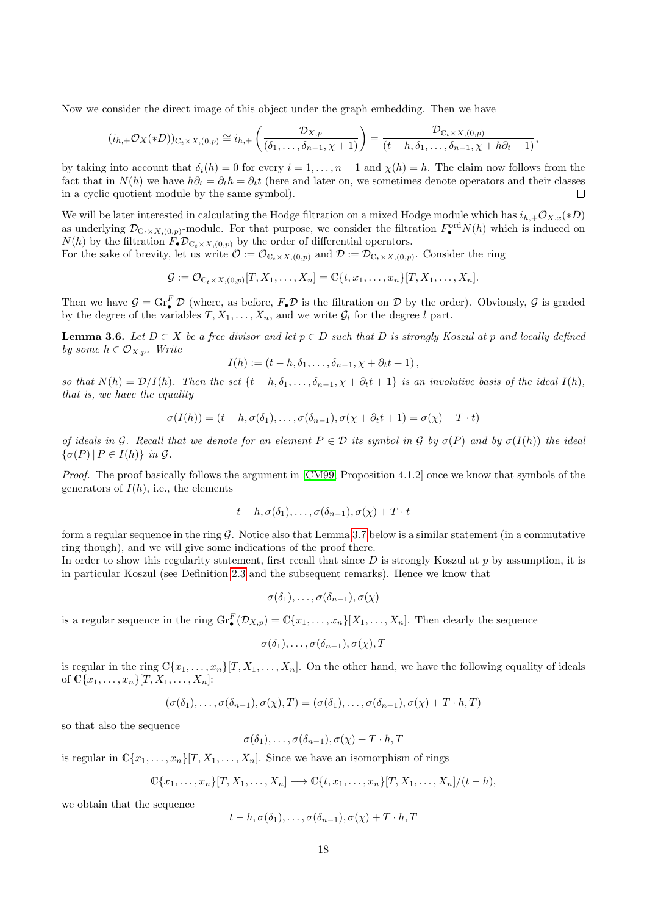Now we consider the direct image of this object under the graph embedding. Then we have

$$(i_{h,+}\mathcal{O}_X(*D))_{\mathbb{C}_t\times X,(0,p)} \cong i_{h,+}\left(\frac{\mathcal{D}_{X,p}}{(\delta_1,\ldots,\delta_{n-1},\chi+1)}\right) = \frac{\mathcal{D}_{\mathbb{C}_t\times X,(0,p)}}{(t-h,\delta_1,\ldots,\delta_{n-1},\chi+h\partial_t+1)},$$

by taking into account that $\delta_i(h)=0$ for every $i=1,\ldots,n-1$ and $\chi(h)=h$. The claim now follows from the fact that in $N(h)$ we have $h\partial_t = \partial_t h = \partial_t t$ (here and later on, we sometimes denote operators and their classes in a cyclic quotient module by the same symbol). $\square$

We will be later interested in calculating the Hodge filtration on a mixed Hodge module which has $i_{h,+}\mathcal{O}_{X.x}(*D)$ as underlying $\mathcal{D}_{\mathbb{C}_t\times X,(0,p)}$-module. For that purpose, we consider the filtration $F^{\mathrm{ord}}_\bullet N(h)$ which is induced on $N(h)$ by the filtration $F_\bullet\mathcal{D}_{\mathbb{C}_t\times X,(0,p)}$ by the order of differential operators.
For the sake of brevity, let us write $\mathcal{O} := \mathcal{O}_{\mathbb{C}_t\times X,(0,p)}$ and $\mathcal{D} := \mathcal{D}_{\mathbb{C}_t\times X,(0,p)}$. Consider the ring

$$\mathcal{G} := \mathcal{O}_{\mathbb{C}_t\times X,(0,p)}[T,X_1,\ldots,X_n] = \mathbb{C}\{t,x_1,\ldots,x_n\}[T,X_1,\ldots,X_n].$$

Then we have $\mathcal{G} = \mathrm{Gr}^F_\bullet\mathcal{D}$ (where, as before, $F_\bullet\mathcal{D}$ is the filtration on $\mathcal{D}$ by the order). Obviously, $\mathcal{G}$ is graded by the degree of the variables $T,X_1,\ldots,X_n$, and we write $\mathcal{G}_l$ for the degree $l$ part.

**Lemma 3.6.** *Let $D\subset X$ be a free divisor and let $p\in D$ such that $D$ is strongly Koszul at $p$ and locally defined by some $h\in\mathcal{O}_{X,p}$. Write*

$$I(h) := (t-h,\delta_1,\ldots,\delta_{n-1},\chi+\partial_t t+1),$$

*so that $N(h)=\mathcal{D}/I(h)$. Then the set $\{t-h,\delta_1,\ldots,\delta_{n-1},\chi+\partial_t t+1\}$ is an involutive basis of the ideal $I(h)$, that is, we have the equality*

$$\sigma(I(h)) = (t-h,\sigma(\delta_1),\ldots,\sigma(\delta_{n-1}),\sigma(\chi+\partial_t t+1)=\sigma(\chi)+T\cdot t)$$

*of ideals in $\mathcal{G}$. Recall that we denote for an element $P\in\mathcal{D}$ its symbol in $\mathcal{G}$ by $\sigma(P)$ and by $\sigma(I(h))$ the ideal $\{\sigma(P)\,|\,P\in I(h)\}$ in $\mathcal{G}$.*

*Proof.* The proof basically follows the argument in [CM99, Proposition 4.1.2] once we know that symbols of the generators of $I(h)$, i.e., the elements

$$t-h,\sigma(\delta_1),\ldots,\sigma(\delta_{n-1}),\sigma(\chi)+T\cdot t$$

form a regular sequence in the ring $\mathcal{G}$. Notice also that Lemma 3.7 below is a similar statement (in a commutative ring though), and we will give some indications of the proof there.
In order to show this regularity statement, first recall that since $D$ is strongly Koszul at $p$ by assumption, it is in particular Koszul (see Definition 2.3 and the subsequent remarks). Hence we know that

$$\sigma(\delta_1),\ldots,\sigma(\delta_{n-1}),\sigma(\chi)$$

is a regular sequence in the ring $\mathrm{Gr}^F_\bullet(\mathcal{D}_{X,p}) = \mathbb{C}\{x_1,\ldots,x_n\}[X_1,\ldots,X_n]$. Then clearly the sequence

$$\sigma(\delta_1),\ldots,\sigma(\delta_{n-1}),\sigma(\chi),T$$

is regular in the ring $\mathbb{C}\{x_1,\ldots,x_n\}[T,X_1,\ldots,X_n]$. On the other hand, we have the following equality of ideals of $\mathbb{C}\{x_1,\ldots,x_n\}[T,X_1,\ldots,X_n]$:

$$(\sigma(\delta_1),\ldots,\sigma(\delta_{n-1}),\sigma(\chi),T) = (\sigma(\delta_1),\ldots,\sigma(\delta_{n-1}),\sigma(\chi)+T\cdot h,T)$$

so that also the sequence

$$\sigma(\delta_1),\ldots,\sigma(\delta_{n-1}),\sigma(\chi)+T\cdot h,T$$

is regular in $\mathbb{C}\{x_1,\ldots,x_n\}[T,X_1,\ldots,X_n]$. Since we have an isomorphism of rings

$$\mathbb{C}\{x_1,\ldots,x_n\}[T,X_1,\ldots,X_n] \longrightarrow \mathbb{C}\{t,x_1,\ldots,x_n\}[T,X_1,\ldots,X_n]/(t-h),$$

we obtain that the sequence

$$t-h,\sigma(\delta_1),\ldots,\sigma(\delta_{n-1}),\sigma(\chi)+T\cdot h,T$$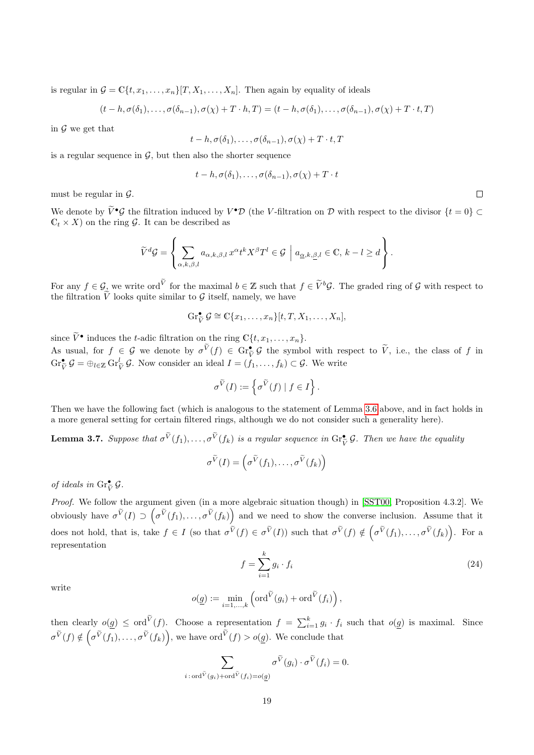is regular in $\mathcal{G} = \mathbb{C}\{t, x_1, \ldots, x_n\}[T, X_1, \ldots, X_n]$. Then again by equality of ideals

$$(t-h, \sigma(\delta_1), \ldots, \sigma(\delta_{n-1}), \sigma(\chi) + T \cdot h, T) = (t-h, \sigma(\delta_1), \ldots, \sigma(\delta_{n-1}), \sigma(\chi) + T \cdot t, T)$$

in $\mathcal{G}$ we get that

$$t-h, \sigma(\delta_1), \ldots, \sigma(\delta_{n-1}), \sigma(\chi) + T \cdot t, T$$

is a regular sequence in $\mathcal{G}$, but then also the shorter sequence

$$t-h, \sigma(\delta_1), \ldots, \sigma(\delta_{n-1}), \sigma(\chi) + T \cdot t$$

must be regular in $\mathcal{G}$. $\square$

We denote by $\widetilde{V}^\bullet\mathcal{G}$ the filtration induced by $V^\bullet\mathcal{D}$ (the $V$-filtration on $\mathcal{D}$ with respect to the divisor $\{t=0\} \subset \mathbb{C}_t \times X$) on the ring $\mathcal{G}$. It can be described as

$$\widetilde{V}^d\mathcal{G} = \left\{ \sum_{\alpha,k,\beta,l} a_{\alpha,k,\beta,l}\, x^\alpha t^k X^\beta T^l \in \mathcal{G} \;\Big|\; a_{\underline{\alpha},k,\underline{\beta},l} \in \mathbb{C},\, k-l \geq d \right\}.$$

For any $f \in \mathcal{G}$, we write $\mathrm{ord}^{\widetilde{V}}$ for the maximal $b \in \mathbb{Z}$ such that $f \in \widetilde{V}^b\mathcal{G}$. The graded ring of $\mathcal{G}$ with respect to the filtration $\widetilde{V}$ looks quite similar to $\mathcal{G}$ itself, namely, we have

$$\mathrm{Gr}^\bullet_{\widetilde{V}}\, \mathcal{G} \cong \mathbb{C}\{x_1, \ldots, x_n\}[t, T, X_1, \ldots, X_n],$$

since $\widetilde{V}^\bullet$ induces the $t$-adic filtration on the ring $\mathbb{C}\{t, x_1, \ldots, x_n\}$.
As usual, for $f \in \mathcal{G}$ we denote by $\sigma^{\widetilde{V}}(f) \in \mathrm{Gr}^\bullet_{\widetilde{V}}\, \mathcal{G}$ the symbol with respect to $\widetilde{V}$, i.e., the class of $f$ in $\mathrm{Gr}^\bullet_{\widetilde{V}}\, \mathcal{G} = \oplus_{l\in\mathbb{Z}} \mathrm{Gr}^l_{\widetilde{V}}\, \mathcal{G}$. Now consider an ideal $I = (f_1, \ldots, f_k) \subset \mathcal{G}$. We write

$$\sigma^{\widetilde{V}}(I) := \left\{ \sigma^{\widetilde{V}}(f) \mid f \in I \right\}.$$

Then we have the following fact (which is analogous to the statement of Lemma 3.6 above, and in fact holds in a more general setting for certain filtered rings, although we do not consider such a generality here).

**Lemma 3.7.** *Suppose that $\sigma^{\widetilde{V}}(f_1), \ldots, \sigma^{\widetilde{V}}(f_k)$ is a regular sequence in $\mathrm{Gr}^\bullet_{\widetilde{V}}\, \mathcal{G}$. Then we have the equality*

$$\sigma^{\widetilde{V}}(I) = \left( \sigma^{\widetilde{V}}(f_1), \ldots, \sigma^{\widetilde{V}}(f_k) \right)$$

*of ideals in $\mathrm{Gr}^\bullet_{\widetilde{V}}\, \mathcal{G}$.*

*Proof.* We follow the argument given (in a more algebraic situation though) in [SST00, Proposition 4.3.2]. We obviously have $\sigma^{\widetilde{V}}(I) \supset \left( \sigma^{\widetilde{V}}(f_1), \ldots, \sigma^{\widetilde{V}}(f_k) \right)$ and we need to show the converse inclusion. Assume that it does not hold, that is, take $f \in I$ (so that $\sigma^{\widetilde{V}}(f) \in \sigma^{\widetilde{V}}(I)$) such that $\sigma^{\widetilde{V}}(f) \notin \left( \sigma^{\widetilde{V}}(f_1), \ldots, \sigma^{\widetilde{V}}(f_k) \right)$. For a representation

$$f = \sum_{i=1}^k g_i \cdot f_i \tag{24}$$

write

$$o(\underline{g}) := \min_{i=1,\ldots,k} \left( \mathrm{ord}^{\widetilde{V}}(g_i) + \mathrm{ord}^{\widetilde{V}}(f_i) \right),$$

then clearly $o(\underline{g}) \leq \mathrm{ord}^{\widetilde{V}}(f)$. Choose a representation $f = \sum_{i=1}^k g_i \cdot f_i$ such that $o(\underline{g})$ is maximal. Since $\sigma^{\widetilde{V}}(f) \notin \left( \sigma^{\widetilde{V}}(f_1), \ldots, \sigma^{\widetilde{V}}(f_k) \right)$, we have $\mathrm{ord}^{\widetilde{V}}(f) > o(\underline{g})$. We conclude that

$$\sum_{i\,:\,\mathrm{ord}^{\widetilde{V}}(g_i)+\mathrm{ord}^{\widetilde{V}}(f_i)=o(\underline{g})} \sigma^{\widetilde{V}}(g_i) \cdot \sigma^{\widetilde{V}}(f_i) = 0.$$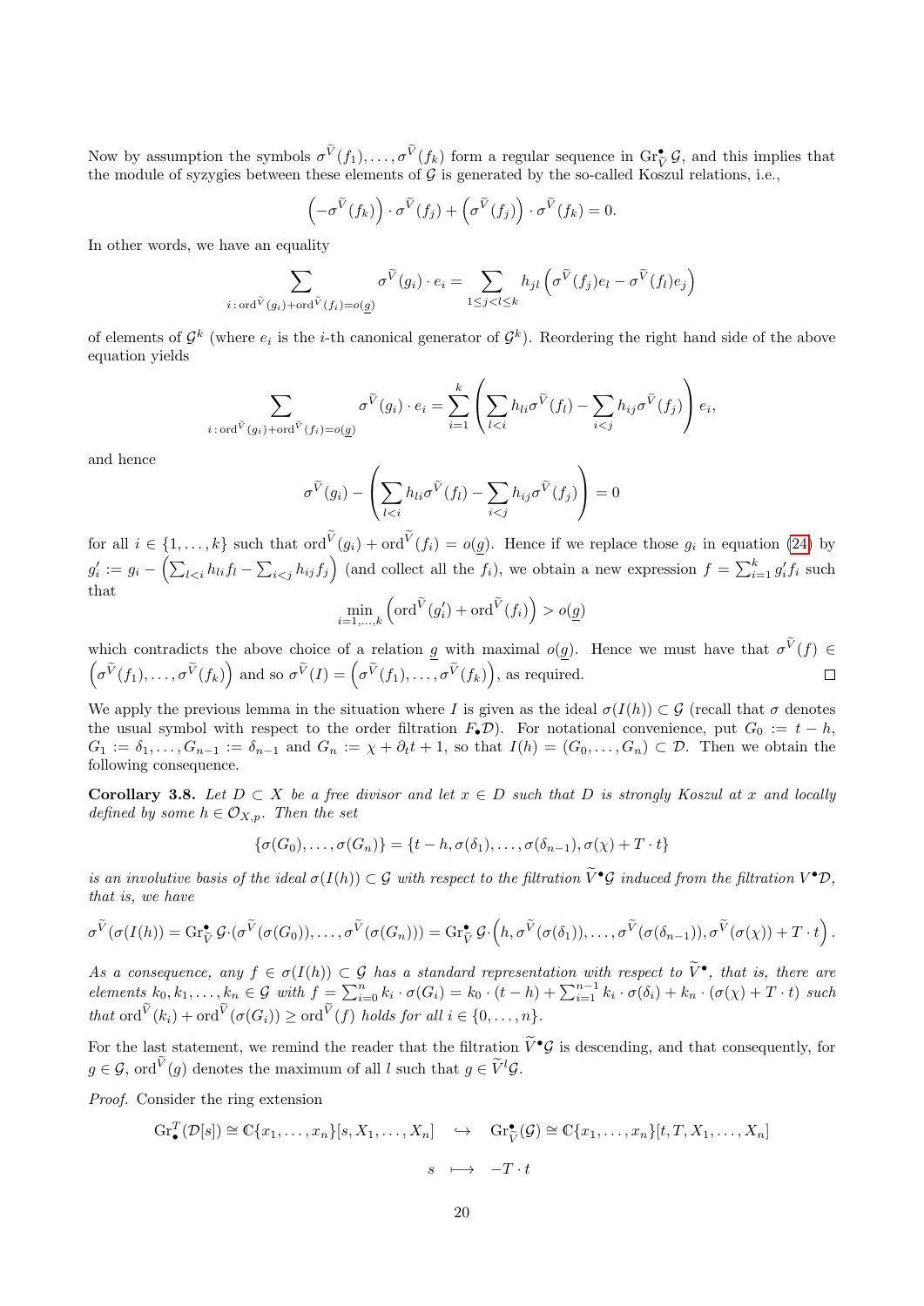Now by assumption the symbols $\sigma^{\widetilde{V}}(f_1), \ldots, \sigma^{\widetilde{V}}(f_k)$ form a regular sequence in $\mathrm{Gr}^\bullet_{\widetilde{V}} \mathcal{G}$, and this implies that the module of syzygies between these elements of $\mathcal{G}$ is generated by the so-called Koszul relations, i.e.,

$$\left(-\sigma^{\widetilde{V}}(f_k)\right) \cdot \sigma^{\widetilde{V}}(f_j) + \left(\sigma^{\widetilde{V}}(f_j)\right) \cdot \sigma^{\widetilde{V}}(f_k) = 0.$$

In other words, we have an equality

$$\sum_{i\,:\,\mathrm{ord}^{\widetilde{V}}(g_i)+\mathrm{ord}^{\widetilde{V}}(f_i)=o(\underline{g})} \sigma^{\widetilde{V}}(g_i) \cdot e_i = \sum_{1\leq j<l\leq k} h_{jl} \left(\sigma^{\widetilde{V}}(f_j) e_l - \sigma^{\widetilde{V}}(f_l) e_j\right)$$

of elements of $\mathcal{G}^k$ (where $e_i$ is the $i$-th canonical generator of $\mathcal{G}^k$). Reordering the right hand side of the above equation yields

$$\sum_{i\,:\,\mathrm{ord}^{\widetilde{V}}(g_i)+\mathrm{ord}^{\widetilde{V}}(f_i)=o(\underline{g})} \sigma^{\widetilde{V}}(g_i) \cdot e_i = \sum_{i=1}^{k} \left( \sum_{l<i} h_{li} \sigma^{\widetilde{V}}(f_l) - \sum_{i<j} h_{ij} \sigma^{\widetilde{V}}(f_j) \right) e_i,$$

and hence

$$\sigma^{\widetilde{V}}(g_i) - \left( \sum_{l<i} h_{li} \sigma^{\widetilde{V}}(f_l) - \sum_{i<j} h_{ij} \sigma^{\widetilde{V}}(f_j) \right) = 0$$

for all $i \in \{1, \ldots, k\}$ such that $\mathrm{ord}^{\widetilde{V}}(g_i) + \mathrm{ord}^{\widetilde{V}}(f_i) = o(\underline{g})$. Hence if we replace those $g_i$ in equation (24) by $g_i' := g_i - \left(\sum_{l<i} h_{li} f_l - \sum_{i<j} h_{ij} f_j\right)$ (and collect all the $f_i$), we obtain a new expression $f = \sum_{i=1}^k g_i' f_i$ such that

$$\min_{i=1,\ldots,k} \left(\mathrm{ord}^{\widetilde{V}}(g_i') + \mathrm{ord}^{\widetilde{V}}(f_i)\right) > o(\underline{g})$$

which contradicts the above choice of a relation $\underline{g}$ with maximal $o(\underline{g})$. Hence we must have that $\sigma^{\widetilde{V}}(f) \in \left(\sigma^{\widetilde{V}}(f_1), \ldots, \sigma^{\widetilde{V}}(f_k)\right)$ and so $\sigma^{\widetilde{V}}(I) = \left(\sigma^{\widetilde{V}}(f_1), \ldots, \sigma^{\widetilde{V}}(f_k)\right)$, as required. □

We apply the previous lemma in the situation where $I$ is given as the ideal $\sigma(I(h)) \subset \mathcal{G}$ (recall that $\sigma$ denotes the usual symbol with respect to the order filtration $F_\bullet \mathcal{D}$). For notational convenience, put $G_0 := t - h$, $G_1 := \delta_1, \ldots, G_{n-1} := \delta_{n-1}$ and $G_n := \chi + \partial_t t + 1$, so that $I(h) = (G_0, \ldots, G_n) \subset \mathcal{D}$. Then we obtain the following consequence.

**Corollary 3.8.** *Let $D \subset X$ be a free divisor and let $x \in D$ such that $D$ is strongly Koszul at $x$ and locally defined by some $h \in \mathcal{O}_{X,p}$. Then the set*

$$\{\sigma(G_0), \ldots, \sigma(G_n)\} = \{t - h, \sigma(\delta_1), \ldots, \sigma(\delta_{n-1}), \sigma(\chi) + T \cdot t\}$$

*is an involutive basis of the ideal $\sigma(I(h)) \subset \mathcal{G}$ with respect to the filtration $\widetilde{V}^\bullet \mathcal{G}$ induced from the filtration $V^\bullet \mathcal{D}$, that is, we have*

$$\sigma^{\widetilde{V}}(\sigma(I(h)) = \mathrm{Gr}^\bullet_{\widetilde{V}} \mathcal{G} \cdot (\sigma^{\widetilde{V}}(\sigma(G_0)), \ldots, \sigma^{\widetilde{V}}(\sigma(G_n))) = \mathrm{Gr}^\bullet_{\widetilde{V}} \mathcal{G} \cdot \left(h, \sigma^{\widetilde{V}}(\sigma(\delta_1)), \ldots, \sigma^{\widetilde{V}}(\sigma(\delta_{n-1})), \sigma^{\widetilde{V}}(\sigma(\chi)) + T \cdot t\right).$$

*As a consequence, any $f \in \sigma(I(h)) \subset \mathcal{G}$ has a standard representation with respect to $\widetilde{V}^\bullet$, that is, there are elements $k_0, k_1, \ldots, k_n \in \mathcal{G}$ with $f = \sum_{i=0}^n k_i \cdot \sigma(G_i) = k_0 \cdot (t-h) + \sum_{i=1}^{n-1} k_i \cdot \sigma(\delta_i) + k_n \cdot (\sigma(\chi) + T \cdot t)$ such that $\mathrm{ord}^{\widetilde{V}}(k_i) + \mathrm{ord}^{\widetilde{V}}(\sigma(G_i)) \geq \mathrm{ord}^{\widetilde{V}}(f)$ holds for all $i \in \{0, \ldots, n\}$.*

For the last statement, we remind the reader that the filtration $\widetilde{V}^\bullet \mathcal{G}$ is descending, and that consequently, for $g \in \mathcal{G}$, $\mathrm{ord}^{\widetilde{V}}(g)$ denotes the maximum of all $l$ such that $g \in \widetilde{V}^l \mathcal{G}$.

*Proof.* Consider the ring extension

$$\begin{array}{rcl} \mathrm{Gr}^T_\bullet(\mathcal{D}[s]) \cong \mathbb{C}\{x_1, \ldots, x_n\}[s, X_1, \ldots, X_n] & \hookrightarrow & \mathrm{Gr}^\bullet_{\widetilde{V}}(\mathcal{G}) \cong \mathbb{C}\{x_1, \ldots, x_n\}[t, T, X_1, \ldots, X_n] \\ s & \longmapsto & -T \cdot t \end{array}$$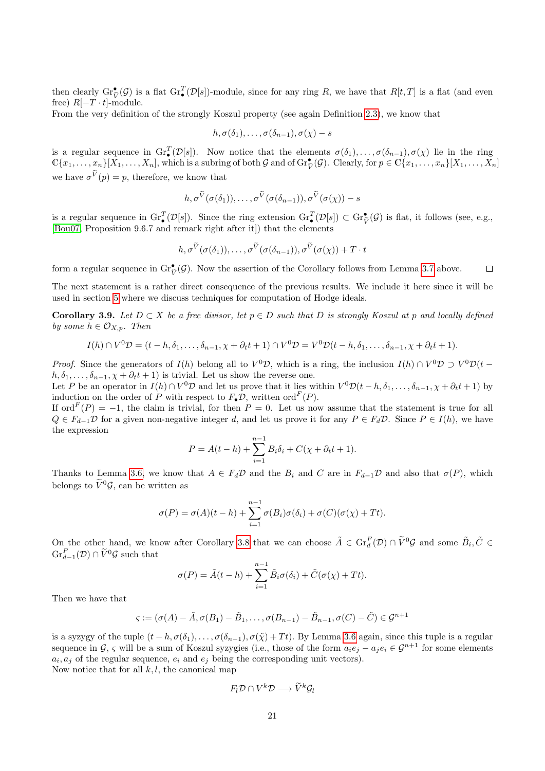then clearly $\mathrm{Gr}^{\bullet}_{\widetilde{V}}(\mathcal{G})$ is a flat $\mathrm{Gr}^{T}_{\bullet}(\mathcal{D}[s])$-module, since for any ring $R$, we have that $R[t,T]$ is a flat (and even free) $R[-T\cdot t]$-module.

From the very definition of the strongly Koszul property (see again Definition 2.3), we know that

$$h, \sigma(\delta_1), \ldots, \sigma(\delta_{n-1}), \sigma(\chi) - s$$

is a regular sequence in $\mathrm{Gr}^{T}_{\bullet}(\mathcal{D}[s])$. Now notice that the elements $\sigma(\delta_1), \ldots, \sigma(\delta_{n-1}), \sigma(\chi)$ lie in the ring $\mathbb{C}\{x_1, \ldots, x_n\}[X_1, \ldots, X_n]$, which is a subring of both $\mathcal{G}$ and of $\mathrm{Gr}^{\bullet}_{\widetilde{V}}(\mathcal{G})$. Clearly, for $p \in \mathbb{C}\{x_1, \ldots, x_n\}[X_1, \ldots, X_n]$ we have $\sigma^{\widetilde{V}}(p) = p$, therefore, we know that

$$h, \sigma^{\widetilde{V}}(\sigma(\delta_1)), \ldots, \sigma^{\widetilde{V}}(\sigma(\delta_{n-1})), \sigma^{\widetilde{V}}(\sigma(\chi)) - s$$

is a regular sequence in $\mathrm{Gr}^{T}_{\bullet}(\mathcal{D}[s])$. Since the ring extension $\mathrm{Gr}^{T}_{\bullet}(\mathcal{D}[s]) \subset \mathrm{Gr}^{\bullet}_{\widetilde{V}}(\mathcal{G})$ is flat, it follows (see, e.g., [Bou07, Proposition 9.6.7 and remark right after it]) that the elements

$$h, \sigma^{\widetilde{V}}(\sigma(\delta_1)), \ldots, \sigma^{\widetilde{V}}(\sigma(\delta_{n-1})), \sigma^{\widetilde{V}}(\sigma(\chi)) + T\cdot t$$

form a regular sequence in $\mathrm{Gr}^{\bullet}_{\widetilde{V}}(\mathcal{G})$. Now the assertion of the Corollary follows from Lemma 3.7 above. □

The next statement is a rather direct consequence of the previous results. We include it here since it will be used in section 5 where we discuss techniques for computation of Hodge ideals.

**Corollary 3.9.** *Let $D \subset X$ be a free divisor, let $p \in D$ such that $D$ is strongly Koszul at $p$ and locally defined by some $h \in \mathcal{O}_{X,p}$. Then*

$$I(h) \cap V^0\mathcal{D} = (t-h, \delta_1, \ldots, \delta_{n-1}, \chi + \partial_t t + 1) \cap V^0\mathcal{D} = V^0\mathcal{D}(t-h, \delta_1, \ldots, \delta_{n-1}, \chi + \partial_t t + 1).$$

*Proof.* Since the generators of $I(h)$ belong all to $V^0\mathcal{D}$, which is a ring, the inclusion $I(h) \cap V^0\mathcal{D} \supset V^0\mathcal{D}(t-h, \delta_1, \ldots, \delta_{n-1}, \chi + \partial_t t + 1)$ is trivial. Let us show the reverse one.

Let $P$ be an operator in $I(h) \cap V^0\mathcal{D}$ and let us prove that it lies within $V^0\mathcal{D}(t-h, \delta_1, \ldots, \delta_{n-1}, \chi + \partial_t t + 1)$ by induction on the order of $P$ with respect to $F_\bullet\mathcal{D}$, written $\mathrm{ord}^F(P)$.

If $\mathrm{ord}^F(P) = -1$, the claim is trivial, for then $P = 0$. Let us now assume that the statement is true for all $Q \in F_{d-1}\mathcal{D}$ for a given non-negative integer $d$, and let us prove it for any $P \in F_d\mathcal{D}$. Since $P \in I(h)$, we have the expression

$$P = A(t-h) + \sum_{i=1}^{n-1} B_i\delta_i + C(\chi + \partial_t t + 1).$$

Thanks to Lemma 3.6, we know that $A \in F_d\mathcal{D}$ and the $B_i$ and $C$ are in $F_{d-1}\mathcal{D}$ and also that $\sigma(P)$, which belongs to $\widetilde{V}^0\mathcal{G}$, can be written as

$$\sigma(P) = \sigma(A)(t-h) + \sum_{i=1}^{n-1} \sigma(B_i)\sigma(\delta_i) + \sigma(C)(\sigma(\chi) + Tt).$$

On the other hand, we know after Corollary 3.8 that we can choose $\tilde{A} \in \mathrm{Gr}^F_d(\mathcal{D}) \cap \widetilde{V}^0\mathcal{G}$ and some $\tilde{B}_i, \tilde{C} \in \mathrm{Gr}^F_{d-1}(\mathcal{D}) \cap \widetilde{V}^0\mathcal{G}$ such that

$$\sigma(P) = \tilde{A}(t-h) + \sum_{i=1}^{n-1} \tilde{B}_i\sigma(\delta_i) + \tilde{C}(\sigma(\chi) + Tt).$$

Then we have that

$$\varsigma := (\sigma(A) - \tilde{A}, \sigma(B_1) - \tilde{B}_1, \ldots, \sigma(B_{n-1}) - \tilde{B}_{n-1}, \sigma(C) - \tilde{C}) \in \mathcal{G}^{n+1}$$

is a syzygy of the tuple $(t-h, \sigma(\delta_1), \ldots, \sigma(\delta_{n-1}), \sigma(\tilde{\chi}) + Tt)$. By Lemma 3.6 again, since this tuple is a regular sequence in $\mathcal{G}$, $\varsigma$ will be a sum of Koszul syzygies (i.e., those of the form $a_i e_j - a_j e_i \in \mathcal{G}^{n+1}$ for some elements $a_i, a_j$ of the regular sequence, $e_i$ and $e_j$ being the corresponding unit vectors).

Now notice that for all $k, l$, the canonical map

$$F_l\mathcal{D} \cap V^k\mathcal{D} \longrightarrow \widetilde{V}^k\mathcal{G}_l$$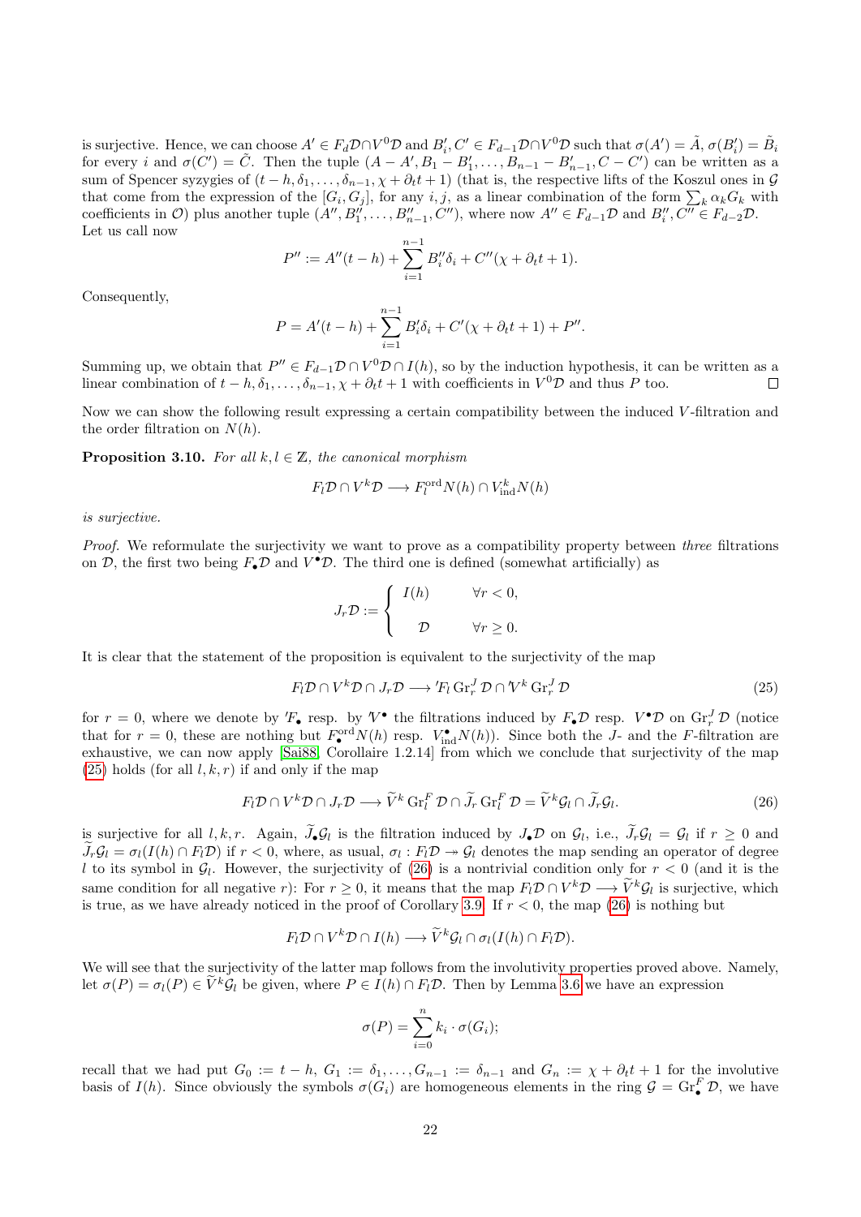is surjective. Hence, we can choose $A' \in F_d\mathcal{D} \cap V^0\mathcal{D}$ and $B'_i, C' \in F_{d-1}\mathcal{D} \cap V^0\mathcal{D}$ such that $\sigma(A') = \tilde{A}$, $\sigma(B'_i) = \tilde{B}_i$ for every $i$ and $\sigma(C') = \tilde{C}$. Then the tuple $(A - A', B_1 - B'_1, \ldots, B_{n-1} - B'_{n-1}, C - C')$ can be written as a sum of Spencer syzygies of $(t - h, \delta_1, \ldots, \delta_{n-1}, \chi + \partial_t t + 1)$ (that is, the respective lifts of the Koszul ones in $\mathcal{G}$ that come from the expression of the $[G_i, G_j]$, for any $i, j$, as a linear combination of the form $\sum_k \alpha_k G_k$ with coefficients in $\mathcal{O}$) plus another tuple $(A'', B''_1, \ldots, B''_{n-1}, C'')$, where now $A'' \in F_{d-1}\mathcal{D}$ and $B''_i, C'' \in F_{d-2}\mathcal{D}$. Let us call now

$$P'' := A''(t - h) + \sum_{i=1}^{n-1} B''_i \delta_i + C''(\chi + \partial_t t + 1).$$

Consequently,

$$P = A'(t - h) + \sum_{i=1}^{n-1} B'_i \delta_i + C'(\chi + \partial_t t + 1) + P''.$$

Summing up, we obtain that $P'' \in F_{d-1}\mathcal{D} \cap V^0\mathcal{D} \cap I(h)$, so by the induction hypothesis, it can be written as a linear combination of $t - h, \delta_1, \ldots, \delta_{n-1}, \chi + \partial_t t + 1$ with coefficients in $V^0\mathcal{D}$ and thus $P$ too. $\square$

Now we can show the following result expressing a certain compatibility between the induced $V$-filtration and the order filtration on $N(h)$.

**Proposition 3.10.** *For all $k, l \in \mathbb{Z}$, the canonical morphism*

$$F_l\mathcal{D} \cap V^k\mathcal{D} \longrightarrow F_l^{\mathrm{ord}} N(h) \cap V^k_{\mathrm{ind}} N(h)$$

*is surjective.*

*Proof.* We reformulate the surjectivity we want to prove as a compatibility property between *three* filtrations on $\mathcal{D}$, the first two being $F_\bullet\mathcal{D}$ and $V^\bullet\mathcal{D}$. The third one is defined (somewhat artificially) as

$$J_r\mathcal{D} := \begin{cases} I(h) & \forall r < 0, \\ \mathcal{D} & \forall r \geq 0. \end{cases}$$

It is clear that the statement of the proposition is equivalent to the surjectivity of the map

$$F_l\mathcal{D} \cap V^k\mathcal{D} \cap J_r\mathcal{D} \longrightarrow {}'F_l \operatorname{Gr}^J_r \mathcal{D} \cap {}'V^k \operatorname{Gr}^J_r \mathcal{D} \tag{25}$$

for $r = 0$, where we denote by $'F_\bullet$ resp. by $'V^\bullet$ the filtrations induced by $F_\bullet\mathcal{D}$ resp. $V^\bullet\mathcal{D}$ on $\operatorname{Gr}^J_r \mathcal{D}$ (notice that for $r = 0$, these are nothing but $F^{\mathrm{ord}}_\bullet N(h)$ resp. $V^\bullet_{\mathrm{ind}} N(h)$). Since both the $J$- and the $F$-filtration are exhaustive, we can now apply [Sai88, Corollaire 1.2.14] from which we conclude that surjectivity of the map (25) holds (for all $l, k, r$) if and only if the map

$$F_l\mathcal{D} \cap V^k\mathcal{D} \cap J_r\mathcal{D} \longrightarrow \widetilde{V}^k \operatorname{Gr}^F_l \mathcal{D} \cap \widetilde{J}_r \operatorname{Gr}^F_l \mathcal{D} = \widetilde{V}^k\mathcal{G}_l \cap \widetilde{J}_r\mathcal{G}_l. \tag{26}$$

is surjective for all $l, k, r$. Again, $\widetilde{J}_\bullet\mathcal{G}_l$ is the filtration induced by $J_\bullet\mathcal{D}$ on $\mathcal{G}_l$, i.e., $\widetilde{J}_r\mathcal{G}_l = \mathcal{G}_l$ if $r \geq 0$ and $\widetilde{J}_r\mathcal{G}_l = \sigma_l(I(h) \cap F_l\mathcal{D})$ if $r < 0$, where, as usual, $\sigma_l : F_l\mathcal{D} \twoheadrightarrow \mathcal{G}_l$ denotes the map sending an operator of degree $l$ to its symbol in $\mathcal{G}_l$. However, the surjectivity of (26) is a nontrivial condition only for $r < 0$ (and it is the same condition for all negative $r$): For $r \geq 0$, it means that the map $F_l\mathcal{D} \cap V^k\mathcal{D} \longrightarrow \widetilde{V}^k\mathcal{G}_l$ is surjective, which is true, as we have already noticed in the proof of Corollary 3.9. If $r < 0$, the map (26) is nothing but

$$F_l\mathcal{D} \cap V^k\mathcal{D} \cap I(h) \longrightarrow \widetilde{V}^k\mathcal{G}_l \cap \sigma_l(I(h) \cap F_l\mathcal{D}).$$

We will see that the surjectivity of the latter map follows from the involutivity properties proved above. Namely, let $\sigma(P) = \sigma_l(P) \in \widetilde{V}^k\mathcal{G}_l$ be given, where $P \in I(h) \cap F_l\mathcal{D}$. Then by Lemma 3.6 we have an expression

$$\sigma(P) = \sum_{i=0}^{n} k_i \cdot \sigma(G_i);$$

recall that we had put $G_0 := t - h$, $G_1 := \delta_1, \ldots, G_{n-1} := \delta_{n-1}$ and $G_n := \chi + \partial_t t + 1$ for the involutive basis of $I(h)$. Since obviously the symbols $\sigma(G_i)$ are homogeneous elements in the ring $\mathcal{G} = \operatorname{Gr}^F_\bullet \mathcal{D}$, we have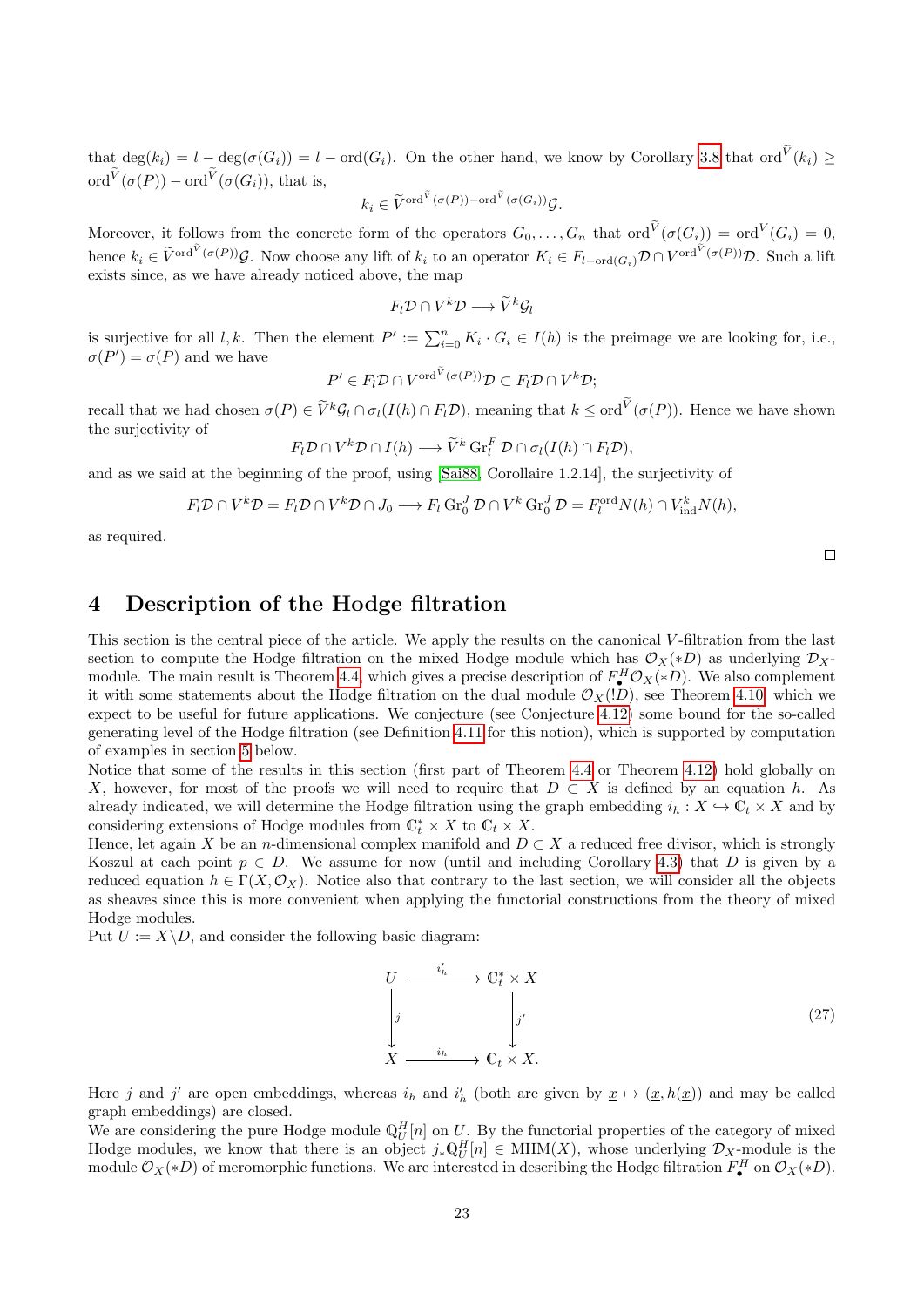that $\deg(k_i) = l - \deg(\sigma(G_i)) = l - \operatorname{ord}(G_i)$. On the other hand, we know by Corollary 3.8 that $\operatorname{ord}^{\widetilde{V}}(k_i) \geq \operatorname{ord}^{\widetilde{V}}(\sigma(P)) - \operatorname{ord}^{\widetilde{V}}(\sigma(G_i))$, that is,

$$k_i \in \widetilde{V}^{\operatorname{ord}^{\widetilde{V}}(\sigma(P)) - \operatorname{ord}^{\widetilde{V}}(\sigma(G_i))}\mathcal{G}.$$

Moreover, it follows from the concrete form of the operators $G_0, \ldots, G_n$ that $\operatorname{ord}^{\widetilde{V}}(\sigma(G_i)) = \operatorname{ord}^V(G_i) = 0$, hence $k_i \in \widetilde{V}^{\operatorname{ord}^{\widetilde{V}}(\sigma(P))}\mathcal{G}$. Now choose any lift of $k_i$ to an operator $K_i \in F_{l-\operatorname{ord}(G_i)}\mathcal{D} \cap V^{\operatorname{ord}^{\widetilde{V}}(\sigma(P))}\mathcal{D}$. Such a lift exists since, as we have already noticed above, the map

$$F_l\mathcal{D} \cap V^k\mathcal{D} \longrightarrow \widetilde{V}^k\mathcal{G}_l$$

is surjective for all $l, k$. Then the element $P' := \sum_{i=0}^n K_i \cdot G_i \in I(h)$ is the preimage we are looking for, i.e., $\sigma(P') = \sigma(P)$ and we have

$$P' \in F_l\mathcal{D} \cap V^{\operatorname{ord}^{\widetilde{V}}(\sigma(P))}\mathcal{D} \subset F_l\mathcal{D} \cap V^k\mathcal{D};$$

recall that we had chosen $\sigma(P) \in \widetilde{V}^k\mathcal{G}_l \cap \sigma_l(I(h) \cap F_l\mathcal{D})$, meaning that $k \leq \operatorname{ord}^{\widetilde{V}}(\sigma(P))$. Hence we have shown the surjectivity of

$$F_l\mathcal{D} \cap V^k\mathcal{D} \cap I(h) \longrightarrow \widetilde{V}^k \operatorname{Gr}^F_l \mathcal{D} \cap \sigma_l(I(h) \cap F_l\mathcal{D}),$$

and as we said at the beginning of the proof, using [Sai88, Corollaire 1.2.14], the surjectivity of

$$F_l\mathcal{D} \cap V^k\mathcal{D} = F_l\mathcal{D} \cap V^k\mathcal{D} \cap J_0 \longrightarrow F_l \operatorname{Gr}^J_0 \mathcal{D} \cap V^k \operatorname{Gr}^J_0 \mathcal{D} = F^{\operatorname{ord}}_l N(h) \cap V^k_{\operatorname{ind}} N(h),$$

as required. □

# 4 Description of the Hodge filtration

This section is the central piece of the article. We apply the results on the canonical $V$-filtration from the last section to compute the Hodge filtration on the mixed Hodge module which has $\mathcal{O}_X(*D)$ as underlying $\mathcal{D}_X$-module. The main result is Theorem 4.4, which gives a precise description of $F^H_\bullet\mathcal{O}_X(*D)$. We also complement it with some statements about the Hodge filtration on the dual module $\mathcal{O}_X(!D)$, see Theorem 4.10, which we expect to be useful for future applications. We conjecture (see Conjecture 4.12) some bound for the so-called generating level of the Hodge filtration (see Definition 4.11 for this notion), which is supported by computation of examples in section 5 below.
Notice that some of the results in this section (first part of Theorem 4.4 or Theorem 4.12) hold globally on $X$, however, for most of the proofs we will need to require that $D \subset X$ is defined by an equation $h$. As already indicated, we will determine the Hodge filtration using the graph embedding $i_h : X \hookrightarrow \mathbb{C}_t \times X$ and by considering extensions of Hodge modules from $\mathbb{C}^*_t \times X$ to $\mathbb{C}_t \times X$.
Hence, let again $X$ be an $n$-dimensional complex manifold and $D \subset X$ a reduced free divisor, which is strongly Koszul at each point $p \in D$. We assume for now (until and including Corollary 4.3) that $D$ is given by a reduced equation $h \in \Gamma(X, \mathcal{O}_X)$. Notice also that contrary to the last section, we will consider all the objects as sheaves since this is more convenient when applying the functorial constructions from the theory of mixed Hodge modules.
Put $U := X \backslash D$, and consider the following basic diagram:

$$\begin{array}{ccc} U & \xrightarrow{i'_h} & \mathbb{C}^*_t \times X \\ \downarrow{\scriptstyle j} & & \downarrow{\scriptstyle j'} \\ X & \xrightarrow{i_h} & \mathbb{C}_t \times X. \end{array} \tag{27}$$

Here $j$ and $j'$ are open embeddings, whereas $i_h$ and $i'_h$ (both are given by $\underline{x} \mapsto (\underline{x}, h(\underline{x}))$ and may be called graph embeddings) are closed.
We are considering the pure Hodge module $\mathbb{Q}^H_U[n]$ on $U$. By the functorial properties of the category of mixed Hodge modules, we know that there is an object $j_*\mathbb{Q}^H_U[n] \in \operatorname{MHM}(X)$, whose underlying $\mathcal{D}_X$-module is the module $\mathcal{O}_X(*D)$ of meromorphic functions. We are interested in describing the Hodge filtration $F^H_\bullet$ on $\mathcal{O}_X(*D)$.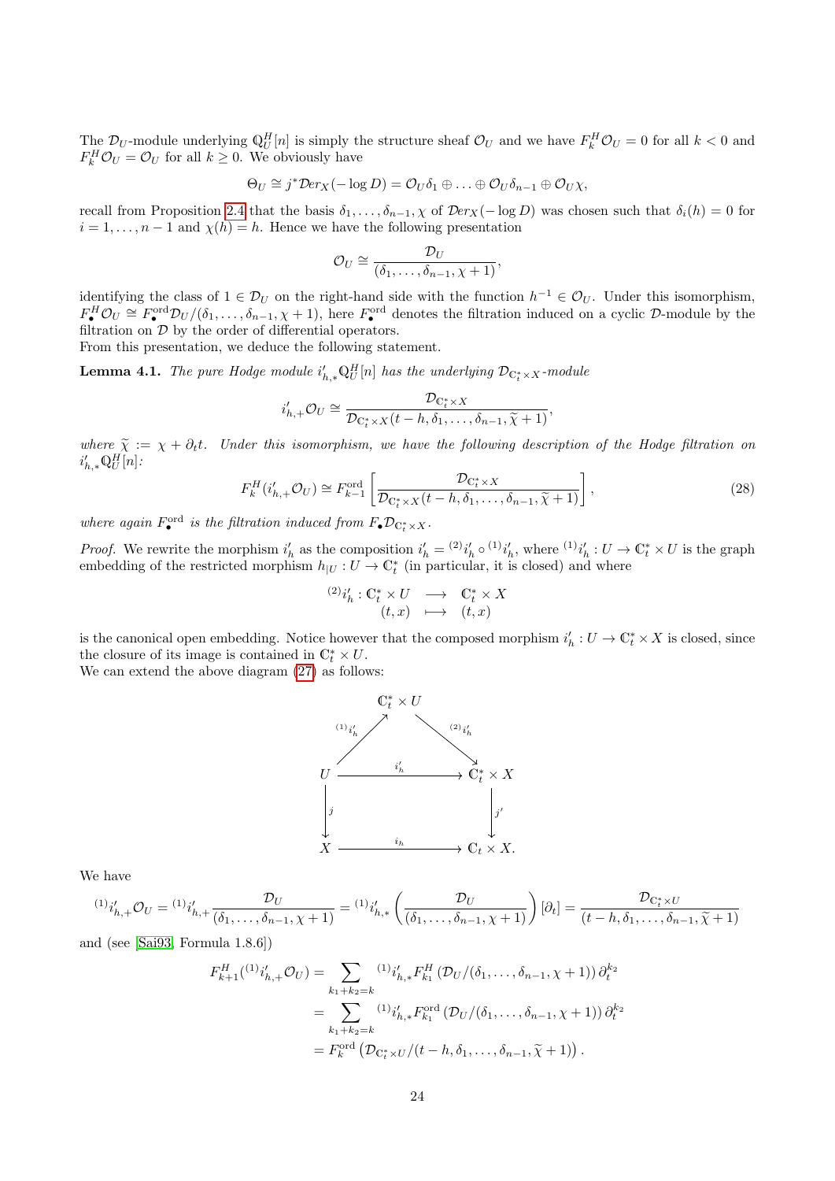The $\mathcal{D}_U$-module underlying $\mathbb{Q}^H_U[n]$ is simply the structure sheaf $\mathcal{O}_U$ and we have $F^H_k\mathcal{O}_U = 0$ for all $k < 0$ and $F^H_k\mathcal{O}_U = \mathcal{O}_U$ for all $k \geq 0$. We obviously have

$$\Theta_U \cong j^*\mathcal{D}er_X(-\log D) = \mathcal{O}_U\delta_1 \oplus \ldots \oplus \mathcal{O}_U\delta_{n-1} \oplus \mathcal{O}_U\chi,$$

recall from Proposition 2.4 that the basis $\delta_1, \ldots, \delta_{n-1}, \chi$ of $\mathcal{D}er_X(-\log D)$ was chosen such that $\delta_i(h) = 0$ for $i = 1, \ldots, n-1$ and $\chi(h) = h$. Hence we have the following presentation

$$\mathcal{O}_U \cong \frac{\mathcal{D}_U}{(\delta_1, \ldots, \delta_{n-1}, \chi + 1)},$$

identifying the class of $1 \in \mathcal{D}_U$ on the right-hand side with the function $h^{-1} \in \mathcal{O}_U$. Under this isomorphism, $F^H_\bullet\mathcal{O}_U \cong F^{\mathrm{ord}}_\bullet\mathcal{D}_U/(\delta_1, \ldots, \delta_{n-1}, \chi + 1)$, here $F^{\mathrm{ord}}_\bullet$ denotes the filtration induced on a cyclic $\mathcal{D}$-module by the filtration on $\mathcal{D}$ by the order of differential operators.
From this presentation, we deduce the following statement.

**Lemma 4.1.** *The pure Hodge module $i'_{h,*}\mathbb{Q}^H_U[n]$ has the underlying $\mathcal{D}_{\mathbb{C}^*_t \times X}$-module*

$$i'_{h,+}\mathcal{O}_U \cong \frac{\mathcal{D}_{\mathbb{C}^*_t \times X}}{\mathcal{D}_{\mathbb{C}^*_t \times X}(t - h, \delta_1, \ldots, \delta_{n-1}, \widetilde{\chi} + 1)},$$

*where $\widetilde{\chi} := \chi + \partial_t t$. Under this isomorphism, we have the following description of the Hodge filtration on $i'_{h,*}\mathbb{Q}^H_U[n]$:*

$$F^H_k(i'_{h,+}\mathcal{O}_U) \cong F^{\mathrm{ord}}_{k-1}\left[\frac{\mathcal{D}_{\mathbb{C}^*_t \times X}}{\mathcal{D}_{\mathbb{C}^*_t \times X}(t - h, \delta_1, \ldots, \delta_{n-1}, \widetilde{\chi} + 1)}\right], \tag{28}$$

*where again $F^{\mathrm{ord}}_\bullet$ is the filtration induced from $F_\bullet\mathcal{D}_{\mathbb{C}^*_t \times X}$.*

*Proof.* We rewrite the morphism $i'_h$ as the composition $i'_h = {}^{(2)}i'_h \circ {}^{(1)}i'_h$, where ${}^{(1)}i'_h : U \to \mathbb{C}^*_t \times U$ is the graph embedding of the restricted morphism $h_{|U} : U \to \mathbb{C}^*_t$ (in particular, it is closed) and where

$$\begin{array}{rccc} {}^{(2)}i'_h : & \mathbb{C}^*_t \times U & \longrightarrow & \mathbb{C}^*_t \times X \\ & (t, x) & \longmapsto & (t, x) \end{array}$$

is the canonical open embedding. Notice however that the composed morphism $i'_h : U \to \mathbb{C}^*_t \times X$ is closed, since the closure of its image is contained in $\mathbb{C}^*_t \times U$.
We can extend the above diagram (27) as follows:

$$\begin{array}{ccccc} & & \mathbb{C}^*_t \times U & & \\ & {}^{(1)}i'_h \nearrow & & \searrow {}^{(2)}i'_h & \\ U & & \xrightarrow{\quad i'_h \quad} & & \mathbb{C}^*_t \times X \\ \downarrow j & & & & \downarrow j' \\ X & & \xrightarrow{\quad i_h \quad} & & \mathbb{C}_t \times X. \end{array}$$

We have

$${}^{(1)}i'_{h,+}\mathcal{O}_U = {}^{(1)}i'_{h,+}\frac{\mathcal{D}_U}{(\delta_1, \ldots, \delta_{n-1}, \chi + 1)} = {}^{(1)}i'_{h,*}\left(\frac{\mathcal{D}_U}{(\delta_1, \ldots, \delta_{n-1}, \chi + 1)}\right)[\partial_t] = \frac{\mathcal{D}_{\mathbb{C}^*_t \times U}}{(t - h, \delta_1, \ldots, \delta_{n-1}, \widetilde{\chi} + 1)}$$

and (see [Sai93, Formula 1.8.6])

$$\begin{aligned} F^H_{k+1}({}^{(1)}i'_{h,+}\mathcal{O}_U) &= \sum_{k_1 + k_2 = k} {}^{(1)}i'_{h,*}F^H_{k_1}\left(\mathcal{D}_U/(\delta_1, \ldots, \delta_{n-1}, \chi + 1)\right)\partial_t^{k_2} \\ &= \sum_{k_1 + k_2 = k} {}^{(1)}i'_{h,*}F^{\mathrm{ord}}_{k_1}\left(\mathcal{D}_U/(\delta_1, \ldots, \delta_{n-1}, \chi + 1)\right)\partial_t^{k_2} \\ &= F^{\mathrm{ord}}_k\left(\mathcal{D}_{\mathbb{C}^*_t \times U}/(t - h, \delta_1, \ldots, \delta_{n-1}, \widetilde{\chi} + 1)\right). \end{aligned}$$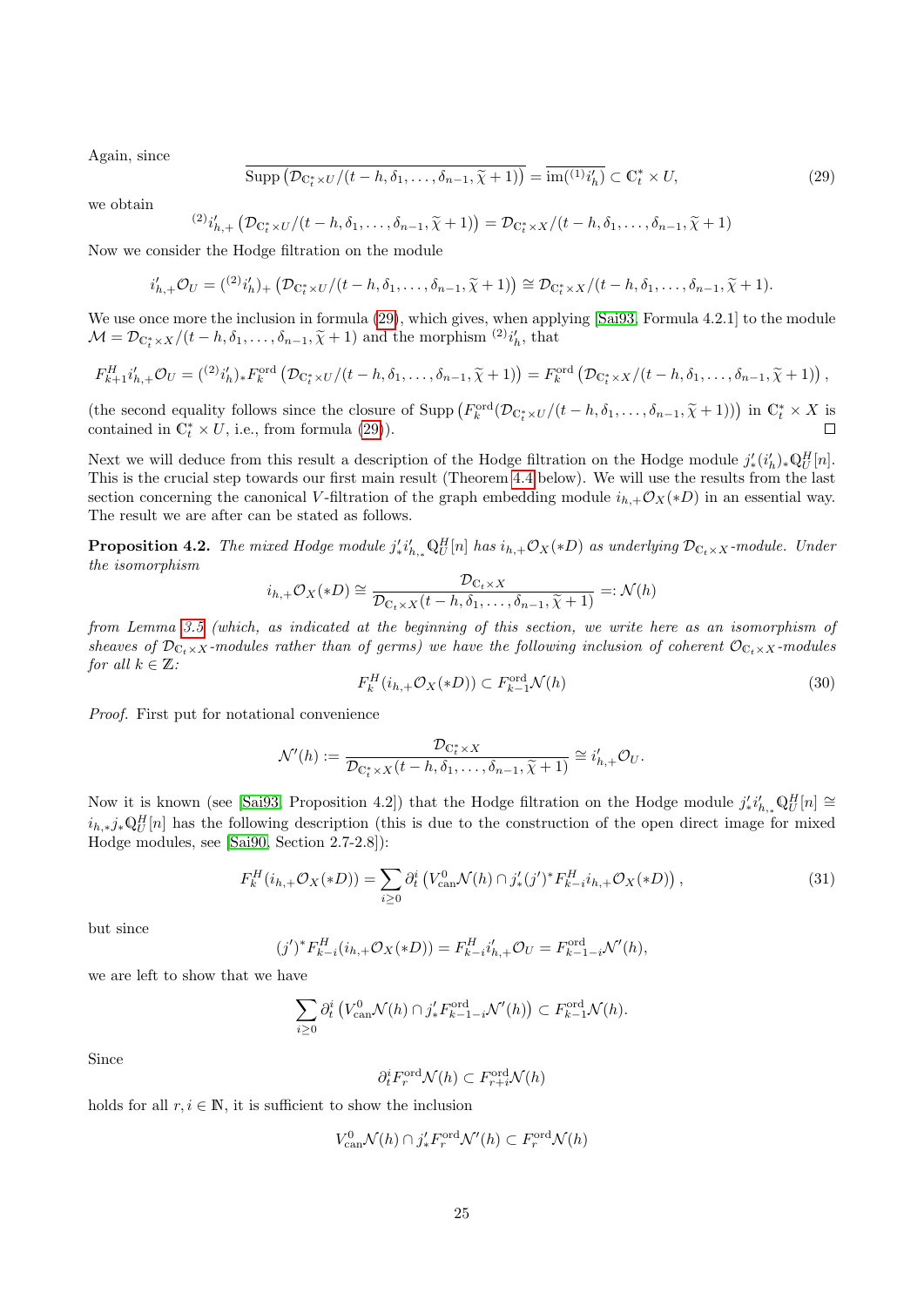Again, since

$$\overline{\mathrm{Supp}\left(\mathcal{D}_{\mathbb{C}_t^*\times U}/(t-h,\delta_1,\ldots,\delta_{n-1},\widetilde{\chi}+1)\right)} = \overline{\mathrm{im}({}^{(1)}i_h')} \subset \mathbb{C}_t^*\times U, \tag{29}$$

we obtain

$${}^{(2)}i'_{h,+}\left(\mathcal{D}_{\mathbb{C}_t^*\times U}/(t-h,\delta_1,\ldots,\delta_{n-1},\widetilde{\chi}+1)\right) = \mathcal{D}_{\mathbb{C}_t^*\times X}/(t-h,\delta_1,\ldots,\delta_{n-1},\widetilde{\chi}+1)$$

Now we consider the Hodge filtration on the module

$$i'_{h,+}\mathcal{O}_U = ({}^{(2)}i_h')_+\left(\mathcal{D}_{\mathbb{C}_t^*\times U}/(t-h,\delta_1,\ldots,\delta_{n-1},\widetilde{\chi}+1)\right) \cong \mathcal{D}_{\mathbb{C}_t^*\times X}/(t-h,\delta_1,\ldots,\delta_{n-1},\widetilde{\chi}+1).$$

We use once more the inclusion in formula (29), which gives, when applying [Sai93, Formula 4.2.1] to the module $\mathcal{M} = \mathcal{D}_{\mathbb{C}_t^*\times X}/(t-h,\delta_1,\ldots,\delta_{n-1},\widetilde{\chi}+1)$ and the morphism ${}^{(2)}i_h'$, that

$$F^H_{k+1}i'_{h,+}\mathcal{O}_U = ({}^{(2)}i_h')_*F^{\mathrm{ord}}_k\left(\mathcal{D}_{\mathbb{C}_t^*\times U}/(t-h,\delta_1,\ldots,\delta_{n-1},\widetilde{\chi}+1)\right) = F^{\mathrm{ord}}_k\left(\mathcal{D}_{\mathbb{C}_t^*\times X}/(t-h,\delta_1,\ldots,\delta_{n-1},\widetilde{\chi}+1)\right),$$

(the second equality follows since the closure of Supp $\left(F^{\mathrm{ord}}_k(\mathcal{D}_{\mathbb{C}_t^*\times U}/(t-h,\delta_1,\ldots,\delta_{n-1},\widetilde{\chi}+1))\right)$ in $\mathbb{C}_t^*\times X$ is contained in $\mathbb{C}_t^*\times U$, i.e., from formula (29)). ◻

Next we will deduce from this result a description of the Hodge filtration on the Hodge module $j'_*(i'_h)_*\mathbb{Q}^H_U[n]$. This is the crucial step towards our first main result (Theorem 4.4 below). We will use the results from the last section concerning the canonical $V$-filtration of the graph embedding module $i_{h,+}\mathcal{O}_X(*D)$ in an essential way. The result we are after can be stated as follows.

**Proposition 4.2.** *The mixed Hodge module $j'_*i'_{h,*}\mathbb{Q}^H_U[n]$ has $i_{h,+}\mathcal{O}_X(*D)$ as underlying $\mathcal{D}_{\mathbb{C}_t\times X}$-module. Under the isomorphism*

$$i_{h,+}\mathcal{O}_X(*D) \cong \frac{\mathcal{D}_{\mathbb{C}_t\times X}}{\mathcal{D}_{\mathbb{C}_t\times X}(t-h,\delta_1,\ldots,\delta_{n-1},\widetilde{\chi}+1)} =: \mathcal{N}(h)$$

*from Lemma 3.5 (which, as indicated at the beginning of this section, we write here as an isomorphism of sheaves of $\mathcal{D}_{\mathbb{C}_t\times X}$-modules rather than of germs) we have the following inclusion of coherent $\mathcal{O}_{\mathbb{C}_t\times X}$-modules for all $k\in\mathbb{Z}$:*

$$F^H_k(i_{h,+}\mathcal{O}_X(*D)) \subset F^{\mathrm{ord}}_{k-1}\mathcal{N}(h) \tag{30}$$

*Proof.* First put for notational convenience

$$\mathcal{N}'(h) := \frac{\mathcal{D}_{\mathbb{C}_t^*\times X}}{\mathcal{D}_{\mathbb{C}_t^*\times X}(t-h,\delta_1,\ldots,\delta_{n-1},\widetilde{\chi}+1)} \cong i'_{h,+}\mathcal{O}_U.$$

Now it is known (see [Sai93, Proposition 4.2]) that the Hodge filtration on the Hodge module $j'_*i'_{h,*}\mathbb{Q}^H_U[n] \cong i_{h,*}j_*\mathbb{Q}^H_U[n]$ has the following description (this is due to the construction of the open direct image for mixed Hodge modules, see [Sai90, Section 2.7-2.8]):

$$F^H_k(i_{h,+}\mathcal{O}_X(*D)) = \sum_{i\geq 0}\partial_t^i\left(V^0_{\mathrm{can}}\mathcal{N}(h)\cap j'_*(j')^*F^H_{k-i}i_{h,+}\mathcal{O}_X(*D)\right), \tag{31}$$

but since

$$(j')^*F^H_{k-i}(i_{h,+}\mathcal{O}_X(*D)) = F^H_{k-i}i'_{h,+}\mathcal{O}_U = F^{\mathrm{ord}}_{k-1-i}\mathcal{N}'(h),$$

we are left to show that we have

$$\sum_{i\geq 0}\partial_t^i\left(V^0_{\mathrm{can}}\mathcal{N}(h)\cap j'_*F^{\mathrm{ord}}_{k-1-i}\mathcal{N}'(h)\right) \subset F^{\mathrm{ord}}_{k-1}\mathcal{N}(h).$$

Since

$$\partial_t^iF^{\mathrm{ord}}_r\mathcal{N}(h) \subset F^{\mathrm{ord}}_{r+i}\mathcal{N}(h)$$

holds for all $r,i\in\mathbb{N}$, it is sufficient to show the inclusion

$$V^0_{\mathrm{can}}\mathcal{N}(h)\cap j'_*F^{\mathrm{ord}}_r\mathcal{N}'(h) \subset F^{\mathrm{ord}}_r\mathcal{N}(h)$$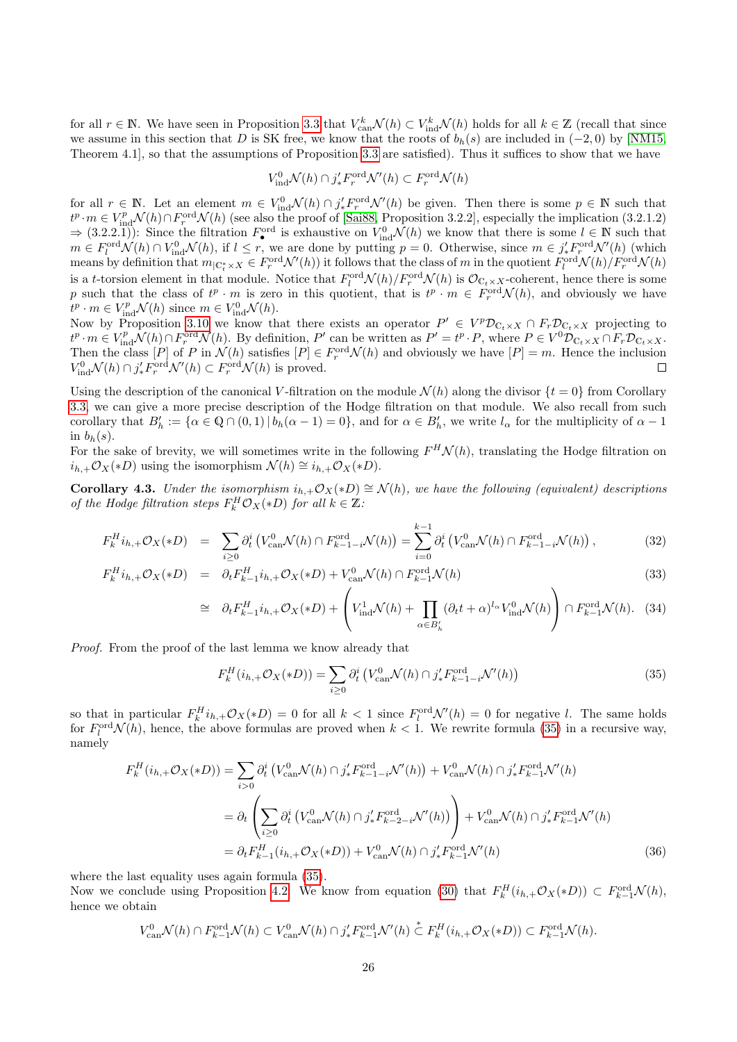for all $r \in \mathbb{N}$. We have seen in Proposition 3.3 that $V^k_{\mathrm{can}}\mathcal{N}(h) \subset V^k_{\mathrm{ind}}\mathcal{N}(h)$ holds for all $k \in \mathbb{Z}$ (recall that since we assume in this section that $D$ is SK free, we know that the roots of $b_h(s)$ are included in $(-2, 0)$ by [NM15, Theorem 4.1], so that the assumptions of Proposition 3.3 are satisfied). Thus it suffices to show that we have

$$V^0_{\mathrm{ind}}\mathcal{N}(h) \cap j'_* F^{\mathrm{ord}}_r \mathcal{N}'(h) \subset F^{\mathrm{ord}}_r \mathcal{N}(h)$$

for all $r \in \mathbb{N}$. Let an element $m \in V^0_{\mathrm{ind}}\mathcal{N}(h) \cap j'_* F^{\mathrm{ord}}_r \mathcal{N}'(h)$ be given. Then there is some $p \in \mathbb{N}$ such that $t^p \cdot m \in V^p_{\mathrm{ind}}\mathcal{N}(h) \cap F^{\mathrm{ord}}_r \mathcal{N}(h)$ (see also the proof of [Sai88, Proposition 3.2.2], especially the implication (3.2.1.2) $\Rightarrow$ (3.2.2.1)): Since the filtration $F^{\mathrm{ord}}_\bullet$ is exhaustive on $V^0_{\mathrm{ind}}\mathcal{N}(h)$ we know that there is some $l \in \mathbb{N}$ such that $m \in F^{\mathrm{ord}}_l \mathcal{N}(h) \cap V^0_{\mathrm{ind}}\mathcal{N}(h)$, if $l \leq r$, we are done by putting $p = 0$. Otherwise, since $m \in j'_* F^{\mathrm{ord}}_r \mathcal{N}'(h)$ (which means by definition that $m_{|\mathbb{C}^*_t \times X} \in F^{\mathrm{ord}}_r \mathcal{N}'(h)$) it follows that the class of $m$ in the quotient $F^{\mathrm{ord}}_l \mathcal{N}(h)/F^{\mathrm{ord}}_r \mathcal{N}(h)$ is a $t$-torsion element in that module. Notice that $F^{\mathrm{ord}}_l \mathcal{N}(h)/F^{\mathrm{ord}}_r \mathcal{N}(h)$ is $\mathcal{O}_{\mathbb{C}_t \times X}$-coherent, hence there is some $p$ such that the class of $t^p \cdot m$ is zero in this quotient, that is $t^p \cdot m \in F^{\mathrm{ord}}_r \mathcal{N}(h)$, and obviously we have $t^p \cdot m \in V^p_{\mathrm{ind}}\mathcal{N}(h)$ since $m \in V^0_{\mathrm{ind}}\mathcal{N}(h)$.
Now by Proposition 3.10 we know that there exists an operator $P' \in V^p \mathcal{D}_{\mathbb{C}_t \times X} \cap F_r \mathcal{D}_{\mathbb{C}_t \times X}$ projecting to $t^p \cdot m \in V^p_{\mathrm{ind}}\mathcal{N}(h) \cap F^{\mathrm{ord}}_r \mathcal{N}(h)$. By definition, $P'$ can be written as $P' = t^p \cdot P$, where $P \in V^0 \mathcal{D}_{\mathbb{C}_t \times X} \cap F_r \mathcal{D}_{\mathbb{C}_t \times X}$. Then the class $[P]$ of $P$ in $\mathcal{N}(h)$ satisfies $[P] \in F^{\mathrm{ord}}_r \mathcal{N}(h)$ and obviously we have $[P] = m$. Hence the inclusion $V^0_{\mathrm{ind}}\mathcal{N}(h) \cap j'_* F^{\mathrm{ord}}_r \mathcal{N}'(h) \subset F^{\mathrm{ord}}_r \mathcal{N}(h)$ is proved. $\square$

Using the description of the canonical $V$-filtration on the module $\mathcal{N}(h)$ along the divisor $\{t = 0\}$ from Corollary 3.3, we can give a more precise description of the Hodge filtration on that module. We also recall from such corollary that $B'_h := \{\alpha \in \mathbb{Q} \cap (0, 1) \,|\, b_h(\alpha - 1) = 0\}$, and for $\alpha \in B'_h$, we write $l_\alpha$ for the multiplicity of $\alpha - 1$ in $b_h(s)$.
For the sake of brevity, we will sometimes write in the following $F^H \mathcal{N}(h)$, translating the Hodge filtration on $i_{h,+}\mathcal{O}_X(*D)$ using the isomorphism $\mathcal{N}(h) \cong i_{h,+}\mathcal{O}_X(*D)$.

**Corollary 4.3.** *Under the isomorphism $i_{h,+}\mathcal{O}_X(*D) \cong \mathcal{N}(h)$, we have the following (equivalent) descriptions of the Hodge filtration steps $F^H_k \mathcal{O}_X(*D)$ for all $k \in \mathbb{Z}$:*

$$F^H_k i_{h,+}\mathcal{O}_X(*D) = \sum_{i \geq 0} \partial_t^i \left( V^0_{\mathrm{can}}\mathcal{N}(h) \cap F^{\mathrm{ord}}_{k-1-i}\mathcal{N}(h) \right) = \sum_{i=0}^{k-1} \partial_t^i \left( V^0_{\mathrm{can}}\mathcal{N}(h) \cap F^{\mathrm{ord}}_{k-1-i}\mathcal{N}(h) \right), \tag{32}$$

$$F^H_k i_{h,+}\mathcal{O}_X(*D) = \partial_t F^H_{k-1} i_{h,+}\mathcal{O}_X(*D) + V^0_{\mathrm{can}}\mathcal{N}(h) \cap F^{\mathrm{ord}}_{k-1}\mathcal{N}(h) \tag{33}$$

$$\cong \partial_t F^H_{k-1} i_{h,+}\mathcal{O}_X(*D) + \left( V^1_{\mathrm{ind}}\mathcal{N}(h) + \prod_{\alpha \in B'_h} (\partial_t t + \alpha)^{l_\alpha} V^0_{\mathrm{ind}}\mathcal{N}(h) \right) \cap F^{\mathrm{ord}}_{k-1}\mathcal{N}(h). \tag{34}$$

*Proof.* From the proof of the last lemma we know already that

$$F^H_k (i_{h,+}\mathcal{O}_X(*D)) = \sum_{i \geq 0} \partial_t^i \left( V^0_{\mathrm{can}}\mathcal{N}(h) \cap j'_* F^{\mathrm{ord}}_{k-1-i}\mathcal{N}'(h) \right) \tag{35}$$

so that in particular $F^H_k i_{h,+}\mathcal{O}_X(*D) = 0$ for all $k < 1$ since $F^{\mathrm{ord}}_l \mathcal{N}'(h) = 0$ for negative $l$. The same holds for $F^{\mathrm{ord}}_l \mathcal{N}(h)$, hence, the above formulas are proved when $k < 1$. We rewrite formula (35) in a recursive way, namely

$$\begin{aligned}
F^H_k (i_{h,+}\mathcal{O}_X(*D)) &= \sum_{i > 0} \partial_t^i \left( V^0_{\mathrm{can}}\mathcal{N}(h) \cap j'_* F^{\mathrm{ord}}_{k-1-i}\mathcal{N}'(h) \right) + V^0_{\mathrm{can}}\mathcal{N}(h) \cap j'_* F^{\mathrm{ord}}_{k-1}\mathcal{N}'(h) \\
&= \partial_t \left( \sum_{i \geq 0} \partial_t^i \left( V^0_{\mathrm{can}}\mathcal{N}(h) \cap j'_* F^{\mathrm{ord}}_{k-2-i}\mathcal{N}'(h) \right) \right) + V^0_{\mathrm{can}}\mathcal{N}(h) \cap j'_* F^{\mathrm{ord}}_{k-1}\mathcal{N}'(h) \\
&= \partial_t F^H_{k-1} (i_{h,+}\mathcal{O}_X(*D)) + V^0_{\mathrm{can}}\mathcal{N}(h) \cap j'_* F^{\mathrm{ord}}_{k-1}\mathcal{N}'(h)
\end{aligned} \tag{36}$$

where the last equality uses again formula (35).
Now we conclude using Proposition 4.2. We know from equation (30) that $F^H_k (i_{h,+}\mathcal{O}_X(*D)) \subset F^{\mathrm{ord}}_{k-1}\mathcal{N}(h)$, hence we obtain

$$V^0_{\mathrm{can}}\mathcal{N}(h) \cap F^{\mathrm{ord}}_{k-1}\mathcal{N}(h) \subset V^0_{\mathrm{can}}\mathcal{N}(h) \cap j'_* F^{\mathrm{ord}}_{k-1}\mathcal{N}'(h) \overset{*}{\subset} F^H_k (i_{h,+}\mathcal{O}_X(*D)) \subset F^{\mathrm{ord}}_{k-1}\mathcal{N}(h).$$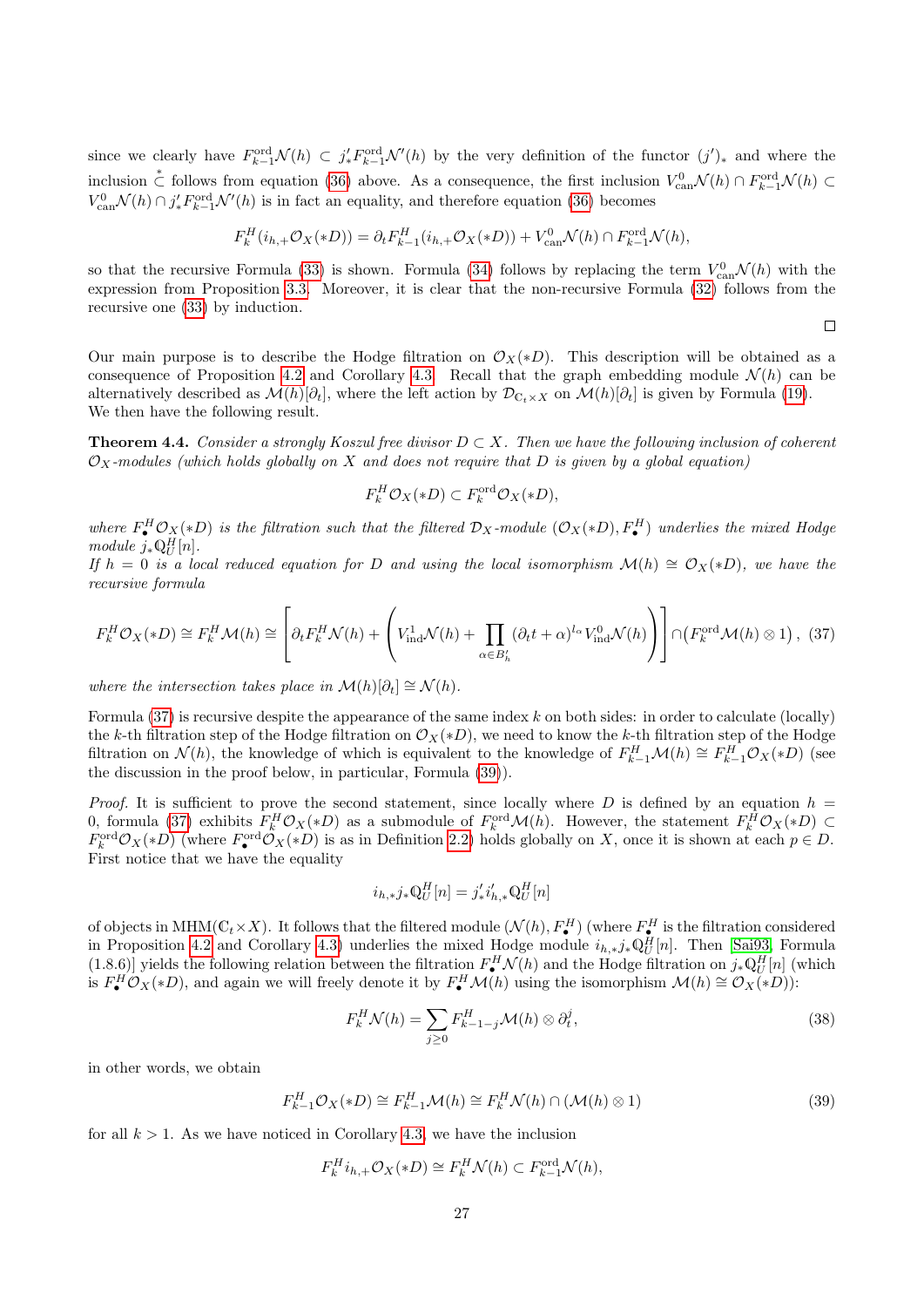since we clearly have $F_{k-1}^{\mathrm{ord}}\mathcal{N}(h) \subset j'_* F_{k-1}^{\mathrm{ord}}\mathcal{N}'(h)$ by the very definition of the functor $(j')_*$ and where the inclusion $\overset{*}{\subset}$ follows from equation (36) above. As a consequence, the first inclusion $V_{\mathrm{can}}^0\mathcal{N}(h) \cap F_{k-1}^{\mathrm{ord}}\mathcal{N}(h) \subset V_{\mathrm{can}}^0\mathcal{N}(h) \cap j'_* F_{k-1}^{\mathrm{ord}}\mathcal{N}'(h)$ is in fact an equality, and therefore equation (36) becomes

$$F_k^H(i_{h,+}\mathcal{O}_X(*D)) = \partial_t F_{k-1}^H(i_{h,+}\mathcal{O}_X(*D)) + V_{\mathrm{can}}^0\mathcal{N}(h) \cap F_{k-1}^{\mathrm{ord}}\mathcal{N}(h),$$

so that the recursive Formula (33) is shown. Formula (34) follows by replacing the term $V_{\mathrm{can}}^0\mathcal{N}(h)$ with the expression from Proposition 3.3. Moreover, it is clear that the non-recursive Formula (32) follows from the recursive one (33) by induction.

□

Our main purpose is to describe the Hodge filtration on $\mathcal{O}_X(*D)$. This description will be obtained as a consequence of Proposition 4.2 and Corollary 4.3. Recall that the graph embedding module $\mathcal{N}(h)$ can be alternatively described as $\mathcal{M}(h)[\partial_t]$, where the left action by $\mathcal{D}_{\mathbb{C}_t\times X}$ on $\mathcal{M}(h)[\partial_t]$ is given by Formula (19). We then have the following result.

**Theorem 4.4.** *Consider a strongly Koszul free divisor $D \subset X$. Then we have the following inclusion of coherent $\mathcal{O}_X$-modules (which holds globally on $X$ and does not require that $D$ is given by a global equation)*

$$F_k^H\mathcal{O}_X(*D) \subset F_k^{\mathrm{ord}}\mathcal{O}_X(*D),$$

*where $F_\bullet^H\mathcal{O}_X(*D)$ is the filtration such that the filtered $\mathcal{D}_X$-module $(\mathcal{O}_X(*D), F_\bullet^H)$ underlies the mixed Hodge module $j_*\mathbb{Q}_U^H[n]$.*
*If $h = 0$ is a local reduced equation for $D$ and using the local isomorphism $\mathcal{M}(h) \cong \mathcal{O}_X(*D)$, we have the recursive formula*

$$F_k^H\mathcal{O}_X(*D) \cong F_k^H\mathcal{M}(h) \cong \left[\partial_t F_k^H\mathcal{N}(h) + \left(V_{\mathrm{ind}}^1\mathcal{N}(h) + \prod_{\alpha\in B'_h}(\partial_t t+\alpha)^{l_\alpha}V_{\mathrm{ind}}^0\mathcal{N}(h)\right)\right] \cap \left(F_k^{\mathrm{ord}}\mathcal{M}(h)\otimes 1\right), \quad (37)$$

*where the intersection takes place in $\mathcal{M}(h)[\partial_t] \cong \mathcal{N}(h)$.*

Formula (37) is recursive despite the appearance of the same index $k$ on both sides: in order to calculate (locally) the $k$-th filtration step of the Hodge filtration on $\mathcal{O}_X(*D)$, we need to know the $k$-th filtration step of the Hodge filtration on $\mathcal{N}(h)$, the knowledge of which is equivalent to the knowledge of $F_{k-1}^H\mathcal{M}(h) \cong F_{k-1}^H\mathcal{O}_X(*D)$ (see the discussion in the proof below, in particular, Formula (39)).

*Proof.* It is sufficient to prove the second statement, since locally where $D$ is defined by an equation $h = 0$, formula (37) exhibits $F_k^H\mathcal{O}_X(*D)$ as a submodule of $F_k^{\mathrm{ord}}\mathcal{M}(h)$. However, the statement $F_k^H\mathcal{O}_X(*D) \subset F_k^{\mathrm{ord}}\mathcal{O}_X(*D)$ (where $F_\bullet^{\mathrm{ord}}\mathcal{O}_X(*D)$ is as in Definition 2.2) holds globally on $X$, once it is shown at each $p \in D$. First notice that we have the equality

$$i_{h,*}j_*\mathbb{Q}_U^H[n] = j'_*i'_{h,*}\mathbb{Q}_U^H[n]$$

of objects in $\mathrm{MHM}(\mathbb{C}_t\times X)$. It follows that the filtered module $(\mathcal{N}(h), F_\bullet^H)$ (where $F_\bullet^H$ is the filtration considered in Proposition 4.2 and Corollary 4.3) underlies the mixed Hodge module $i_{h,*}j_*\mathbb{Q}_U^H[n]$. Then [Sai93, Formula (1.8.6)] yields the following relation between the filtration $F_\bullet^H\mathcal{N}(h)$ and the Hodge filtration on $j_*\mathbb{Q}_U^H[n]$ (which is $F_\bullet^H\mathcal{O}_X(*D)$, and again we will freely denote it by $F_\bullet^H\mathcal{M}(h)$ using the isomorphism $\mathcal{M}(h) \cong \mathcal{O}_X(*D)$):

$$F_k^H\mathcal{N}(h) = \sum_{j\geq 0} F_{k-1-j}^H\mathcal{M}(h)\otimes\partial_t^j, \quad (38)$$

in other words, we obtain

$$F_{k-1}^H\mathcal{O}_X(*D) \cong F_{k-1}^H\mathcal{M}(h) \cong F_k^H\mathcal{N}(h) \cap (\mathcal{M}(h)\otimes 1) \quad (39)$$

for all $k > 1$. As we have noticed in Corollary 4.3, we have the inclusion

$$F_k^H i_{h,+}\mathcal{O}_X(*D) \cong F_k^H\mathcal{N}(h) \subset F_{k-1}^{\mathrm{ord}}\mathcal{N}(h),$$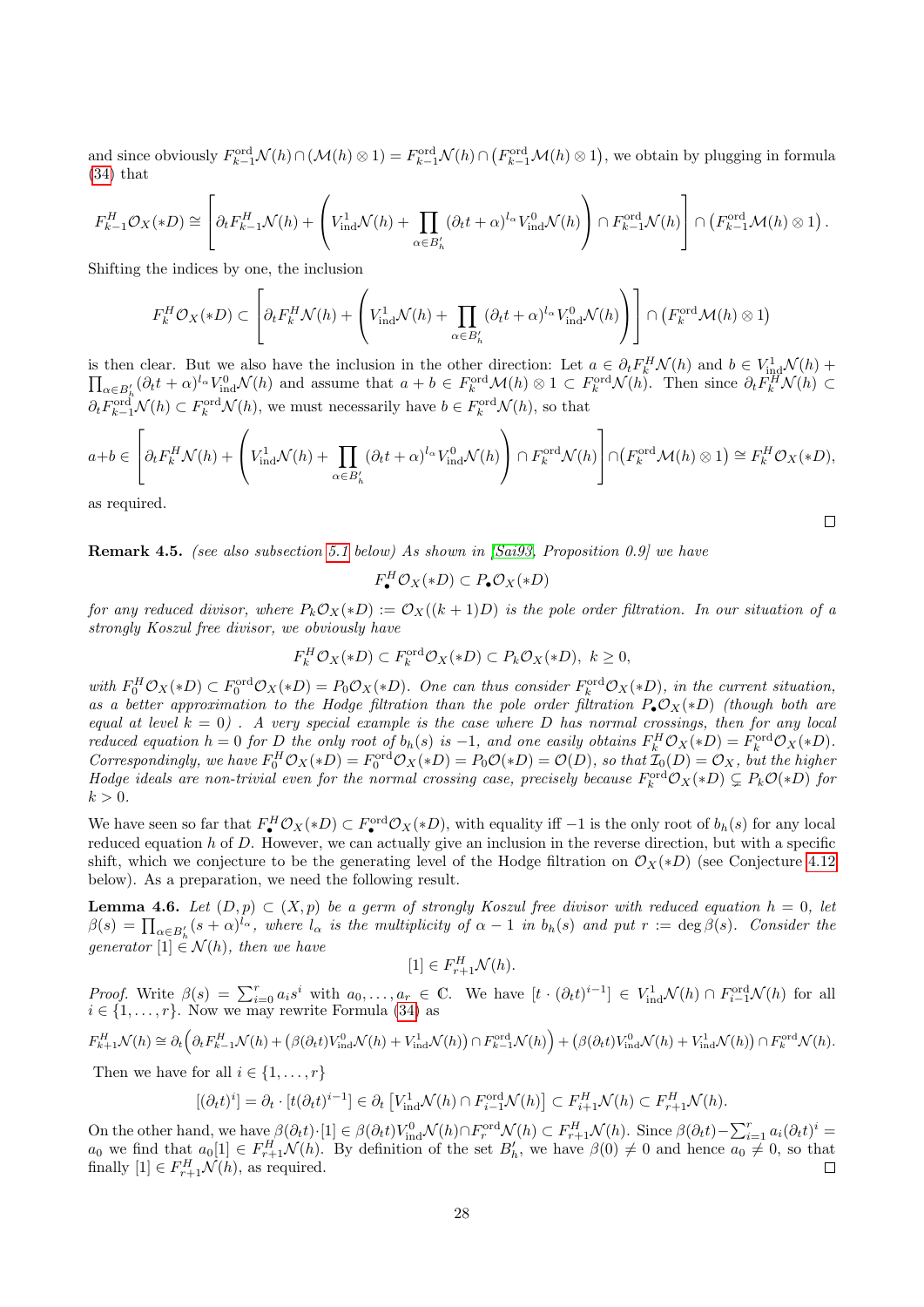and since obviously $F^{\mathrm{ord}}_{k-1}\mathcal{N}(h)\cap(\mathcal{M}(h)\otimes 1) = F^{\mathrm{ord}}_{k-1}\mathcal{N}(h)\cap\left(F^{\mathrm{ord}}_{k-1}\mathcal{M}(h)\otimes 1\right)$, we obtain by plugging in formula (34) that

$$F^H_{k-1}\mathcal{O}_X(*D) \cong \left[\partial_t F^H_{k-1}\mathcal{N}(h) + \left(V^1_{\mathrm{ind}}\mathcal{N}(h) + \prod_{\alpha\in B'_h}(\partial_t t+\alpha)^{l_\alpha} V^0_{\mathrm{ind}}\mathcal{N}(h)\right)\cap F^{\mathrm{ord}}_{k-1}\mathcal{N}(h)\right]\cap\left(F^{\mathrm{ord}}_{k-1}\mathcal{M}(h)\otimes 1\right).$$

Shifting the indices by one, the inclusion

$$F^H_k\mathcal{O}_X(*D)\subset\left[\partial_t F^H_k\mathcal{N}(h) + \left(V^1_{\mathrm{ind}}\mathcal{N}(h) + \prod_{\alpha\in B'_h}(\partial_t t+\alpha)^{l_\alpha} V^0_{\mathrm{ind}}\mathcal{N}(h)\right)\right]\cap\left(F^{\mathrm{ord}}_k\mathcal{M}(h)\otimes 1\right)$$

is then clear. But we also have the inclusion in the other direction: Let $a\in\partial_t F^H_k\mathcal{N}(h)$ and $b\in V^1_{\mathrm{ind}}\mathcal{N}(h)+\prod_{\alpha\in B'_h}(\partial_t t+\alpha)^{l_\alpha}V^0_{\mathrm{ind}}\mathcal{N}(h)$ and assume that $a+b\in F^{\mathrm{ord}}_k\mathcal{M}(h)\otimes 1\subset F^{\mathrm{ord}}_k\mathcal{N}(h)$. Then since $\partial_t F^H_k\mathcal{N}(h)\subset \partial_t F^{\mathrm{ord}}_{k-1}\mathcal{N}(h)\subset F^{\mathrm{ord}}_k\mathcal{N}(h)$, we must necessarily have $b\in F^{\mathrm{ord}}_k\mathcal{N}(h)$, so that

$$a+b\in\left[\partial_t F^H_k\mathcal{N}(h) + \left(V^1_{\mathrm{ind}}\mathcal{N}(h) + \prod_{\alpha\in B'_h}(\partial_t t+\alpha)^{l_\alpha} V^0_{\mathrm{ind}}\mathcal{N}(h)\right)\cap F^{\mathrm{ord}}_k\mathcal{N}(h)\right]\cap\left(F^{\mathrm{ord}}_k\mathcal{M}(h)\otimes 1\right)\cong F^H_k\mathcal{O}_X(*D),$$

as required. □

**Remark 4.5.** *(see also subsection 5.1 below) As shown in [Sai93, Proposition 0.9] we have*

$$F^H_\bullet\mathcal{O}_X(*D)\subset P_\bullet\mathcal{O}_X(*D)$$

*for any reduced divisor, where $P_k\mathcal{O}_X(*D):=\mathcal{O}_X((k+1)D)$ is the pole order filtration. In our situation of a strongly Koszul free divisor, we obviously have*

$$F^H_k\mathcal{O}_X(*D)\subset F^{\mathrm{ord}}_k\mathcal{O}_X(*D)\subset P_k\mathcal{O}_X(*D),\ k\geq 0,$$

*with $F^H_0\mathcal{O}_X(*D)\subset F^{\mathrm{ord}}_0\mathcal{O}_X(*D)=P_0\mathcal{O}_X(*D)$. One can thus consider $F^{\mathrm{ord}}_k\mathcal{O}_X(*D)$, in the current situation, as a better approximation to the Hodge filtration than the pole order filtration $P_\bullet\mathcal{O}_X(*D)$ (though both are equal at level $k=0$). A very special example is the case where $D$ has normal crossings, then for any local reduced equation $h=0$ for $D$ the only root of $b_h(s)$ is $-1$, and one easily obtains $F^H_k\mathcal{O}_X(*D)=F^{\mathrm{ord}}_k\mathcal{O}_X(*D)$. Correspondingly, we have $F^H_0\mathcal{O}_X(*D)=F^{\mathrm{ord}}_0\mathcal{O}_X(*D)=P_0\mathcal{O}(*D)=\mathcal{O}(D)$, so that $\mathcal{I}_0(D)=\mathcal{O}_X$, but the higher Hodge ideals are non-trivial even for the normal crossing case, precisely because $F^{\mathrm{ord}}_k\mathcal{O}_X(*D)\subsetneq P_k\mathcal{O}(*D)$ for $k>0$.*

We have seen so far that $F^H_\bullet\mathcal{O}_X(*D)\subset F^{\mathrm{ord}}_\bullet\mathcal{O}_X(*D)$, with equality iff $-1$ is the only root of $b_h(s)$ for any local reduced equation $h$ of $D$. However, we can actually give an inclusion in the reverse direction, but with a specific shift, which we conjecture to be the generating level of the Hodge filtration on $\mathcal{O}_X(*D)$ (see Conjecture 4.12 below). As a preparation, we need the following result.

**Lemma 4.6.** *Let $(D,p)\subset(X,p)$ be a germ of strongly Koszul free divisor with reduced equation $h=0$, let $\beta(s)=\prod_{\alpha\in B'_h}(s+\alpha)^{l_\alpha}$, where $l_\alpha$ is the multiplicity of $\alpha-1$ in $b_h(s)$ and put $r:=\deg\beta(s)$. Consider the generator $[1]\in\mathcal{N}(h)$, then we have*

$$[1]\in F^H_{r+1}\mathcal{N}(h).$$

*Proof.* Write $\beta(s)=\sum_{i=0}^r a_i s^i$ with $a_0,\ldots,a_r\in\mathbb{C}$. We have $[t\cdot(\partial_t t)^{i-1}]\in V^1_{\mathrm{ind}}\mathcal{N}(h)\cap F^{\mathrm{ord}}_{i-1}\mathcal{N}(h)$ for all $i\in\{1,\ldots,r\}$. Now we may rewrite Formula (34) as

$$F^H_{k+1}\mathcal{N}(h)\cong\partial_t\Big(\partial_t F^H_{k-1}\mathcal{N}(h)+\big(\beta(\partial_t t)V^0_{\mathrm{ind}}\mathcal{N}(h)+V^1_{\mathrm{ind}}\mathcal{N}(h)\big)\cap F^{\mathrm{ord}}_{k-1}\mathcal{N}(h)\Big)+\big(\beta(\partial_t t)V^0_{\mathrm{ind}}\mathcal{N}(h)+V^1_{\mathrm{ind}}\mathcal{N}(h)\big)\cap F^{\mathrm{ord}}_k\mathcal{N}(h).$$

Then we have for all $i\in\{1,\ldots,r\}$

$$[(\partial_t t)^i]=\partial_t\cdot[t(\partial_t t)^{i-1}]\in\partial_t\left[V^1_{\mathrm{ind}}\mathcal{N}(h)\cap F^{\mathrm{ord}}_{i-1}\mathcal{N}(h)\right]\subset F^H_{i+1}\mathcal{N}(h)\subset F^H_{r+1}\mathcal{N}(h).$$

On the other hand, we have $\beta(\partial_t t)\cdot[1]\in\beta(\partial_t t)V^0_{\mathrm{ind}}\mathcal{N}(h)\cap F^{\mathrm{ord}}_r\mathcal{N}(h)\subset F^H_{r+1}\mathcal{N}(h)$. Since $\beta(\partial_t t)-\sum_{i=1}^r a_i(\partial_t t)^i=a_0$ we find that $a_0[1]\in F^H_{r+1}\mathcal{N}(h)$. By definition of the set $B'_h$, we have $\beta(0)\neq 0$ and hence $a_0\neq 0$, so that finally $[1]\in F^H_{r+1}\mathcal{N}(h)$, as required. □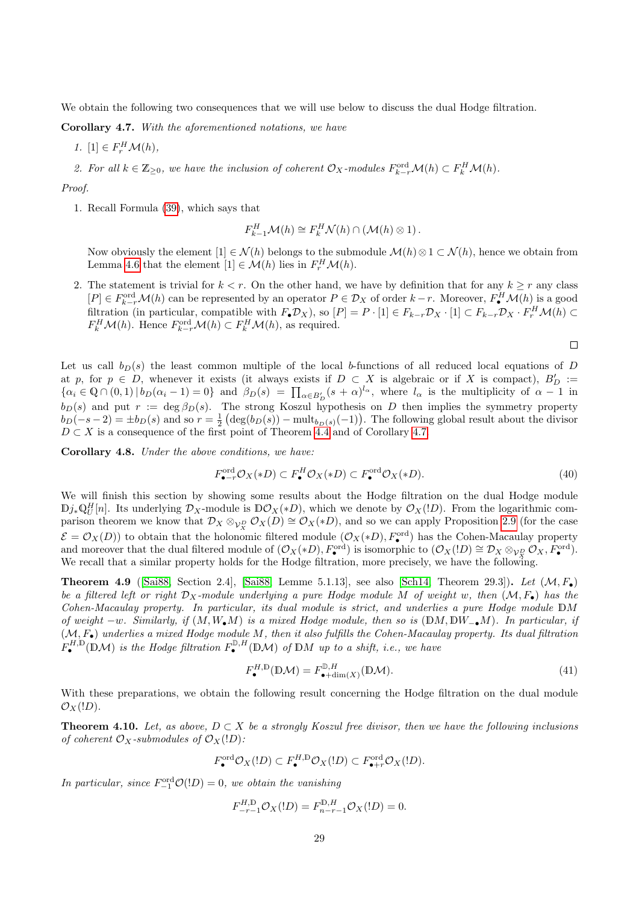We obtain the following two consequences that we will use below to discuss the dual Hodge filtration.

**Corollary 4.7.** *With the aforementioned notations, we have*

1. $[1] \in F^H_r \mathcal{M}(h)$,
2. *For all $k \in \mathbb{Z}_{\geq 0}$, we have the inclusion of coherent $\mathcal{O}_X$-modules $F^{\text{ord}}_{k-r}\mathcal{M}(h) \subset F^H_k \mathcal{M}(h)$.*

*Proof.*

1. Recall Formula (39), which says that

$$F^H_{k-1}\mathcal{M}(h) \cong F^H_k \mathcal{N}(h) \cap (\mathcal{M}(h) \otimes 1).$$

Now obviously the element $[1] \in \mathcal{N}(h)$ belongs to the submodule $\mathcal{M}(h) \otimes 1 \subset \mathcal{N}(h)$, hence we obtain from Lemma 4.6 that the element $[1] \in \mathcal{M}(h)$ lies in $F^H_r \mathcal{M}(h)$.

2. The statement is trivial for $k < r$. On the other hand, we have by definition that for any $k \geq r$ any class $[P] \in F^{\text{ord}}_{k-r}\mathcal{M}(h)$ can be represented by an operator $P \in \mathcal{D}_X$ of order $k-r$. Moreover, $F^H_\bullet \mathcal{M}(h)$ is a good filtration (in particular, compatible with $F_\bullet \mathcal{D}_X$), so $[P] = P \cdot [1] \in F_{k-r}\mathcal{D}_X \cdot [1] \subset F_{k-r}\mathcal{D}_X \cdot F^H_r \mathcal{M}(h) \subset F^H_k \mathcal{M}(h)$. Hence $F^{\text{ord}}_{k-r}\mathcal{M}(h) \subset F^H_k \mathcal{M}(h)$, as required.

□

Let us call $b_D(s)$ the least common multiple of the local $b$-functions of all reduced local equations of $D$ at $p$, for $p \in D$, whenever it exists (it always exists if $D \subset X$ is algebraic or if $X$ is compact), $B'_D := \{\alpha_i \in \mathbb{Q} \cap (0,1) \,|\, b_D(\alpha_i - 1) = 0\}$ and $\beta_D(s) = \prod_{\alpha \in B'_D}(s+\alpha)^{l_\alpha}$, where $l_\alpha$ is the multiplicity of $\alpha - 1$ in $b_D(s)$ and put $r := \deg \beta_D(s)$. The strong Koszul hypothesis on $D$ then implies the symmetry property $b_D(-s-2) = \pm b_D(s)$ and so $r = \frac{1}{2}\left(\deg(b_D(s)) - \text{mult}_{b_D(s)}(-1)\right)$. The following global result about the divisor $D \subset X$ is a consequence of the first point of Theorem 4.4 and of Corollary 4.7.

**Corollary 4.8.** *Under the above conditions, we have:*

$$F^{\text{ord}}_{\bullet - r}\mathcal{O}_X(*D) \subset F^H_\bullet \mathcal{O}_X(*D) \subset F^{\text{ord}}_\bullet \mathcal{O}_X(*D). \tag{40}$$

We will finish this section by showing some results about the Hodge filtration on the dual Hodge module $\mathbb{D}j_*\mathbb{Q}^H_U[n]$. Its underlying $\mathcal{D}_X$-module is $\mathbb{D}\mathcal{O}_X(*D)$, which we denote by $\mathcal{O}_X(!D)$. From the logarithmic comparison theorem we know that $\mathcal{D}_X \otimes_{\mathcal{V}^D_X} \mathcal{O}_X(D) \cong \mathcal{O}_X(*D)$, and so we can apply Proposition 2.9 (for the case $\mathcal{E} = \mathcal{O}_X(D)$) to obtain that the holonomic filtered module $(\mathcal{O}_X(*D), F^{\text{ord}}_\bullet)$ has the Cohen-Macaulay property and moreover that the dual filtered module of $(\mathcal{O}_X(*D), F^{\text{ord}})$ is isomorphic to $(\mathcal{O}_X(!D) \cong \mathcal{D}_X \otimes_{\mathcal{V}^D_X} \mathcal{O}_X, F^{\text{ord}}_\bullet)$. We recall that a similar property holds for the Hodge filtration, more precisely, we have the following.

**Theorem 4.9** ([Sai88, Section 2.4], [Sai88, Lemme 5.1.13], see also [Sch14, Theorem 29.3])**.** *Let $(\mathcal{M}, F_\bullet)$ be a filtered left or right $\mathcal{D}_X$-module underlying a pure Hodge module $M$ of weight $w$, then $(\mathcal{M}, F_\bullet)$ has the Cohen-Macaulay property. In particular, its dual module is strict, and underlies a pure Hodge module $\mathbb{D}M$ of weight $-w$. Similarly, if $(M, W_\bullet M)$ is a mixed Hodge module, then so is $(\mathbb{D}M, \mathbb{D}W_{-\bullet}M)$. In particular, if $(\mathcal{M}, F_\bullet)$ underlies a mixed Hodge module $M$, then it also fulfills the Cohen-Macaulay property. Its dual filtration $F^{H,\mathbb{D}}_\bullet(\mathbb{D}\mathcal{M})$ is the Hodge filtration $F^{\mathbb{D},H}_\bullet(\mathbb{D}\mathcal{M})$ of $\mathbb{D}M$ up to a shift, i.e., we have*

$$F^{H,\mathbb{D}}_\bullet(\mathbb{D}\mathcal{M}) = F^{\mathbb{D},H}_{\bullet + \dim(X)}(\mathbb{D}\mathcal{M}). \tag{41}$$

With these preparations, we obtain the following result concerning the Hodge filtration on the dual module $\mathcal{O}_X(!D)$.

**Theorem 4.10.** *Let, as above, $D \subset X$ be a strongly Koszul free divisor, then we have the following inclusions of coherent $\mathcal{O}_X$-submodules of $\mathcal{O}_X(!D)$:*

$$F^{\text{ord}}_\bullet \mathcal{O}_X(!D) \subset F^{H,\mathbb{D}}_\bullet \mathcal{O}_X(!D) \subset F^{\text{ord}}_{\bullet + r}\mathcal{O}_X(!D).$$

*In particular, since $F^{\text{ord}}_{-1}\mathcal{O}(!D) = 0$, we obtain the vanishing*

$$F^{H,\mathbb{D}}_{-r-1}\mathcal{O}_X(!D) = F^{\mathbb{D},H}_{n-r-1}\mathcal{O}_X(!D) = 0.$$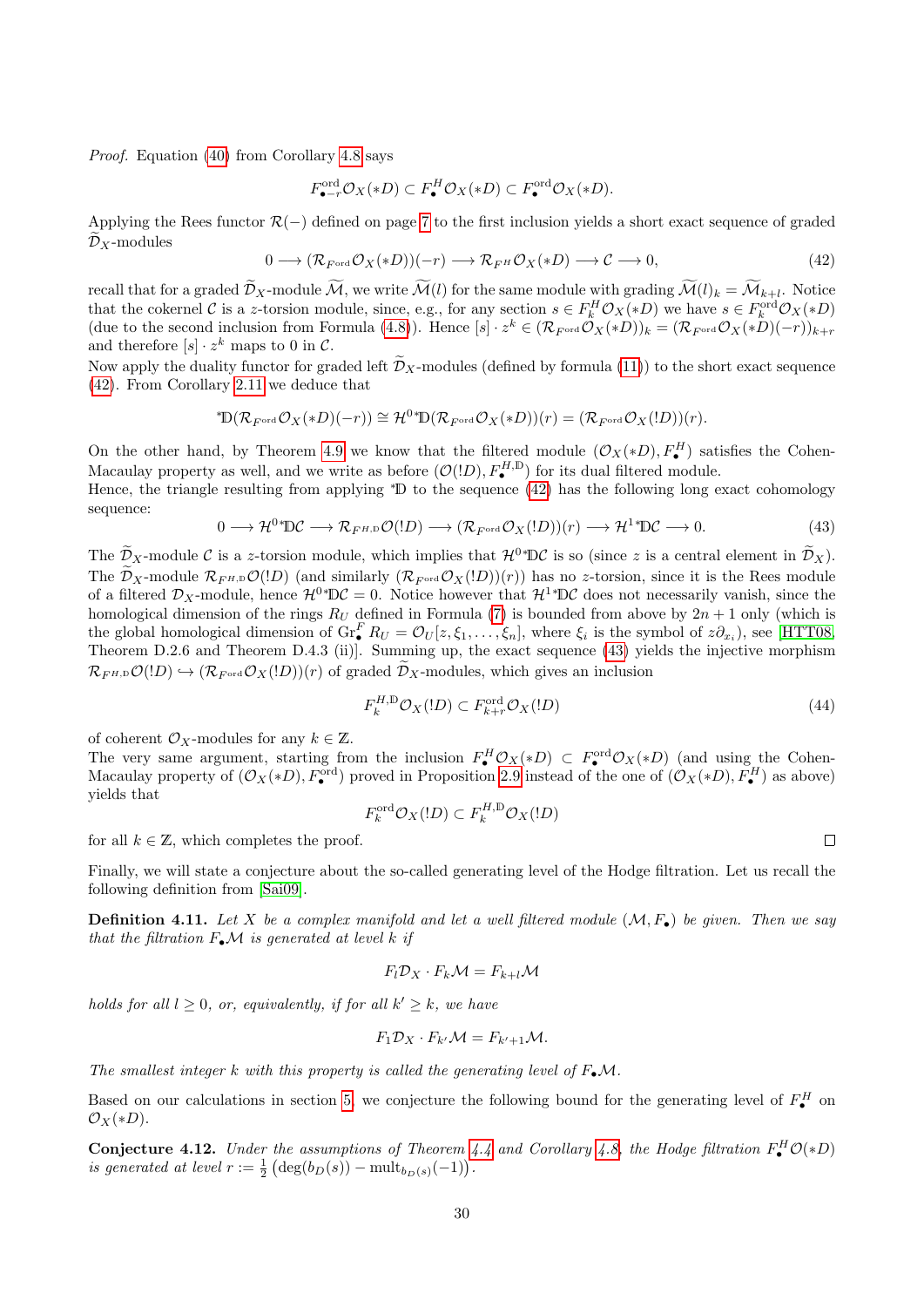*Proof.* Equation (40) from Corollary 4.8 says

$$F^{\mathrm{ord}}_{\bullet - r}\mathcal{O}_X(*D) \subset F^H_\bullet \mathcal{O}_X(*D) \subset F^{\mathrm{ord}}_\bullet \mathcal{O}_X(*D).$$

Applying the Rees functor $\mathcal{R}(-)$ defined on page 7 to the first inclusion yields a short exact sequence of graded $\widetilde{\mathcal{D}}_X$-modules

$$0 \longrightarrow (\mathcal{R}_{F^{\mathrm{ord}}}\mathcal{O}_X(*D))(-r) \longrightarrow \mathcal{R}_{F^H}\mathcal{O}_X(*D) \longrightarrow \mathcal{C} \longrightarrow 0, \tag{42}$$

recall that for a graded $\widetilde{\mathcal{D}}_X$-module $\widetilde{\mathcal{M}}$, we write $\widetilde{\mathcal{M}}(l)$ for the same module with grading $\widetilde{\mathcal{M}}(l)_k = \widetilde{\mathcal{M}}_{k+l}$. Notice that the cokernel $\mathcal{C}$ is a $z$-torsion module, since, e.g., for any section $s \in F^H_k\mathcal{O}_X(*D)$ we have $s \in F^{\mathrm{ord}}_k\mathcal{O}_X(*D)$ (due to the second inclusion from Formula (4.8)). Hence $[s]\cdot z^k \in (\mathcal{R}_{F^{\mathrm{ord}}}\mathcal{O}_X(*D))_k = (\mathcal{R}_{F^{\mathrm{ord}}}\mathcal{O}_X(*D)(-r))_{k+r}$ and therefore $[s]\cdot z^k$ maps to 0 in $\mathcal{C}$.

Now apply the duality functor for graded left $\widetilde{\mathcal{D}}_X$-modules (defined by formula (11)) to the short exact sequence (42). From Corollary 2.11 we deduce that

$$^*\mathbb{D}(\mathcal{R}_{F^{\mathrm{ord}}}\mathcal{O}_X(*D)(-r)) \cong \mathcal{H}^0\, {}^*\mathbb{D}(\mathcal{R}_{F^{\mathrm{ord}}}\mathcal{O}_X(*D))(r) = (\mathcal{R}_{F^{\mathrm{ord}}}\mathcal{O}_X(!D))(r).$$

On the other hand, by Theorem 4.9 we know that the filtered module $(\mathcal{O}_X(*D), F^H_\bullet)$ satisfies the Cohen-Macaulay property as well, and we write as before $(\mathcal{O}(!D), F^{H,\mathbb{D}}_\bullet)$ for its dual filtered module.
Hence, the triangle resulting from applying $^*\mathbb{D}$ to the sequence (42) has the following long exact cohomology sequence:

$$0 \longrightarrow \mathcal{H}^0\, {}^*\mathbb{D}\mathcal{C} \longrightarrow \mathcal{R}_{F^{H,\mathbb{D}}}\mathcal{O}(!D) \longrightarrow (\mathcal{R}_{F^{\mathrm{ord}}}\mathcal{O}_X(!D))(r) \longrightarrow \mathcal{H}^1\, {}^*\mathbb{D}\mathcal{C} \longrightarrow 0. \tag{43}$$

The $\widetilde{\mathcal{D}}_X$-module $\mathcal{C}$ is a $z$-torsion module, which implies that $\mathcal{H}^0\, {}^*\mathbb{D}\mathcal{C}$ is so (since $z$ is a central element in $\widetilde{\mathcal{D}}_X$). The $\widetilde{\mathcal{D}}_X$-module $\mathcal{R}_{F^{H,\mathbb{D}}}\mathcal{O}(!D)$ (and similarly $(\mathcal{R}_{F^{\mathrm{ord}}}\mathcal{O}_X(!D))(r)$) has no $z$-torsion, since it is the Rees module of a filtered $\mathcal{D}_X$-module, hence $\mathcal{H}^0\, {}^*\mathbb{D}\mathcal{C} = 0$. Notice however that $\mathcal{H}^1\, {}^*\mathbb{D}\mathcal{C}$ does not necessarily vanish, since the homological dimension of the rings $R_U$ defined in Formula (7) is bounded from above by $2n+1$ only (which is the global homological dimension of $\mathrm{Gr}^F_\bullet R_U = \mathcal{O}_U[z, \xi_1, \ldots, \xi_n]$, where $\xi_i$ is the symbol of $z\partial_{x_i}$), see [HTT08, Theorem D.2.6 and Theorem D.4.3 (ii)]. Summing up, the exact sequence (43) yields the injective morphism $\mathcal{R}_{F^{H,\mathbb{D}}}\mathcal{O}(!D) \hookrightarrow (\mathcal{R}_{F^{\mathrm{ord}}}\mathcal{O}_X(!D))(r)$ of graded $\widetilde{\mathcal{D}}_X$-modules, which gives an inclusion

$$F^{H,\mathbb{D}}_k\mathcal{O}_X(!D) \subset F^{\mathrm{ord}}_{k+r}\mathcal{O}_X(!D) \tag{44}$$

of coherent $\mathcal{O}_X$-modules for any $k \in \mathbb{Z}$.
The very same argument, starting from the inclusion $F^H_\bullet\mathcal{O}_X(*D) \subset F^{\mathrm{ord}}_\bullet\mathcal{O}_X(*D)$ (and using the Cohen-Macaulay property of $(\mathcal{O}_X(*D), F^{\mathrm{ord}}_\bullet)$ proved in Proposition 2.9 instead of the one of $(\mathcal{O}_X(*D), F^H_\bullet)$ as above) yields that

$$F^{\mathrm{ord}}_k\mathcal{O}_X(!D) \subset F^{H,\mathbb{D}}_k\mathcal{O}_X(!D)$$

for all $k \in \mathbb{Z}$, which completes the proof. $\square$

Finally, we will state a conjecture about the so-called generating level of the Hodge filtration. Let us recall the following definition from [Sai09].

**Definition 4.11.** *Let $X$ be a complex manifold and let a well filtered module $(\mathcal{M}, F_\bullet)$ be given. Then we say that the filtration $F_\bullet\mathcal{M}$ is generated at level $k$ if*

$$F_l\mathcal{D}_X \cdot F_k\mathcal{M} = F_{k+l}\mathcal{M}$$

*holds for all $l \geq 0$, or, equivalently, if for all $k' \geq k$, we have*

$$F_1\mathcal{D}_X \cdot F_{k'}\mathcal{M} = F_{k'+1}\mathcal{M}.$$

*The smallest integer $k$ with this property is called the generating level of $F_\bullet\mathcal{M}$.*

Based on our calculations in section 5, we conjecture the following bound for the generating level of $F^H_\bullet$ on $\mathcal{O}_X(*D)$.

**Conjecture 4.12.** *Under the assumptions of Theorem 4.4 and Corollary 4.8, the Hodge filtration $F^H_\bullet\mathcal{O}(*D)$ is generated at level $r := \frac{1}{2}\left(\deg(b_D(s)) - \mathrm{mult}_{b_D(s)}(-1)\right)$.*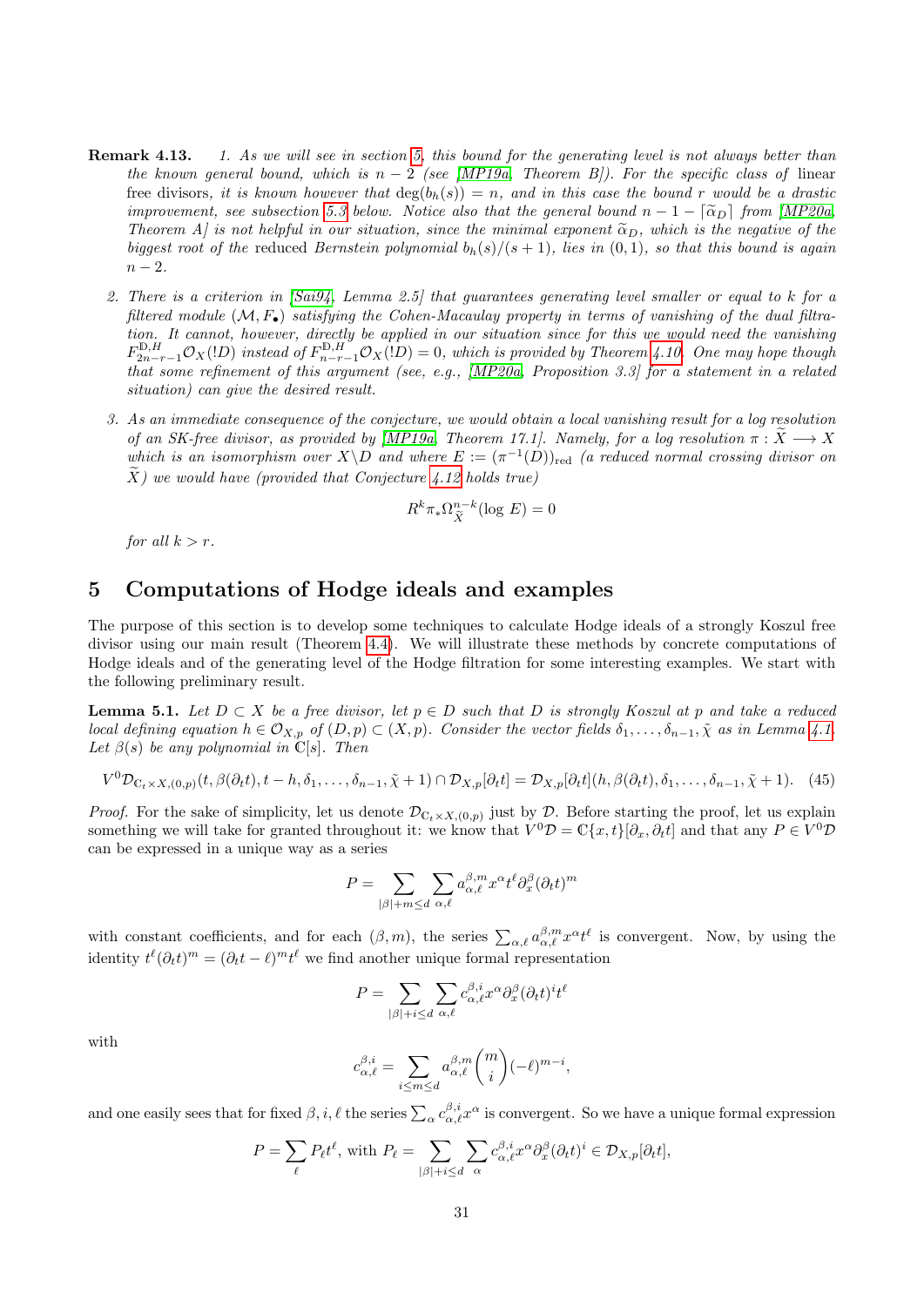**Remark 4.13.** *1. As we will see in section 5, this bound for the generating level is not always better than the known general bound, which is $n-2$ (see [MP19a, Theorem B]). For the specific class of* linear free divisors, *it is known however that $\deg(b_h(s)) = n$, and in this case the bound $r$ would be a drastic improvement, see subsection 5.3 below. Notice also that the general bound $n-1-\lceil\widetilde{\alpha}_D\rceil$ from [MP20a, Theorem A] is not helpful in our situation, since the minimal exponent $\widetilde{\alpha}_D$, which is the negative of the biggest root of the* reduced *Bernstein polynomial $b_h(s)/(s+1)$, lies in $(0,1)$, so that this bound is again $n-2$.*

*2. There is a criterion in [Sai94, Lemma 2.5] that guarantees generating level smaller or equal to $k$ for a filtered module $(\mathcal{M}, F_\bullet)$ satisfying the Cohen-Macaulay property in terms of vanishing of the dual filtration. It cannot, however, directly be applied in our situation since for this we would need the vanishing $F^{\mathbb{D},H}_{2n-r-1}\mathcal{O}_X(!D)$ instead of $F^{\mathbb{D},H}_{n-r-1}\mathcal{O}_X(!D) = 0$, which is provided by Theorem 4.10. One may hope though that some refinement of this argument (see, e.g., [MP20a, Proposition 3.3] for a statement in a related situation) can give the desired result.*

*3. As an immediate consequence of the conjecture, we would obtain a local vanishing result for a log resolution of an SK-free divisor, as provided by [MP19a, Theorem 17.1]. Namely, for a log resolution $\pi : \widetilde{X} \longrightarrow X$ which is an isomorphism over $X\backslash D$ and where $E := (\pi^{-1}(D))_{\mathrm{red}}$ (a reduced normal crossing divisor on $\widetilde{X}$) we would have (provided that Conjecture 4.12 holds true)*

$$R^k\pi_*\Omega^{n-k}_{\widetilde{X}}(\log\, E) = 0$$

*for all $k > r$.*

# 5 Computations of Hodge ideals and examples

The purpose of this section is to develop some techniques to calculate Hodge ideals of a strongly Koszul free divisor using our main result (Theorem 4.4). We will illustrate these methods by concrete computations of Hodge ideals and of the generating level of the Hodge filtration for some interesting examples. We start with the following preliminary result.

**Lemma 5.1.** *Let $D \subset X$ be a free divisor, let $p \in D$ such that $D$ is strongly Koszul at $p$ and take a reduced local defining equation $h \in \mathcal{O}_{X,p}$ of $(D,p) \subset (X,p)$. Consider the vector fields $\delta_1, \ldots, \delta_{n-1}, \tilde{\chi}$ as in Lemma 4.1. Let $\beta(s)$ be any polynomial in $\mathbb{C}[s]$. Then*

$$V^0\mathcal{D}_{\mathbb{C}_t\times X,(0,p)}(t, \beta(\partial_t t), t-h, \delta_1, \ldots, \delta_{n-1}, \tilde{\chi}+1) \cap \mathcal{D}_{X,p}[\partial_t t] = \mathcal{D}_{X,p}[\partial_t t](h, \beta(\partial_t t), \delta_1, \ldots, \delta_{n-1}, \tilde{\chi}+1). \quad (45)$$

*Proof.* For the sake of simplicity, let us denote $\mathcal{D}_{\mathbb{C}_t\times X,(0,p)}$ just by $\mathcal{D}$. Before starting the proof, let us explain something we will take for granted throughout it: we know that $V^0\mathcal{D} = \mathbb{C}\{x,t\}[\partial_x, \partial_t t]$ and that any $P \in V^0\mathcal{D}$ can be expressed in a unique way as a series

$$P = \sum_{|\beta|+m\leq d}\sum_{\alpha,\ell} a^{\beta,m}_{\alpha,\ell}x^\alpha t^\ell \partial_x^\beta(\partial_t t)^m$$

with constant coefficients, and for each $(\beta, m)$, the series $\sum_{\alpha,\ell} a^{\beta,m}_{\alpha,\ell}x^\alpha t^\ell$ is convergent. Now, by using the identity $t^\ell(\partial_t t)^m = (\partial_t t - \ell)^m t^\ell$ we find another unique formal representation

$$P = \sum_{|\beta|+i\leq d}\sum_{\alpha,\ell} c^{\beta,i}_{\alpha,\ell}x^\alpha \partial_x^\beta(\partial_t t)^i t^\ell$$

with

$$c^{\beta,i}_{\alpha,\ell} = \sum_{i\leq m\leq d} a^{\beta,m}_{\alpha,\ell}\binom{m}{i}(-\ell)^{m-i},$$

and one easily sees that for fixed $\beta, i, \ell$ the series $\sum_\alpha c^{\beta,i}_{\alpha,\ell}x^\alpha$ is convergent. So we have a unique formal expression

$$P = \sum_\ell P_\ell t^\ell, \text{ with } P_\ell = \sum_{|\beta|+i\leq d}\sum_\alpha c^{\beta,i}_{\alpha,\ell}x^\alpha\partial_x^\beta(\partial_t t)^i \in \mathcal{D}_{X,p}[\partial_t t],$$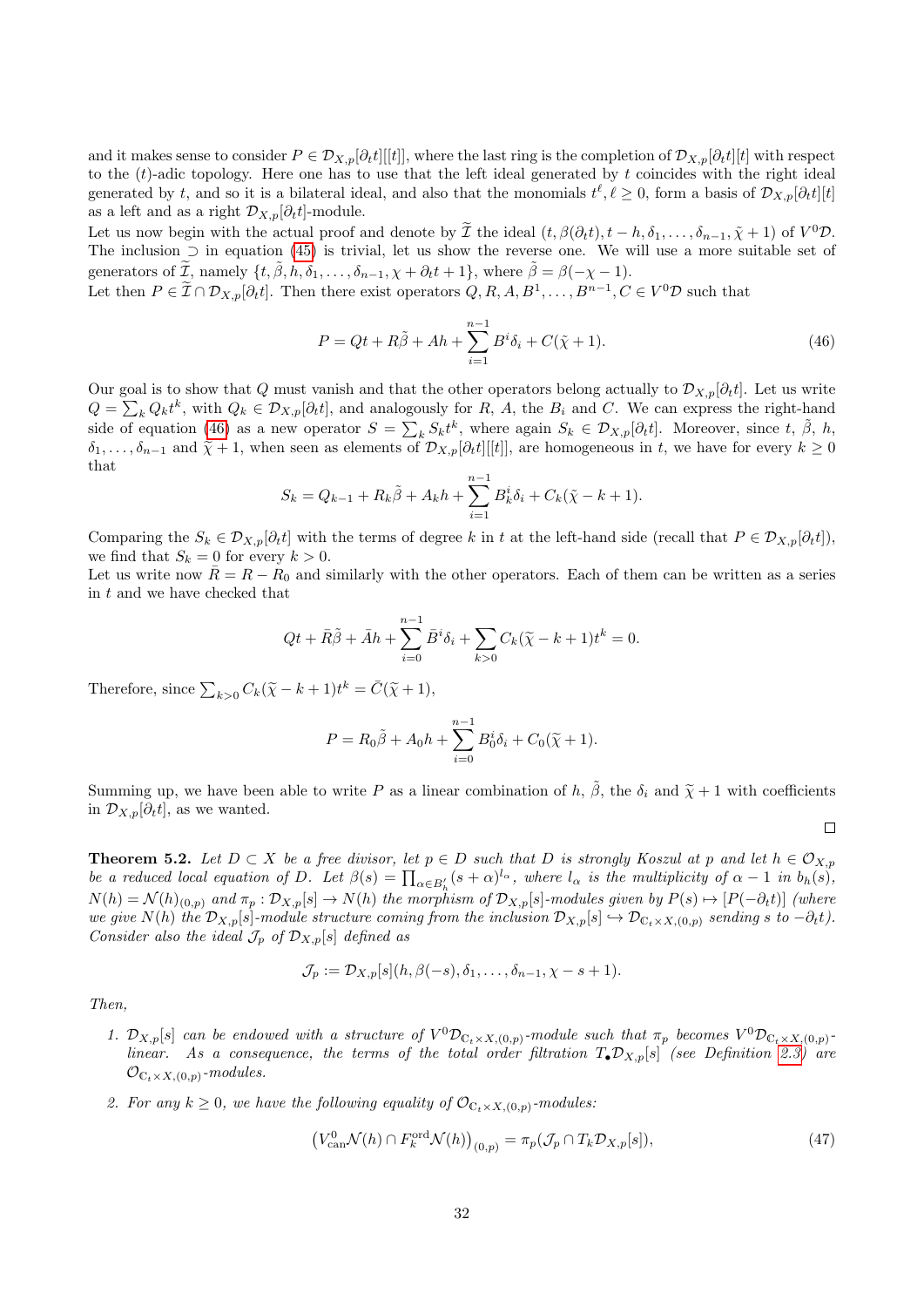and it makes sense to consider $P \in \mathcal{D}_{X,p}[\partial_t t][[t]]$, where the last ring is the completion of $\mathcal{D}_{X,p}[\partial_t t][t]$ with respect to the $(t)$-adic topology. Here one has to use that the left ideal generated by $t$ coincides with the right ideal generated by $t$, and so it is a bilateral ideal, and also that the monomials $t^\ell, \ell \geq 0$, form a basis of $\mathcal{D}_{X,p}[\partial_t t][t]$ as a left and as a right $\mathcal{D}_{X,p}[\partial_t t]$-module.

Let us now begin with the actual proof and denote by $\widetilde{\mathcal{I}}$ the ideal $(t, \beta(\partial_t t), t-h, \delta_1, \ldots, \delta_{n-1}, \tilde{\chi}+1)$ of $V^0\mathcal{D}$. The inclusion $\supset$ in equation (45) is trivial, let us show the reverse one. We will use a more suitable set of generators of $\widetilde{\mathcal{I}}$, namely $\{t, \tilde{\beta}, h, \delta_1, \ldots, \delta_{n-1}, \chi + \partial_t t + 1\}$, where $\tilde{\beta} = \beta(-\chi - 1)$.

Let then $P \in \widetilde{\mathcal{I}} \cap \mathcal{D}_{X,p}[\partial_t t]$. Then there exist operators $Q, R, A, B^1, \ldots, B^{n-1}, C \in V^0\mathcal{D}$ such that

$$P = Qt + R\tilde{\beta} + Ah + \sum_{i=1}^{n-1} B^i \delta_i + C(\tilde{\chi}+1). \tag{46}$$

Our goal is to show that $Q$ must vanish and that the other operators belong actually to $\mathcal{D}_{X,p}[\partial_t t]$. Let us write $Q = \sum_k Q_k t^k$, with $Q_k \in \mathcal{D}_{X,p}[\partial_t t]$, and analogously for $R$, $A$, the $B_i$ and $C$. We can express the right-hand side of equation (46) as a new operator $S = \sum_k S_k t^k$, where again $S_k \in \mathcal{D}_{X,p}[\partial_t t]$. Moreover, since $t$, $\tilde{\beta}$, $h$, $\delta_1, \ldots, \delta_{n-1}$ and $\widetilde{\chi}+1$, when seen as elements of $\mathcal{D}_{X,p}[\partial_t t][[t]]$, are homogeneous in $t$, we have for every $k \geq 0$ that

$$S_k = Q_{k-1} + R_k \tilde{\beta} + A_k h + \sum_{i=1}^{n-1} B_k^i \delta_i + C_k(\tilde{\chi} - k + 1).$$

Comparing the $S_k \in \mathcal{D}_{X,p}[\partial_t t]$ with the terms of degree $k$ in $t$ at the left-hand side (recall that $P \in \mathcal{D}_{X,p}[\partial_t t]$), we find that $S_k = 0$ for every $k > 0$.

Let us write now $\bar{R} = R - R_0$ and similarly with the other operators. Each of them can be written as a series in $t$ and we have checked that

$$Qt + \bar{R}\tilde{\beta} + \bar{A}h + \sum_{i=0}^{n-1} \bar{B}^i \delta_i + \sum_{k>0} C_k(\widetilde{\chi} - k + 1)t^k = 0.$$

Therefore, since $\sum_{k>0} C_k(\widetilde{\chi} - k + 1)t^k = \bar{C}(\widetilde{\chi}+1)$,

$$P = R_0\tilde{\beta} + A_0 h + \sum_{i=0}^{n-1} B_0^i \delta_i + C_0(\widetilde{\chi}+1).$$

Summing up, we have been able to write $P$ as a linear combination of $h$, $\tilde{\beta}$, the $\delta_i$ and $\widetilde{\chi}+1$ with coefficients in $\mathcal{D}_{X,p}[\partial_t t]$, as we wanted.

□

**Theorem 5.2.** *Let $D \subset X$ be a free divisor, let $p \in D$ such that $D$ is strongly Koszul at $p$ and let $h \in \mathcal{O}_{X,p}$ be a reduced local equation of $D$. Let $\beta(s) = \prod_{\alpha \in B_h'}(s+\alpha)^{l_\alpha}$, where $l_\alpha$ is the multiplicity of $\alpha - 1$ in $b_h(s)$, $N(h) = \mathcal{N}(h)_{(0,p)}$ and $\pi_p : \mathcal{D}_{X,p}[s] \to N(h)$ the morphism of $\mathcal{D}_{X,p}[s]$-modules given by $P(s) \mapsto [P(-\partial_t t)]$ (where we give $N(h)$ the $\mathcal{D}_{X,p}[s]$-module structure coming from the inclusion $\mathcal{D}_{X,p}[s] \hookrightarrow \mathcal{D}_{\mathbb{C}_t \times X,(0,p)}$ sending $s$ to $-\partial_t t$). Consider also the ideal $\mathcal{J}_p$ of $\mathcal{D}_{X,p}[s]$ defined as*

$$\mathcal{J}_p := \mathcal{D}_{X,p}[s](h, \beta(-s), \delta_1, \ldots, \delta_{n-1}, \chi - s + 1).$$

*Then,*

1. *$\mathcal{D}_{X,p}[s]$ can be endowed with a structure of $V^0\mathcal{D}_{\mathbb{C}_t \times X,(0,p)}$-module such that $\pi_p$ becomes $V^0\mathcal{D}_{\mathbb{C}_t \times X,(0,p)}$-linear. As a consequence, the terms of the total order filtration $T_\bullet \mathcal{D}_{X,p}[s]$ (see Definition 2.3) are $\mathcal{O}_{\mathbb{C}_t \times X,(0,p)}$-modules.*
2. *For any $k \geq 0$, we have the following equality of $\mathcal{O}_{\mathbb{C}_t \times X,(0,p)}$-modules:*

$$\left(V^0_{\mathrm{can}}\mathcal{N}(h) \cap F_k^{\mathrm{ord}}\mathcal{N}(h)\right)_{(0,p)} = \pi_p(\mathcal{J}_p \cap T_k \mathcal{D}_{X,p}[s]), \tag{47}$$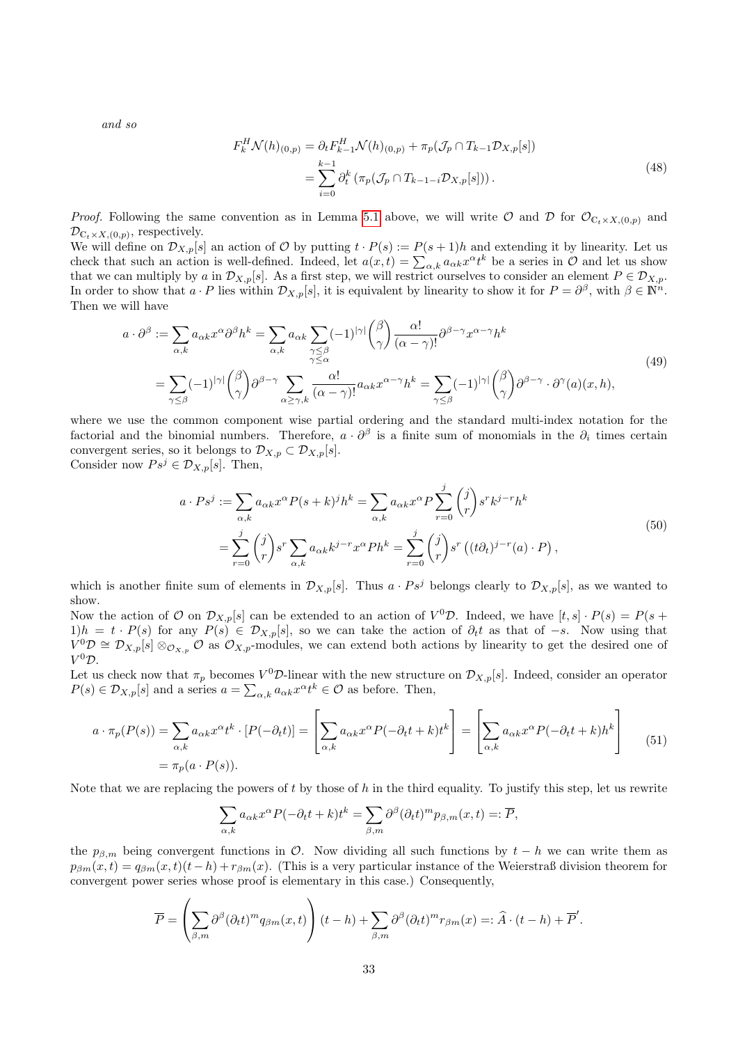*and so*

$$
\begin{aligned}
F_k^H \mathcal{N}(h)_{(0,p)} &= \partial_t F_{k-1}^H \mathcal{N}(h)_{(0,p)} + \pi_p(\mathcal{J}_p \cap T_{k-1}\mathcal{D}_{X,p}[s]) \\
&= \sum_{i=0}^{k-1} \partial_t^k \left(\pi_p(\mathcal{J}_p \cap T_{k-1-i}\mathcal{D}_{X,p}[s])\right).
\end{aligned} \tag{48}
$$

*Proof.* Following the same convention as in Lemma 5.1 above, we will write $\mathcal{O}$ and $\mathcal{D}$ for $\mathcal{O}_{\mathbb{C}_t \times X,(0,p)}$ and $\mathcal{D}_{\mathbb{C}_t \times X,(0,p)}$, respectively.

We will define on $\mathcal{D}_{X,p}[s]$ an action of $\mathcal{O}$ by putting $t \cdot P(s) := P(s+1)h$ and extending it by linearity. Let us check that such an action is well-defined. Indeed, let $a(x,t) = \sum_{\alpha,k} a_{\alpha k} x^\alpha t^k$ be a series in $\mathcal{O}$ and let us show that we can multiply by $a$ in $\mathcal{D}_{X,p}[s]$. As a first step, we will restrict ourselves to consider an element $P \in \mathcal{D}_{X,p}$. In order to show that $a \cdot P$ lies within $\mathcal{D}_{X,p}[s]$, it is equivalent by linearity to show it for $P = \partial^\beta$, with $\beta \in \mathbb{N}^n$. Then we will have

$$
\begin{aligned}
a \cdot \partial^\beta &:= \sum_{\alpha,k} a_{\alpha k} x^\alpha \partial^\beta h^k = \sum_{\alpha,k} a_{\alpha k} \sum_{\substack{\gamma \leq \beta \\ \gamma \leq \alpha}} (-1)^{|\gamma|} \binom{\beta}{\gamma} \frac{\alpha!}{(\alpha-\gamma)!} \partial^{\beta-\gamma} x^{\alpha-\gamma} h^k \\
&= \sum_{\gamma \leq \beta} (-1)^{|\gamma|} \binom{\beta}{\gamma} \partial^{\beta-\gamma} \sum_{\alpha \geq \gamma, k} \frac{\alpha!}{(\alpha-\gamma)!} a_{\alpha k} x^{\alpha-\gamma} h^k = \sum_{\gamma \leq \beta} (-1)^{|\gamma|} \binom{\beta}{\gamma} \partial^{\beta-\gamma} \cdot \partial^\gamma(a)(x,h),
\end{aligned} \tag{49}
$$

where we use the common component wise partial ordering and the standard multi-index notation for the factorial and the binomial numbers. Therefore, $a \cdot \partial^\beta$ is a finite sum of monomials in the $\partial_i$ times certain convergent series, so it belongs to $\mathcal{D}_{X,p} \subset \mathcal{D}_{X,p}[s]$.

Consider now $Ps^j \in \mathcal{D}_{X,p}[s]$. Then,

$$
\begin{aligned}
a \cdot Ps^j &:= \sum_{\alpha,k} a_{\alpha k} x^\alpha P(s+k)^j h^k = \sum_{\alpha,k} a_{\alpha k} x^\alpha P \sum_{r=0}^{j} \binom{j}{r} s^r k^{j-r} h^k \\
&= \sum_{r=0}^{j} \binom{j}{r} s^r \sum_{\alpha,k} a_{\alpha k} k^{j-r} x^\alpha P h^k = \sum_{r=0}^{j} \binom{j}{r} s^r \left((t\partial_t)^{j-r}(a) \cdot P\right),
\end{aligned} \tag{50}
$$

which is another finite sum of elements in $\mathcal{D}_{X,p}[s]$. Thus $a \cdot Ps^j$ belongs clearly to $\mathcal{D}_{X,p}[s]$, as we wanted to show.

Now the action of $\mathcal{O}$ on $\mathcal{D}_{X,p}[s]$ can be extended to an action of $V^0\mathcal{D}$. Indeed, we have $[t,s] \cdot P(s) = P(s+1)h = t \cdot P(s)$ for any $P(s) \in \mathcal{D}_{X,p}[s]$, so we can take the action of $\partial_t t$ as that of $-s$. Now using that $V^0\mathcal{D} \cong \mathcal{D}_{X,p}[s] \otimes_{\mathcal{O}_{X,p}} \mathcal{O}$ as $\mathcal{O}_{X,p}$-modules, we can extend both actions by linearity to get the desired one of $V^0\mathcal{D}$.

Let us check now that $\pi_p$ becomes $V^0\mathcal{D}$-linear with the new structure on $\mathcal{D}_{X,p}[s]$. Indeed, consider an operator $P(s) \in \mathcal{D}_{X,p}[s]$ and a series $a = \sum_{\alpha,k} a_{\alpha k} x^\alpha t^k \in \mathcal{O}$ as before. Then,

$$
\begin{aligned}
a \cdot \pi_p(P(s)) &= \sum_{\alpha,k} a_{\alpha k} x^\alpha t^k \cdot [P(-\partial_t t)] = \left[\sum_{\alpha,k} a_{\alpha k} x^\alpha P(-\partial_t t + k) t^k\right] = \left[\sum_{\alpha,k} a_{\alpha k} x^\alpha P(-\partial_t t + k) h^k\right] \\
&= \pi_p(a \cdot P(s)).
\end{aligned} \tag{51}
$$

Note that we are replacing the powers of $t$ by those of $h$ in the third equality. To justify this step, let us rewrite

$$
\sum_{\alpha,k} a_{\alpha k} x^\alpha P(-\partial_t t + k) t^k = \sum_{\beta,m} \partial^\beta (\partial_t t)^m p_{\beta,m}(x,t) =: \overline{P},
$$

the $p_{\beta,m}$ being convergent functions in $\mathcal{O}$. Now dividing all such functions by $t-h$ we can write them as $p_{\beta m}(x,t) = q_{\beta m}(x,t)(t-h) + r_{\beta m}(x)$. (This is a very particular instance of the Weierstraß division theorem for convergent power series whose proof is elementary in this case.) Consequently,

$$
\overline{P} = \left(\sum_{\beta,m} \partial^\beta (\partial_t t)^m q_{\beta m}(x,t)\right)(t-h) + \sum_{\beta,m} \partial^\beta (\partial_t t)^m r_{\beta m}(x) =: \widehat{A} \cdot (t-h) + \overline{P}'.
$$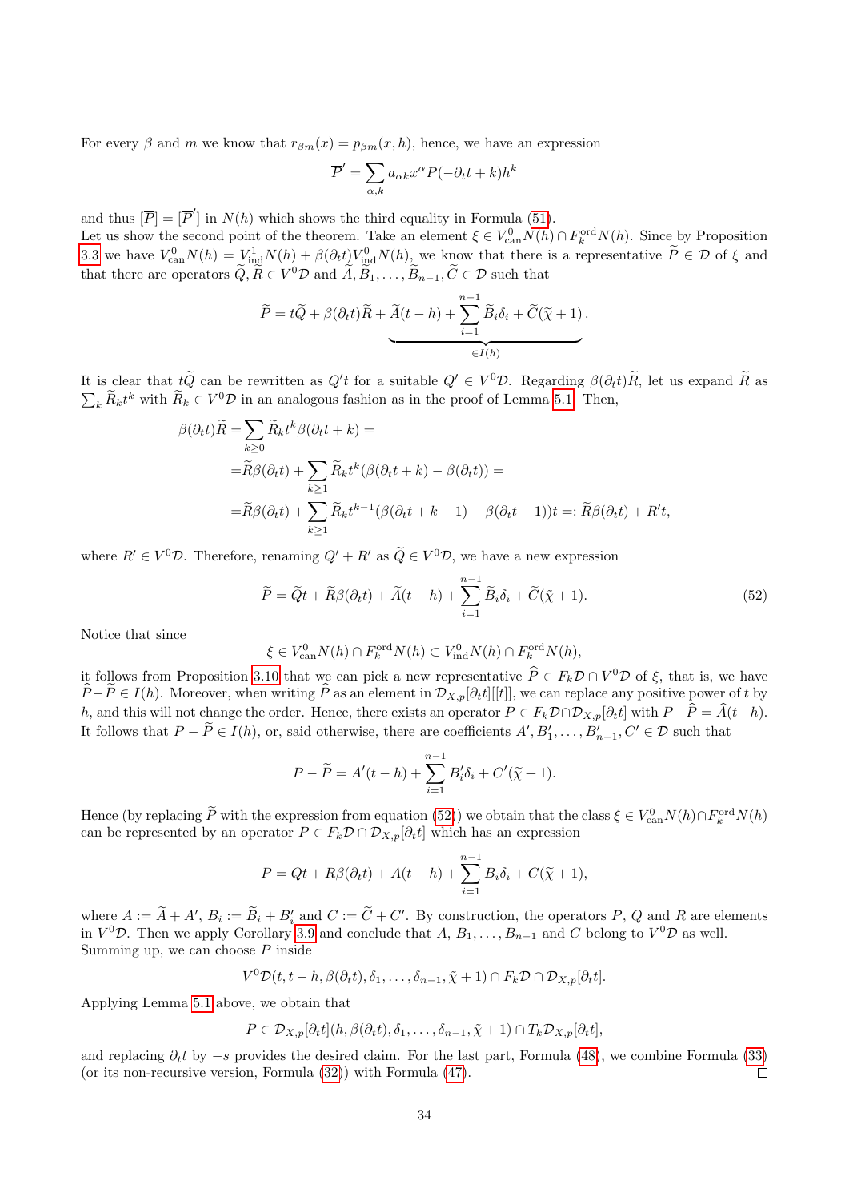For every $\beta$ and $m$ we know that $r_{\beta m}(x) = p_{\beta m}(x,h)$, hence, we have an expression

$$\overline{P}' = \sum_{\alpha,k} a_{\alpha k} x^\alpha P(-\partial_t t + k) h^k$$

and thus $[\overline{P}] = [\overline{P}']$ in $N(h)$ which shows the third equality in Formula (51).

Let us show the second point of the theorem. Take an element $\xi \in V^0_{\mathrm{can}} N(h) \cap F^{\mathrm{ord}}_k N(h)$. Since by Proposition 3.3 we have $V^0_{\mathrm{can}} N(h) = V^1_{\mathrm{ind}} N(h) + \beta(\partial_t t) V^0_{\mathrm{ind}} N(h)$, we know that there is a representative $\widetilde{P} \in \mathcal{D}$ of $\xi$ and that there are operators $\widetilde{Q}, \widetilde{R} \in V^0\mathcal{D}$ and $\widetilde{A}, \widetilde{B}_1, \ldots, \widetilde{B}_{n-1}, \widetilde{C} \in \mathcal{D}$ such that

$$\widetilde{P} = t\widetilde{Q} + \beta(\partial_t t)\widetilde{R} + \underbrace{\widetilde{A}(t-h) + \sum_{i=1}^{n-1} \widetilde{B}_i \delta_i + \widetilde{C}(\widetilde{\chi}+1)}_{\in I(h)}.$$

It is clear that $t\widetilde{Q}$ can be rewritten as $Q't$ for a suitable $Q' \in V^0\mathcal{D}$. Regarding $\beta(\partial_t t)\widetilde{R}$, let us expand $\widetilde{R}$ as $\sum_k \widetilde{R}_k t^k$ with $\widetilde{R}_k \in V^0\mathcal{D}$ in an analogous fashion as in the proof of Lemma 5.1. Then,

$$\begin{aligned}
\beta(\partial_t t)\widetilde{R} =& \sum_{k\geq 0} \widetilde{R}_k t^k \beta(\partial_t t + k) = \\
=& \widetilde{R}\beta(\partial_t t) + \sum_{k\geq 1} \widetilde{R}_k t^k (\beta(\partial_t t + k) - \beta(\partial_t t)) = \\
=& \widetilde{R}\beta(\partial_t t) + \sum_{k\geq 1} \widetilde{R}_k t^{k-1} (\beta(\partial_t t + k - 1) - \beta(\partial_t t - 1)) t =: \widetilde{R}\beta(\partial_t t) + R't,
\end{aligned}$$

where $R' \in V^0\mathcal{D}$. Therefore, renaming $Q' + R'$ as $\widetilde{Q} \in V^0\mathcal{D}$, we have a new expression

$$\widetilde{P} = \widetilde{Q}t + \widetilde{R}\beta(\partial_t t) + \widetilde{A}(t-h) + \sum_{i=1}^{n-1} \widetilde{B}_i \delta_i + \widetilde{C}(\widetilde{\chi}+1). \tag{52}$$

Notice that since

$$\xi \in V^0_{\mathrm{can}} N(h) \cap F^{\mathrm{ord}}_k N(h) \subset V^0_{\mathrm{ind}} N(h) \cap F^{\mathrm{ord}}_k N(h),$$

it follows from Proposition 3.10 that we can pick a new representative $\widehat{P} \in F_k\mathcal{D} \cap V^0\mathcal{D}$ of $\xi$, that is, we have $\widehat{P} - \widetilde{P} \in I(h)$. Moreover, when writing $\widehat{P}$ as an element in $\mathcal{D}_{X,p}[\partial_t t][[t]]$, we can replace any positive power of $t$ by $h$, and this will not change the order. Hence, there exists an operator $P \in F_k\mathcal{D} \cap \mathcal{D}_{X,p}[\partial_t t]$ with $P - \widehat{P} = \widehat{A}(t-h)$. It follows that $P - \widetilde{P} \in I(h)$, or, said otherwise, there are coefficients $A', B'_1, \ldots, B'_{n-1}, C' \in \mathcal{D}$ such that

$$P - \widetilde{P} = A'(t-h) + \sum_{i=1}^{n-1} B'_i \delta_i + C'(\widetilde{\chi}+1).$$

Hence (by replacing $\widetilde{P}$ with the expression from equation (52)) we obtain that the class $\xi \in V^0_{\mathrm{can}} N(h) \cap F^{\mathrm{ord}}_k N(h)$ can be represented by an operator $P \in F_k\mathcal{D} \cap \mathcal{D}_{X,p}[\partial_t t]$ which has an expression

$$P = Qt + R\beta(\partial_t t) + A(t-h) + \sum_{i=1}^{n-1} B_i \delta_i + C(\widetilde{\chi}+1),$$

where $A := \widetilde{A} + A'$, $B_i := \widetilde{B}_i + B'_i$ and $C := \widetilde{C} + C'$. By construction, the operators $P$, $Q$ and $R$ are elements in $V^0\mathcal{D}$. Then we apply Corollary 3.9 and conclude that $A$, $B_1, \ldots, B_{n-1}$ and $C$ belong to $V^0\mathcal{D}$ as well. Summing up, we can choose $P$ inside

$$V^0\mathcal{D}(t, t-h, \beta(\partial_t t), \delta_1, \ldots, \delta_{n-1}, \widetilde{\chi}+1) \cap F_k\mathcal{D} \cap \mathcal{D}_{X,p}[\partial_t t].$$

Applying Lemma 5.1 above, we obtain that

$$P \in \mathcal{D}_{X,p}[\partial_t t](h, \beta(\partial_t t), \delta_1, \ldots, \delta_{n-1}, \widetilde{\chi}+1) \cap T_k\mathcal{D}_{X,p}[\partial_t t],$$

and replacing $\partial_t t$ by $-s$ provides the desired claim. For the last part, Formula (48), we combine Formula (33) (or its non-recursive version, Formula (32)) with Formula (47). ☐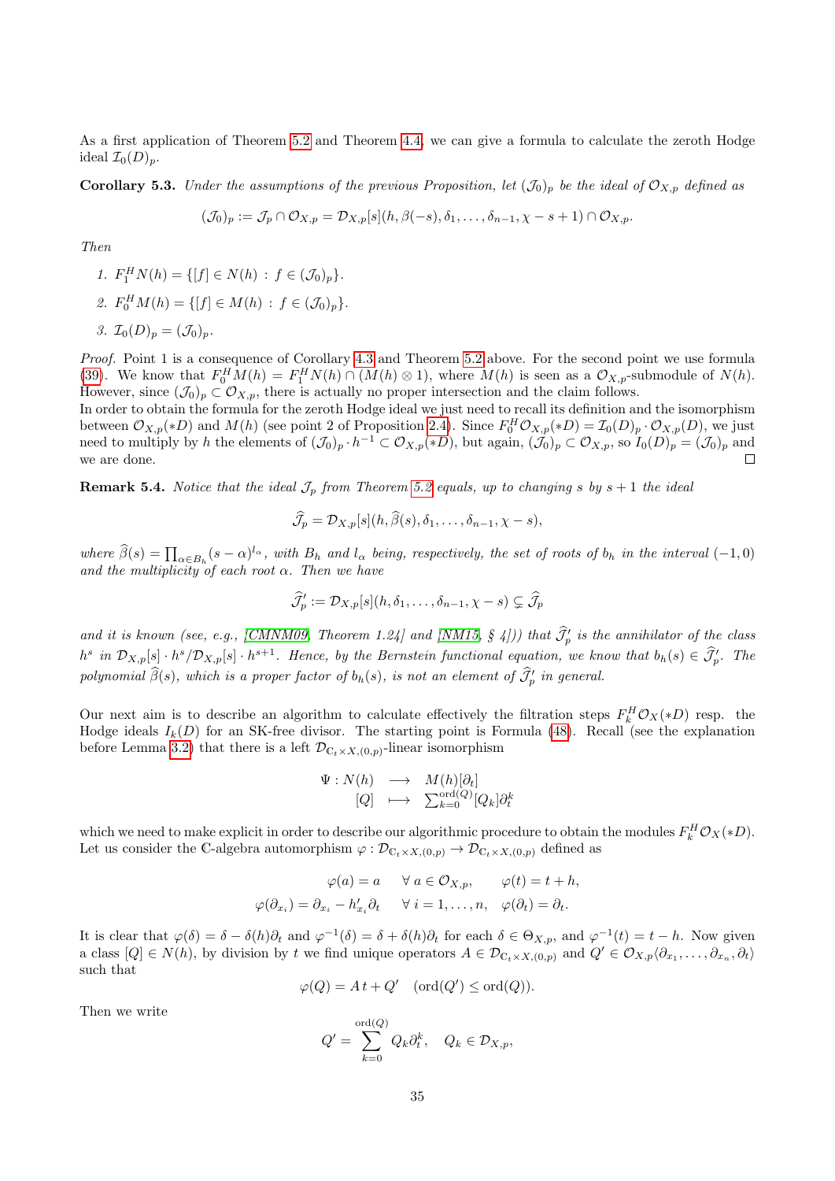As a first application of Theorem 5.2 and Theorem 4.4, we can give a formula to calculate the zeroth Hodge ideal $\mathcal{I}_0(D)_p$.

**Corollary 5.3.** *Under the assumptions of the previous Proposition, let $(\mathcal{J}_0)_p$ be the ideal of $\mathcal{O}_{X,p}$ defined as*

$$(\mathcal{J}_0)_p := \mathcal{J}_p \cap \mathcal{O}_{X,p} = \mathcal{D}_{X,p}[s](h, \beta(-s), \delta_1, \ldots, \delta_{n-1}, \chi - s + 1) \cap \mathcal{O}_{X,p}.$$

*Then*

1. $F_1^H N(h) = \{[f] \in N(h) \,:\, f \in (\mathcal{J}_0)_p\}$.
2. $F_0^H M(h) = \{[f] \in M(h) \,:\, f \in (\mathcal{J}_0)_p\}$.
3. $\mathcal{I}_0(D)_p = (\mathcal{J}_0)_p$.

*Proof.* Point 1 is a consequence of Corollary 4.3 and Theorem 5.2 above. For the second point we use formula (39). We know that $F_0^H M(h) = F_1^H N(h) \cap (M(h) \otimes 1)$, where $M(h)$ is seen as a $\mathcal{O}_{X,p}$-submodule of $N(h)$. However, since $(\mathcal{J}_0)_p \subset \mathcal{O}_{X,p}$, there is actually no proper intersection and the claim follows.
In order to obtain the formula for the zeroth Hodge ideal we just need to recall its definition and the isomorphism between $\mathcal{O}_{X,p}(*D)$ and $M(h)$ (see point 2 of Proposition 2.4). Since $F_0^H \mathcal{O}_{X,p}(*D) = \mathcal{I}_0(D)_p \cdot \mathcal{O}_{X,p}(D)$, we just need to multiply by $h$ the elements of $(\mathcal{J}_0)_p \cdot h^{-1} \subset \mathcal{O}_{X,p}(*D)$, but again, $(\mathcal{J}_0)_p \subset \mathcal{O}_{X,p}$, so $I_0(D)_p = (\mathcal{J}_0)_p$ and we are done. $\square$

**Remark 5.4.** *Notice that the ideal $\mathcal{J}_p$ from Theorem 5.2 equals, up to changing $s$ by $s+1$ the ideal*

$$\widehat{\mathcal{J}}_p = \mathcal{D}_{X,p}[s](h, \widehat{\beta}(s), \delta_1, \ldots, \delta_{n-1}, \chi - s),$$

*where $\widehat{\beta}(s) = \prod_{\alpha \in B_h} (s - \alpha)^{l_\alpha}$, with $B_h$ and $l_\alpha$ being, respectively, the set of roots of $b_h$ in the interval $(-1, 0)$ and the multiplicity of each root $\alpha$. Then we have*

$$\widehat{\mathcal{J}}'_p := \mathcal{D}_{X,p}[s](h, \delta_1, \ldots, \delta_{n-1}, \chi - s) \subsetneq \widehat{\mathcal{J}}_p$$

*and it is known (see, e.g., [CMNM09, Theorem 1.24] and [NM15, § 4]) that $\widehat{\mathcal{J}}'_p$ is the annihilator of the class $h^s$ in $\mathcal{D}_{X,p}[s] \cdot h^s / \mathcal{D}_{X,p}[s] \cdot h^{s+1}$. Hence, by the Bernstein functional equation, we know that $b_h(s) \in \widehat{\mathcal{J}}'_p$. The polynomial $\widehat{\beta}(s)$, which is a proper factor of $b_h(s)$, is not an element of $\widehat{\mathcal{J}}'_p$ in general.*

Our next aim is to describe an algorithm to calculate effectively the filtration steps $F_k^H \mathcal{O}_X(*D)$ resp. the Hodge ideals $I_k(D)$ for an SK-free divisor. The starting point is Formula (48). Recall (see the explanation before Lemma 3.2) that there is a left $\mathcal{D}_{\mathbb{C}_t \times X,(0,p)}$-linear isomorphism

$$\begin{array}{rccc} \Psi : N(h) & \longrightarrow & M(h)[\partial_t] \\ {[Q]} & \longmapsto & \sum_{k=0}^{\mathrm{ord}(Q)} [Q_k] \partial_t^k \end{array}$$

which we need to make explicit in order to describe our algorithmic procedure to obtain the modules $F_k^H \mathcal{O}_X(*D)$. Let us consider the $\mathbb{C}$-algebra automorphism $\varphi : \mathcal{D}_{\mathbb{C}_t \times X,(0,p)} \to \mathcal{D}_{\mathbb{C}_t \times X,(0,p)}$ defined as

$$\varphi(a) = a \quad \forall\, a \in \mathcal{O}_{X,p}, \qquad \varphi(t) = t + h,$$
$$\varphi(\partial_{x_i}) = \partial_{x_i} - h'_{x_i} \partial_t \quad \forall\, i = 1, \ldots, n, \quad \varphi(\partial_t) = \partial_t.$$

It is clear that $\varphi(\delta) = \delta - \delta(h)\partial_t$ and $\varphi^{-1}(\delta) = \delta + \delta(h)\partial_t$ for each $\delta \in \Theta_{X,p}$, and $\varphi^{-1}(t) = t - h$. Now given a class $[Q] \in N(h)$, by division by $t$ we find unique operators $A \in \mathcal{D}_{\mathbb{C}_t \times X,(0,p)}$ and $Q' \in \mathcal{O}_{X,p}\langle \partial_{x_1}, \ldots, \partial_{x_n}, \partial_t \rangle$ such that

$$\varphi(Q) = A\, t + Q' \quad (\mathrm{ord}(Q') \le \mathrm{ord}(Q)).$$

Then we write

$$Q' = \sum_{k=0}^{\mathrm{ord}(Q)} Q_k \partial_t^k, \quad Q_k \in \mathcal{D}_{X,p},$$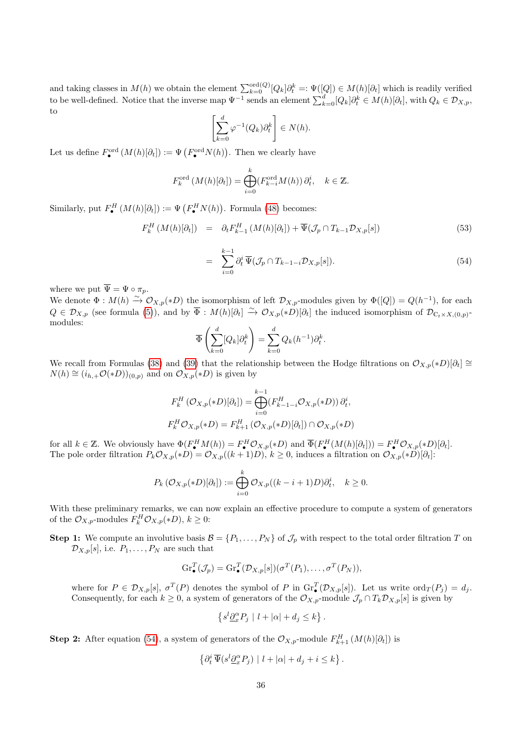and taking classes in $M(h)$ we obtain the element $\sum_{k=0}^{\mathrm{ord}(Q)}[Q_k]\partial_t^k =: \Psi([Q]) \in M(h)[\partial_t]$ which is readily verified to be well-defined. Notice that the inverse map $\Psi^{-1}$ sends an element $\sum_{k=0}^{d}[Q_k]\partial_t^k \in M(h)[\partial_t]$, with $Q_k \in \mathcal{D}_{X,p}$, to

$$\left[\sum_{k=0}^{d} \varphi^{-1}(Q_k)\partial_t^k\right] \in N(h).$$

Let us define $F_\bullet^{\mathrm{ord}}(M(h)[\partial_t]) := \Psi\left(F_\bullet^{\mathrm{ord}} N(h)\right)$. Then we clearly have

$$F_k^{\mathrm{ord}}(M(h)[\partial_t]) = \bigoplus_{i=0}^{k} (F_{k-i}^{\mathrm{ord}} M(h))\,\partial_t^i, \quad k \in \mathbb{Z}.$$

Similarly, put $F_\bullet^H(M(h)[\partial_t]) := \Psi\left(F_\bullet^H N(h)\right)$. Formula (48) becomes:

$$\begin{aligned} F_k^H(M(h)[\partial_t]) &= \partial_t F_{k-1}^H(M(h)[\partial_t]) + \overline{\Psi}(\mathcal{J}_p \cap T_{k-1}\mathcal{D}_{X,p}[s]) &\quad (53)\\ &= \sum_{i=0}^{k-1} \partial_t^i\, \overline{\Psi}(\mathcal{J}_p \cap T_{k-1-i}\mathcal{D}_{X,p}[s]). &\quad (54)\end{aligned}$$

where we put $\overline{\Psi} = \Psi \circ \pi_p$.

We denote $\Phi : M(h) \xrightarrow{\sim} \mathcal{O}_{X,p}(*D)$ the isomorphism of left $\mathcal{D}_{X,p}$-modules given by $\Phi([Q]) = Q(h^{-1})$, for each $Q \in \mathcal{D}_{X,p}$ (see formula (5)), and by $\overline{\Phi} : M(h)[\partial_t] \xrightarrow{\sim} \mathcal{O}_{X,p}(*D)[\partial_t]$ the induced isomorphism of $\mathcal{D}_{\mathbb{C}_t\times X,(0,p)}$-modules:

$$\overline{\Phi}\left(\sum_{k=0}^{d}[Q_k]\partial_t^k\right) = \sum_{k=0}^{d} Q_k(h^{-1})\partial_t^k.$$

We recall from Formulas (38) and (39) that the relationship between the Hodge filtrations on $\mathcal{O}_{X,p}(*D)[\partial_t] \cong N(h) \cong (i_{h,+}\mathcal{O}(*D))_{(0,p)}$ and on $\mathcal{O}_{X,p}(*D)$ is given by

$$F_k^H(\mathcal{O}_{X,p}(*D)[\partial_t]) = \bigoplus_{i=0}^{k-1} (F_{k-1-i}^H \mathcal{O}_{X,p}(*D))\,\partial_t^i,$$

$$F_k^H \mathcal{O}_{X,p}(*D) = F_{k+1}^H(\mathcal{O}_{X,p}(*D)[\partial_t]) \cap \mathcal{O}_{X,p}(*D)$$

for all $k \in \mathbb{Z}$. We obviously have $\Phi(F_\bullet^H M(h)) = F_\bullet^H \mathcal{O}_{X,p}(*D)$ and $\overline{\Phi}(F_\bullet^H(M(h)[\partial_t])) = F_\bullet^H \mathcal{O}_{X,p}(*D)[\partial_t]$.

The pole order filtration $P_k\mathcal{O}_{X,p}(*D) = \mathcal{O}_{X,p}((k+1)D)$, $k \geq 0$, induces a filtration on $\mathcal{O}_{X,p}(*D)[\partial_t]$:

$$P_k(\mathcal{O}_{X,p}(*D)[\partial_t]) := \bigoplus_{i=0}^{k} \mathcal{O}_{X,p}((k-i+1)D)\partial_t^i, \quad k \geq 0.$$

With these preliminary remarks, we can now explain an effective procedure to compute a system of generators of the $\mathcal{O}_{X,p}$-modules $F_k^H \mathcal{O}_{X,p}(*D)$, $k \geq 0$:

**Step 1:** We compute an involutive basis $\mathcal{B} = \{P_1, \ldots, P_N\}$ of $\mathcal{J}_p$ with respect to the total order filtration $T$ on $\mathcal{D}_{X,p}[s]$, i.e. $P_1, \ldots, P_N$ are such that

$$\mathrm{Gr}_\bullet^T(\mathcal{J}_p) = \mathrm{Gr}_\bullet^T(\mathcal{D}_{X,p}[s])(\sigma^T(P_1), \ldots, \sigma^T(P_N)),$$

where for $P \in \mathcal{D}_{X,p}[s]$, $\sigma^T(P)$ denotes the symbol of $P$ in $\mathrm{Gr}_\bullet^T(\mathcal{D}_{X,p}[s])$. Let us write $\mathrm{ord}_T(P_j) = d_j$. Consequently, for each $k \geq 0$, a system of generators of the $\mathcal{O}_{X,p}$-module $\mathcal{J}_p \cap T_k\mathcal{D}_{X,p}[s]$ is given by

$$\left\{ s^l \underline{\partial}_x^\alpha P_j \mid l + |\alpha| + d_j \leq k \right\}.$$

**Step 2:** After equation (54), a system of generators of the $\mathcal{O}_{X,p}$-module $F_{k+1}^H(M(h)[\partial_t])$ is

$$\left\{ \partial_t^i\, \overline{\Psi}(s^l \underline{\partial}_x^\alpha P_j) \mid l + |\alpha| + d_j + i \leq k \right\}.$$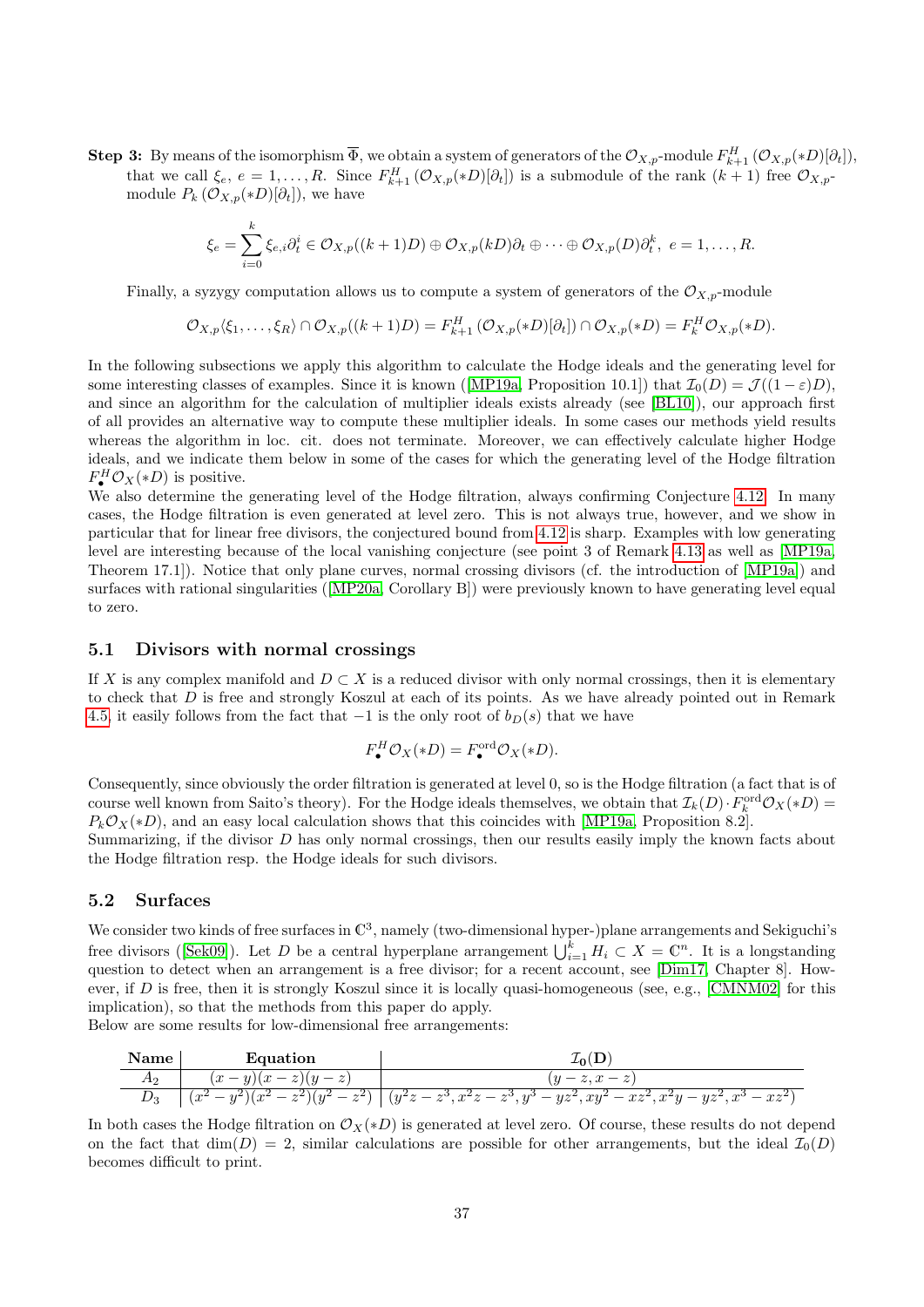**Step 3:** By means of the isomorphism $\overline{\Phi}$, we obtain a system of generators of the $\mathcal{O}_{X,p}$-module $F^H_{k+1}(\mathcal{O}_{X,p}(*D)[\partial_t])$, that we call $\xi_e$, $e = 1, \dots, R$. Since $F^H_{k+1}(\mathcal{O}_{X,p}(*D)[\partial_t])$ is a submodule of the rank $(k+1)$ free $\mathcal{O}_{X,p}$-module $P_k(\mathcal{O}_{X,p}(*D)[\partial_t])$, we have

$$\xi_e = \sum_{i=0}^{k} \xi_{e,i}\partial_t^i \in \mathcal{O}_{X,p}((k+1)D) \oplus \mathcal{O}_{X,p}(kD)\partial_t \oplus \cdots \oplus \mathcal{O}_{X,p}(D)\partial_t^k, \; e = 1, \dots, R.$$

Finally, a syzygy computation allows us to compute a system of generators of the $\mathcal{O}_{X,p}$-module

$$\mathcal{O}_{X,p}\langle \xi_1, \dots, \xi_R \rangle \cap \mathcal{O}_{X,p}((k+1)D) = F^H_{k+1}(\mathcal{O}_{X,p}(*D)[\partial_t]) \cap \mathcal{O}_{X,p}(*D) = F^H_k \mathcal{O}_{X,p}(*D).$$

In the following subsections we apply this algorithm to calculate the Hodge ideals and the generating level for some interesting classes of examples. Since it is known ([MP19a, Proposition 10.1]) that $\mathcal{I}_0(D) = \mathcal{J}((1-\varepsilon)D)$, and since an algorithm for the calculation of multiplier ideals exists already (see [BL10]), our approach first of all provides an alternative way to compute these multiplier ideals. In some cases our methods yield results whereas the algorithm in loc. cit. does not terminate. Moreover, we can effectively calculate higher Hodge ideals, and we indicate them below in some of the cases for which the generating level of the Hodge filtration $F^H_\bullet \mathcal{O}_X(*D)$ is positive.
We also determine the generating level of the Hodge filtration, always confirming Conjecture 4.12. In many cases, the Hodge filtration is even generated at level zero. This is not always true, however, and we show in particular that for linear free divisors, the conjectured bound from 4.12 is sharp. Examples with low generating level are interesting because of the local vanishing conjecture (see point 3 of Remark 4.13 as well as [MP19a, Theorem 17.1]). Notice that only plane curves, normal crossing divisors (cf. the introduction of [MP19a]) and surfaces with rational singularities ([MP20a, Corollary B]) were previously known to have generating level equal to zero.

## 5.1 Divisors with normal crossings

If $X$ is any complex manifold and $D \subset X$ is a reduced divisor with only normal crossings, then it is elementary to check that $D$ is free and strongly Koszul at each of its points. As we have already pointed out in Remark 4.5, it easily follows from the fact that $-1$ is the only root of $b_D(s)$ that we have

$$F^H_\bullet \mathcal{O}_X(*D) = F^{\mathrm{ord}}_\bullet \mathcal{O}_X(*D).$$

Consequently, since obviously the order filtration is generated at level 0, so is the Hodge filtration (a fact that is of course well known from Saito's theory). For the Hodge ideals themselves, we obtain that $\mathcal{I}_k(D) \cdot F^{\mathrm{ord}}_k \mathcal{O}_X(*D) = P_k \mathcal{O}_X(*D)$, and an easy local calculation shows that this coincides with [MP19a, Proposition 8.2].
Summarizing, if the divisor $D$ has only normal crossings, then our results easily imply the known facts about the Hodge filtration resp. the Hodge ideals for such divisors.

## 5.2 Surfaces

We consider two kinds of free surfaces in $\mathbb{C}^3$, namely (two-dimensional hyper-)plane arrangements and Sekiguchi's free divisors ([Sek09]). Let $D$ be a central hyperplane arrangement $\bigcup_{i=1}^k H_i \subset X = \mathbb{C}^n$. It is a longstanding question to detect when an arrangement is a free divisor; for a recent account, see [Dim17, Chapter 8]. However, if $D$ is free, then it is strongly Koszul since it is locally quasi-homogeneous (see, e.g., [CMNM02] for this implication), so that the methods from this paper do apply.
Below are some results for low-dimensional free arrangements:

| Name | Equation | $\mathcal{I}_0(D)$ |
|---|---|---|
| $A_2$ | $(x-y)(x-z)(y-z)$ | $(y-z, x-z)$ |
| $D_3$ | $(x^2-y^2)(x^2-z^2)(y^2-z^2)$ | $(y^2z-z^3, x^2z-z^3, y^3-yz^2, xy^2-xz^2, x^2y-yz^2, x^3-xz^2)$ |

In both cases the Hodge filtration on $\mathcal{O}_X(*D)$ is generated at level zero. Of course, these results do not depend on the fact that $\dim(D) = 2$, similar calculations are possible for other arrangements, but the ideal $\mathcal{I}_0(D)$ becomes difficult to print.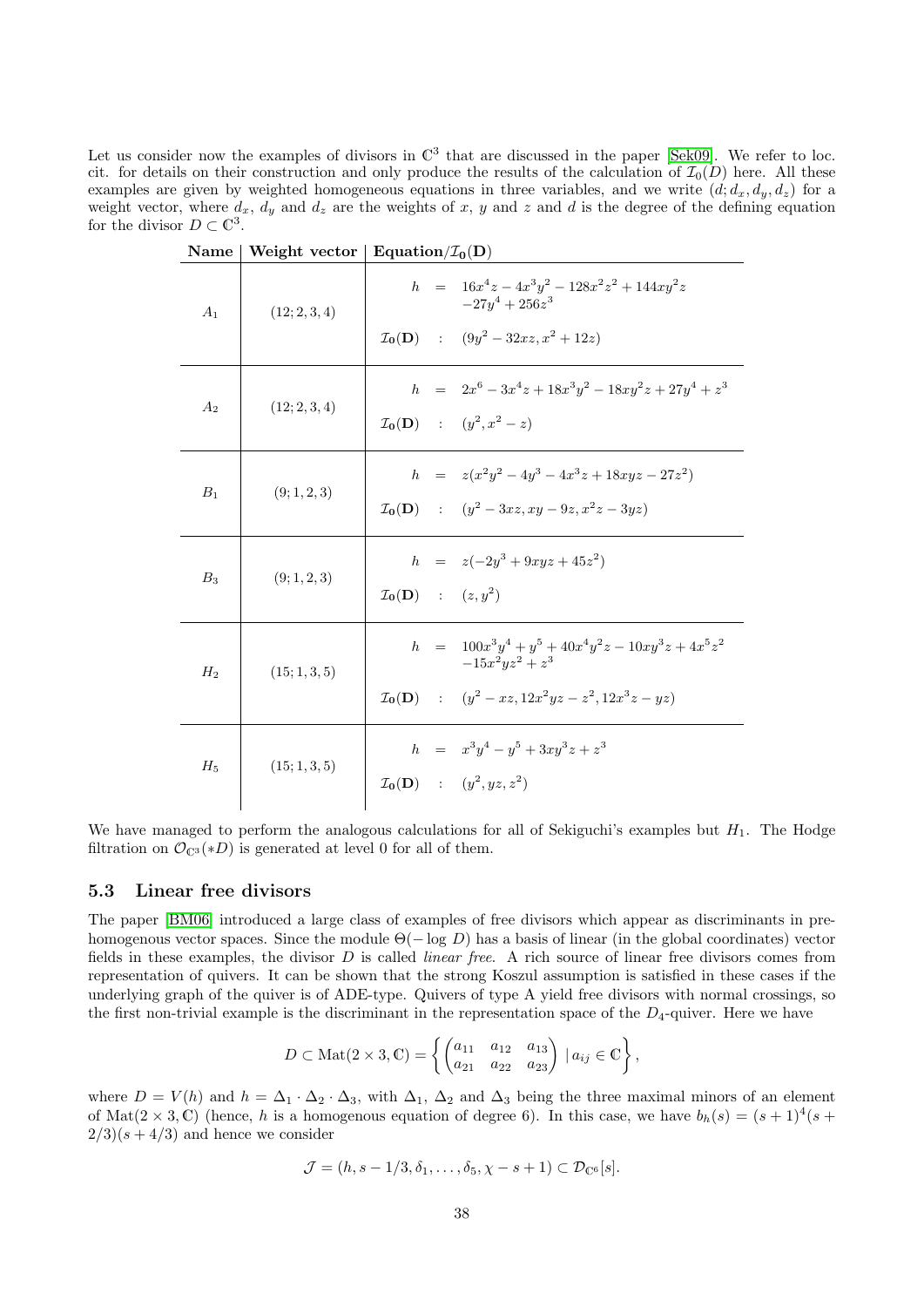Let us consider now the examples of divisors in $\mathbb{C}^3$ that are discussed in the paper [Sek09]. We refer to loc. cit. for details on their construction and only produce the results of the calculation of $\mathcal{I}_0(D)$ here. All these examples are given by weighted homogeneous equations in three variables, and we write $(d; d_x, d_y, d_z)$ for a weight vector, where $d_x$, $d_y$ and $d_z$ are the weights of $x$, $y$ and $z$ and $d$ is the degree of the defining equation for the divisor $D \subset \mathbb{C}^3$.

| **Name** | **Weight vector** | **Equation/$\mathcal{I}_0(D)$** |
|---|---|---|
| $A_1$ | $(12; 2, 3, 4)$ | $h = 16x^4z - 4x^3y^2 - 128x^2z^2 + 144xy^2z - 27y^4 + 256z^3$ <br> $\mathcal{I}_0(D) : (9y^2 - 32xz, x^2 + 12z)$ |
| $A_2$ | $(12; 2, 3, 4)$ | $h = 2x^6 - 3x^4z + 18x^3y^2 - 18xy^2z + 27y^4 + z^3$ <br> $\mathcal{I}_0(D) : (y^2, x^2 - z)$ |
| $B_1$ | $(9; 1, 2, 3)$ | $h = z(x^2y^2 - 4y^3 - 4x^3z + 18xyz - 27z^2)$ <br> $\mathcal{I}_0(D) : (y^2 - 3xz, xy - 9z, x^2z - 3yz)$ |
| $B_3$ | $(9; 1, 2, 3)$ | $h = z(-2y^3 + 9xyz + 45z^2)$ <br> $\mathcal{I}_0(D) : (z, y^2)$ |
| $H_2$ | $(15; 1, 3, 5)$ | $h = 100x^3y^4 + y^5 + 40x^4y^2z - 10xy^3z + 4x^5z^2 - 15x^2yz^2 + z^3$ <br> $\mathcal{I}_0(D) : (y^2 - xz, 12x^2yz - z^2, 12x^3z - yz)$ |
| $H_5$ | $(15; 1, 3, 5)$ | $h = x^3y^4 - y^5 + 3xy^3z + z^3$ <br> $\mathcal{I}_0(D) : (y^2, yz, z^2)$ |

We have managed to perform the analogous calculations for all of Sekiguchi's examples but $H_1$. The Hodge filtration on $\mathcal{O}_{\mathbb{C}^3}(*D)$ is generated at level 0 for all of them.

### 5.3 Linear free divisors

The paper [BM06] introduced a large class of examples of free divisors which appear as discriminants in prehomogenous vector spaces. Since the module $\Theta(-\log D)$ has a basis of linear (in the global coordinates) vector fields in these examples, the divisor $D$ is called *linear free*. A rich source of linear free divisors comes from representation of quivers. It can be shown that the strong Koszul assumption is satisfied in these cases if the underlying graph of the quiver is of ADE-type. Quivers of type A yield free divisors with normal crossings, so the first non-trivial example is the discriminant in the representation space of the $D_4$-quiver. Here we have

$$D \subset \mathrm{Mat}(2 \times 3, \mathbb{C}) = \left\{ \begin{pmatrix} a_{11} & a_{12} & a_{13} \\ a_{21} & a_{22} & a_{23} \end{pmatrix} \mid a_{ij} \in \mathbb{C} \right\},$$

where $D = V(h)$ and $h = \Delta_1 \cdot \Delta_2 \cdot \Delta_3$, with $\Delta_1$, $\Delta_2$ and $\Delta_3$ being the three maximal minors of an element of $\mathrm{Mat}(2 \times 3, \mathbb{C})$ (hence, $h$ is a homogenous equation of degree 6). In this case, we have $b_h(s) = (s+1)^4(s + 2/3)(s + 4/3)$ and hence we consider

$$\mathcal{J} = (h, s - 1/3, \delta_1, \ldots, \delta_5, \chi - s + 1) \subset \mathcal{D}_{\mathbb{C}^6}[s].$$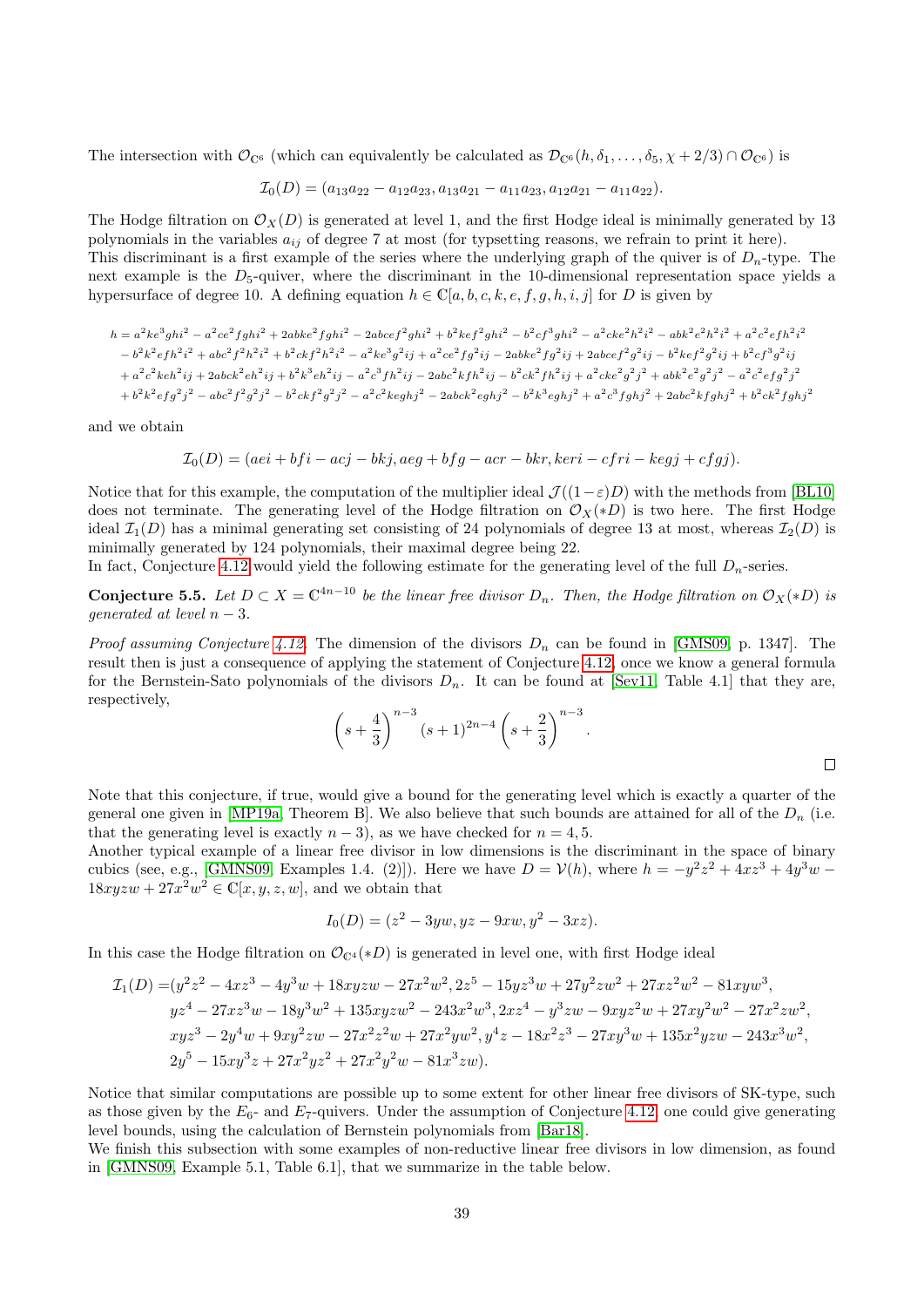The intersection with $\mathcal{O}_{\mathbb{C}^6}$ (which can equivalently be calculated as $\mathcal{D}_{\mathbb{C}^6}(h, \delta_1, \dots, \delta_5, \chi + 2/3) \cap \mathcal{O}_{\mathbb{C}^6}$) is

$$\mathcal{I}_0(D) = (a_{13}a_{22} - a_{12}a_{23}, a_{13}a_{21} - a_{11}a_{23}, a_{12}a_{21} - a_{11}a_{22}).$$

The Hodge filtration on $\mathcal{O}_X(D)$ is generated at level 1, and the first Hodge ideal is minimally generated by 13 polynomials in the variables $a_{ij}$ of degree 7 at most (for typsetting reasons, we refrain to print it here).
This discriminant is a first example of the series where the underlying graph of the quiver is of $D_n$-type. The next example is the $D_5$-quiver, where the discriminant in the 10-dimensional representation space yields a hypersurface of degree 10. A defining equation $h \in \mathbb{C}[a, b, c, k, e, f, g, h, i, j]$ for $D$ is given by

$$\begin{aligned} h = {} & a^2ke^3ghi^2 - a^2ce^2fghi^2 + 2abke^2fghi^2 - 2abcef^2ghi^2 + b^2kef^2ghi^2 - b^2cf^3ghi^2 - a^2cke^2h^2i^2 - abk^2e^2h^2i^2 + a^2c^2efh^2i^2 \\ & - b^2k^2efh^2i^2 + abc^2f^2h^2i^2 + b^2ckf^2h^2i^2 - a^2ke^3g^2ij + a^2ce^2fg^2ij - 2abke^2fg^2ij + 2abcef^2g^2ij - b^2kef^2g^2ij + b^2cf^3g^2ij \\ & + a^2c^2keh^2ij + 2abck^2eh^2ij + b^2k^3eh^2ij - a^2c^3fh^2ij - 2abc^2kfh^2ij - b^2ck^2fh^2ij + a^2cke^2g^2j^2 + abk^2e^2g^2j^2 - a^2c^2efg^2j^2 \\ & + b^2k^2efg^2j^2 - abc^2f^2g^2j^2 - b^2ckf^2g^2j^2 - a^2c^2keghj^2 - 2abck^2eghj^2 - b^2k^3eghj^2 + a^2c^3fghj^2 + 2abc^2kfghj^2 + b^2ck^2fghj^2 \end{aligned}$$

and we obtain

$$\mathcal{I}_0(D) = (aei + bfi - acj - bkj, aeg + bfg - acr - bkr, keri - cfri - kegj + cfgj).$$

Notice that for this example, the computation of the multiplier ideal $\mathcal{J}((1-\varepsilon)D)$ with the methods from [BL10] does not terminate. The generating level of the Hodge filtration on $\mathcal{O}_X(*D)$ is two here. The first Hodge ideal $\mathcal{I}_1(D)$ has a minimal generating set consisting of 24 polynomials of degree 13 at most, whereas $\mathcal{I}_2(D)$ is minimally generated by 124 polynomials, their maximal degree being 22.
In fact, Conjecture 4.12 would yield the following estimate for the generating level of the full $D_n$-series.

**Conjecture 5.5.** *Let $D \subset X = \mathbb{C}^{4n-10}$ be the linear free divisor $D_n$. Then, the Hodge filtration on $\mathcal{O}_X(*D)$ is generated at level $n-3$.*

*Proof assuming Conjecture 4.12.* The dimension of the divisors $D_n$ can be found in [GMS09, p. 1347]. The result then is just a consequence of applying the statement of Conjecture 4.12, once we know a general formula for the Bernstein-Sato polynomials of the divisors $D_n$. It can be found at [Sev11, Table 4.1] that they are, respectively,

$$\left(s + \frac{4}{3}\right)^{n-3} (s+1)^{2n-4} \left(s + \frac{2}{3}\right)^{n-3}.$$

□

Note that this conjecture, if true, would give a bound for the generating level which is exactly a quarter of the general one given in [MP19a, Theorem B]. We also believe that such bounds are attained for all of the $D_n$ (i.e. that the generating level is exactly $n-3$), as we have checked for $n = 4, 5$.
Another typical example of a linear free divisor in low dimensions is the discriminant in the space of binary cubics (see, e.g., [GMNS09, Examples 1.4. (2)]). Here we have $D = \mathcal{V}(h)$, where $h = -y^2z^2 + 4xz^3 + 4y^3w - 18xyzw + 27x^2w^2 \in \mathbb{C}[x, y, z, w]$, and we obtain that

$$I_0(D) = (z^2 - 3yw, yz - 9xw, y^2 - 3xz).$$

In this case the Hodge filtration on $\mathcal{O}_{\mathbb{C}^4}(*D)$ is generated in level one, with first Hodge ideal

$$\begin{aligned} \mathcal{I}_1(D) = & (y^2z^2 - 4xz^3 - 4y^3w + 18xyzw - 27x^2w^2, 2z^5 - 15yz^3w + 27y^2zw^2 + 27xz^2w^2 - 81xyw^3, \\ & yz^4 - 27xz^3w - 18y^3w^2 + 135xyzw^2 - 243x^2w^3, 2xz^4 - y^3zw - 9xyz^2w + 27xy^2w^2 - 27x^2zw^2, \\ & xyz^3 - 2y^4w + 9xy^2zw - 27x^2z^2w + 27x^2yw^2, y^4z - 18x^2z^3 - 27xy^3w + 135x^2yzw - 243x^3w^2, \\ & 2y^5 - 15xy^3z + 27x^2yz^2 + 27x^2y^2w - 81x^3zw). \end{aligned}$$

Notice that similar computations are possible up to some extent for other linear free divisors of SK-type, such as those given by the $E_6$- and $E_7$-quivers. Under the assumption of Conjecture 4.12, one could give generating level bounds, using the calculation of Bernstein polynomials from [Bar18].
We finish this subsection with some examples of non-reductive linear free divisors in low dimension, as found in [GMNS09, Example 5.1, Table 6.1], that we summarize in the table below.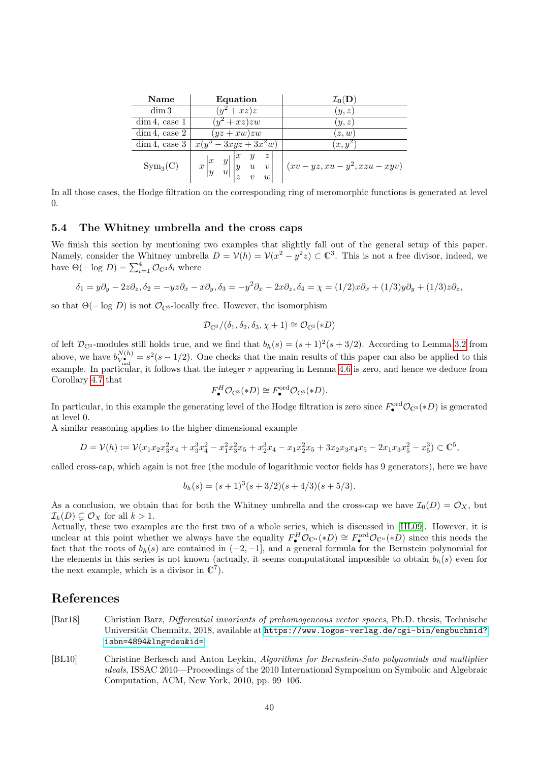| Name | Equation | $\mathcal{I}_0(\mathbf{D})$ |
| --- | --- | --- |
| $\dim 3$ | $(y^2+xz)z$ | $(y,z)$ |
| $\dim 4$, case 1 | $(y^2+xz)zw$ | $(y,z)$ |
| $\dim 4$, case 2 | $(yz+xw)zw$ | $(z,w)$ |
| $\dim 4$, case 3 | $x(y^3-3xyz+3x^2w)$ | $(x,y^2)$ |
| $\mathrm{Sym}_3(\mathbb{C})$ | $x\begin{vmatrix} x & y \\ y & u \end{vmatrix}\begin{vmatrix} x & y & z \\ y & u & v \\ z & v & w \end{vmatrix}$ | $(xv-yz, xu-y^2, xzu-xyv)$ |

In all those cases, the Hodge filtration on the corresponding ring of meromorphic functions is generated at level 0.

### 5.4 The Whitney umbrella and the cross caps

We finish this section by mentioning two examples that slightly fall out of the general setup of this paper. Namely, consider the Whitney umbrella $D = \mathcal{V}(h) = \mathcal{V}(x^2 - y^2 z) \subset \mathbb{C}^3$. This is not a free divisor, indeed, we have $\Theta(-\log\, D) = \sum_{i=1}^{4} \mathcal{O}_{\mathbb{C}^3}\delta_i$ where

$$\delta_1 = y\partial_y - 2z\partial_z, \delta_2 = -yz\partial_x - x\partial_y, \delta_3 = -y^2\partial_x - 2x\partial_z, \delta_4 = \chi = (1/2)x\partial_x + (1/3)y\partial_y + (1/3)z\partial_z,$$

so that $\Theta(-\log\, D)$ is not $\mathcal{O}_{\mathbb{C}^3}$-locally free. However, the isomorphism

$$\mathcal{D}_{\mathbb{C}^3}/(\delta_1, \delta_2, \delta_3, \chi + 1) \cong \mathcal{O}_{\mathbb{C}^3}(*D)$$

of left $\mathcal{D}_{\mathbb{C}^3}$-modules still holds true, and we find that $b_h(s) = (s+1)^2(s+3/2)$. According to Lemma 3.2 from above, we have $b^{N(h)}_{V^{\mathrm{ind}}_\bullet} = s^2(s-1/2)$. One checks that the main results of this paper can also be applied to this example. In particular, it follows that the integer $r$ appearing in Lemma 4.6 is zero, and hence we deduce from Corollary 4.7 that

$$F^H_\bullet \mathcal{O}_{\mathbb{C}^3}(*D) \cong F^{\mathrm{ord}}_\bullet \mathcal{O}_{\mathbb{C}^3}(*D).$$

In particular, in this example the generating level of the Hodge filtration is zero since $F^{\mathrm{ord}}_\bullet \mathcal{O}_{\mathbb{C}^3}(*D)$ is generated at level 0.

A similar reasoning applies to the higher dimensional example

$$D = \mathcal{V}(h) := \mathcal{V}(x_1x_2x_3^2x_4 + x_3^3x_4^2 - x_1^2x_3^2x_5 + x_2^3x_4 - x_1x_2^2x_5 + 3x_2x_3x_4x_5 - 2x_1x_3x_5^2 - x_5^3) \subset \mathbb{C}^5,$$

called cross-cap, which again is not free (the module of logarithmic vector fields has 9 generators), here we have

$$b_h(s) = (s+1)^3(s+3/2)(s+4/3)(s+5/3).$$

As a conclusion, we obtain that for both the Whitney umbrella and the cross-cap we have $\mathcal{I}_0(D) = \mathcal{O}_X$, but $\mathcal{I}_k(D) \subsetneq \mathcal{O}_X$ for all $k > 1$.

Actually, these two examples are the first two of a whole series, which is discussed in [HL09]. However, it is unclear at this point whether we always have the equality $F^H_\bullet \mathcal{O}_{\mathbb{C}^n}(*D) \cong F^{\mathrm{ord}}_\bullet \mathcal{O}_{\mathbb{C}^n}(*D)$ since this needs the fact that the roots of $b_h(s)$ are contained in $(-2,-1]$, and a general formula for the Bernstein polynomial for the elements in this series is not known (actually, it seems computational impossible to obtain $b_h(s)$ even for the next example, which is a divisor in $\mathbb{C}^7$).

## References

[Bar18] Christian Barz, *Differential invariants of prehomogeneous vector spaces*, Ph.D. thesis, Technische Universität Chemnitz, 2018, available at https://www.logos-verlag.de/cgi-bin/engbuchmid?isbn=4894&lng=deu&id=

[BL10] Christine Berkesch and Anton Leykin, *Algorithms for Bernstein-Sato polynomials and multiplier ideals*, ISSAC 2010—Proceedings of the 2010 International Symposium on Symbolic and Algebraic Computation, ACM, New York, 2010, pp. 99–106.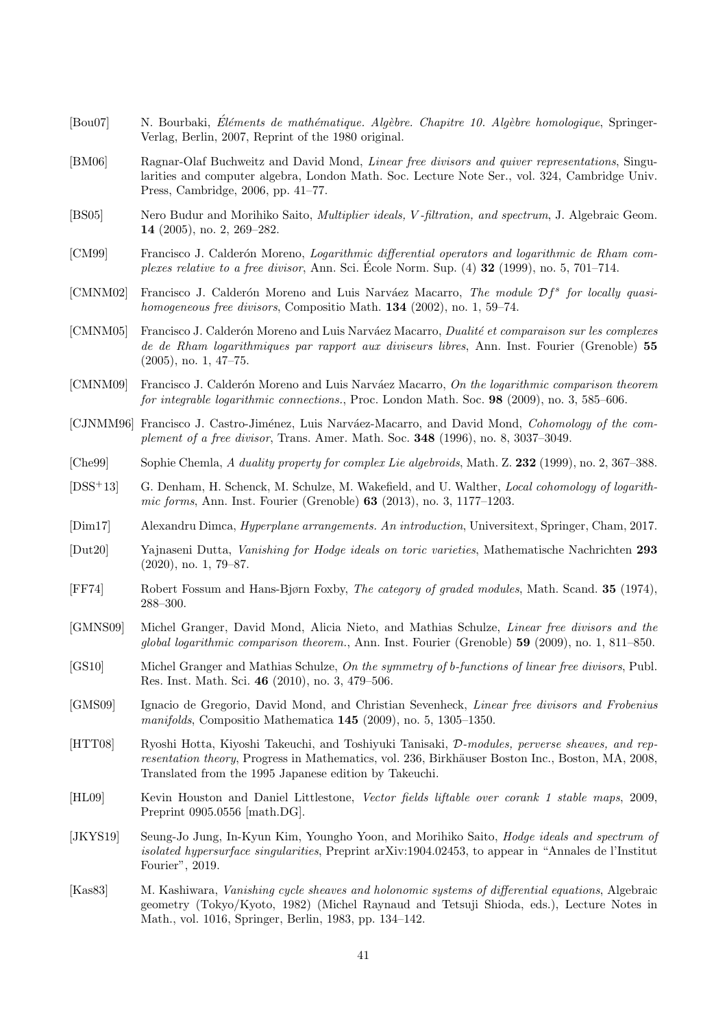[Bou07] N. Bourbaki, *Éléments de mathématique. Algèbre. Chapitre 10. Algèbre homologique*, Springer-Verlag, Berlin, 2007, Reprint of the 1980 original.

[BM06] Ragnar-Olaf Buchweitz and David Mond, *Linear free divisors and quiver representations*, Singularities and computer algebra, London Math. Soc. Lecture Note Ser., vol. 324, Cambridge Univ. Press, Cambridge, 2006, pp. 41–77.

[BS05] Nero Budur and Morihiko Saito, *Multiplier ideals, $V$-filtration, and spectrum*, J. Algebraic Geom. **14** (2005), no. 2, 269–282.

[CM99] Francisco J. Calderón Moreno, *Logarithmic differential operators and logarithmic de Rham complexes relative to a free divisor*, Ann. Sci. École Norm. Sup. (4) **32** (1999), no. 5, 701–714.

[CMNM02] Francisco J. Calderón Moreno and Luis Narváez Macarro, *The module $\mathcal{D}f^s$ for locally quasi-homogeneous free divisors*, Compositio Math. **134** (2002), no. 1, 59–74.

[CMNM05] Francisco J. Calderón Moreno and Luis Narváez Macarro, *Dualité et comparaison sur les complexes de de Rham logarithmiques par rapport aux diviseurs libres*, Ann. Inst. Fourier (Grenoble) **55** (2005), no. 1, 47–75.

[CMNM09] Francisco J. Calderón Moreno and Luis Narváez Macarro, *On the logarithmic comparison theorem for integrable logarithmic connections.*, Proc. London Math. Soc. **98** (2009), no. 3, 585–606.

[CJNMM96] Francisco J. Castro-Jiménez, Luis Narváez-Macarro, and David Mond, *Cohomology of the complement of a free divisor*, Trans. Amer. Math. Soc. **348** (1996), no. 8, 3037–3049.

[Che99] Sophie Chemla, *A duality property for complex Lie algebroids*, Math. Z. **232** (1999), no. 2, 367–388.

[DSS+13] G. Denham, H. Schenck, M. Schulze, M. Wakefield, and U. Walther, *Local cohomology of logarithmic forms*, Ann. Inst. Fourier (Grenoble) **63** (2013), no. 3, 1177–1203.

[Dim17] Alexandru Dimca, *Hyperplane arrangements. An introduction*, Universitext, Springer, Cham, 2017.

[Dut20] Yajnaseni Dutta, *Vanishing for Hodge ideals on toric varieties*, Mathematische Nachrichten **293** (2020), no. 1, 79–87.

[FF74] Robert Fossum and Hans-Bjørn Foxby, *The category of graded modules*, Math. Scand. **35** (1974), 288–300.

[GMNS09] Michel Granger, David Mond, Alicia Nieto, and Mathias Schulze, *Linear free divisors and the global logarithmic comparison theorem.*, Ann. Inst. Fourier (Grenoble) **59** (2009), no. 1, 811–850.

[GS10] Michel Granger and Mathias Schulze, *On the symmetry of b-functions of linear free divisors*, Publ. Res. Inst. Math. Sci. **46** (2010), no. 3, 479–506.

[GMS09] Ignacio de Gregorio, David Mond, and Christian Sevenheck, *Linear free divisors and Frobenius manifolds*, Compositio Mathematica **145** (2009), no. 5, 1305–1350.

[HTT08] Ryoshi Hotta, Kiyoshi Takeuchi, and Toshiyuki Tanisaki, *$\mathcal{D}$-modules, perverse sheaves, and representation theory*, Progress in Mathematics, vol. 236, Birkhäuser Boston Inc., Boston, MA, 2008, Translated from the 1995 Japanese edition by Takeuchi.

[HL09] Kevin Houston and Daniel Littlestone, *Vector fields liftable over corank 1 stable maps*, 2009, Preprint 0905.0556 [math.DG].

[JKYS19] Seung-Jo Jung, In-Kyun Kim, Youngho Yoon, and Morihiko Saito, *Hodge ideals and spectrum of isolated hypersurface singularities*, Preprint arXiv:1904.02453, to appear in "Annales de l'Institut Fourier", 2019.

[Kas83] M. Kashiwara, *Vanishing cycle sheaves and holonomic systems of differential equations*, Algebraic geometry (Tokyo/Kyoto, 1982) (Michel Raynaud and Tetsuji Shioda, eds.), Lecture Notes in Math., vol. 1016, Springer, Berlin, 1983, pp. 134–142.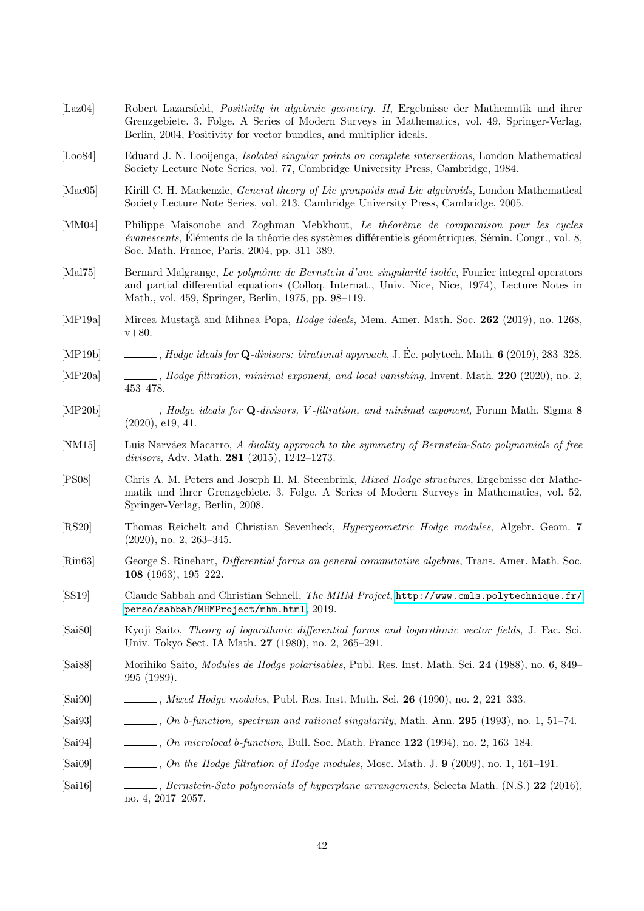[Laz04] Robert Lazarsfeld, *Positivity in algebraic geometry. II*, Ergebnisse der Mathematik und ihrer Grenzgebiete. 3. Folge. A Series of Modern Surveys in Mathematics, vol. 49, Springer-Verlag, Berlin, 2004, Positivity for vector bundles, and multiplier ideals.

[Loo84] Eduard J. N. Looijenga, *Isolated singular points on complete intersections*, London Mathematical Society Lecture Note Series, vol. 77, Cambridge University Press, Cambridge, 1984.

[Mac05] Kirill C. H. Mackenzie, *General theory of Lie groupoids and Lie algebroids*, London Mathematical Society Lecture Note Series, vol. 213, Cambridge University Press, Cambridge, 2005.

[MM04] Philippe Maisonobe and Zoghman Mebkhout, *Le théorème de comparaison pour les cycles évanescents*, Éléments de la théorie des systèmes différentiels géométriques, Sémin. Congr., vol. 8, Soc. Math. France, Paris, 2004, pp. 311–389.

[Mal75] Bernard Malgrange, *Le polynôme de Bernstein d'une singularité isolée*, Fourier integral operators and partial differential equations (Colloq. Internat., Univ. Nice, Nice, 1974), Lecture Notes in Math., vol. 459, Springer, Berlin, 1975, pp. 98–119.

[MP19a] Mircea Mustaţă and Mihnea Popa, *Hodge ideals*, Mem. Amer. Math. Soc. **262** (2019), no. 1268, v+80.

[MP19b] ———, *Hodge ideals for* $\mathbf{Q}$*-divisors: birational approach*, J. Éc. polytech. Math. **6** (2019), 283–328.

[MP20a] ———, *Hodge filtration, minimal exponent, and local vanishing*, Invent. Math. **220** (2020), no. 2, 453–478.

[MP20b] ———, *Hodge ideals for* $\mathbf{Q}$*-divisors,* $V$*-filtration, and minimal exponent*, Forum Math. Sigma **8** (2020), e19, 41.

[NM15] Luis Narváez Macarro, *A duality approach to the symmetry of Bernstein-Sato polynomials of free divisors*, Adv. Math. **281** (2015), 1242–1273.

[PS08] Chris A. M. Peters and Joseph H. M. Steenbrink, *Mixed Hodge structures*, Ergebnisse der Mathematik und ihrer Grenzgebiete. 3. Folge. A Series of Modern Surveys in Mathematics, vol. 52, Springer-Verlag, Berlin, 2008.

[RS20] Thomas Reichelt and Christian Sevenheck, *Hypergeometric Hodge modules*, Algebr. Geom. **7** (2020), no. 2, 263–345.

[Rin63] George S. Rinehart, *Differential forms on general commutative algebras*, Trans. Amer. Math. Soc. **108** (1963), 195–222.

[SS19] Claude Sabbah and Christian Schnell, *The MHM Project*, http://www.cmls.polytechnique.fr/perso/sabbah/MHMProject/mhm.html, 2019.

[Sai80] Kyoji Saito, *Theory of logarithmic differential forms and logarithmic vector fields*, J. Fac. Sci. Univ. Tokyo Sect. IA Math. **27** (1980), no. 2, 265–291.

[Sai88] Morihiko Saito, *Modules de Hodge polarisables*, Publ. Res. Inst. Math. Sci. **24** (1988), no. 6, 849–995 (1989).

[Sai90] ———, *Mixed Hodge modules*, Publ. Res. Inst. Math. Sci. **26** (1990), no. 2, 221–333.

[Sai93] ———, *On b-function, spectrum and rational singularity*, Math. Ann. **295** (1993), no. 1, 51–74.

[Sai94] ———, *On microlocal b-function*, Bull. Soc. Math. France **122** (1994), no. 2, 163–184.

[Sai09] ———, *On the Hodge filtration of Hodge modules*, Mosc. Math. J. **9** (2009), no. 1, 161–191.

[Sai16] ———, *Bernstein-Sato polynomials of hyperplane arrangements*, Selecta Math. (N.S.) **22** (2016), no. 4, 2017–2057.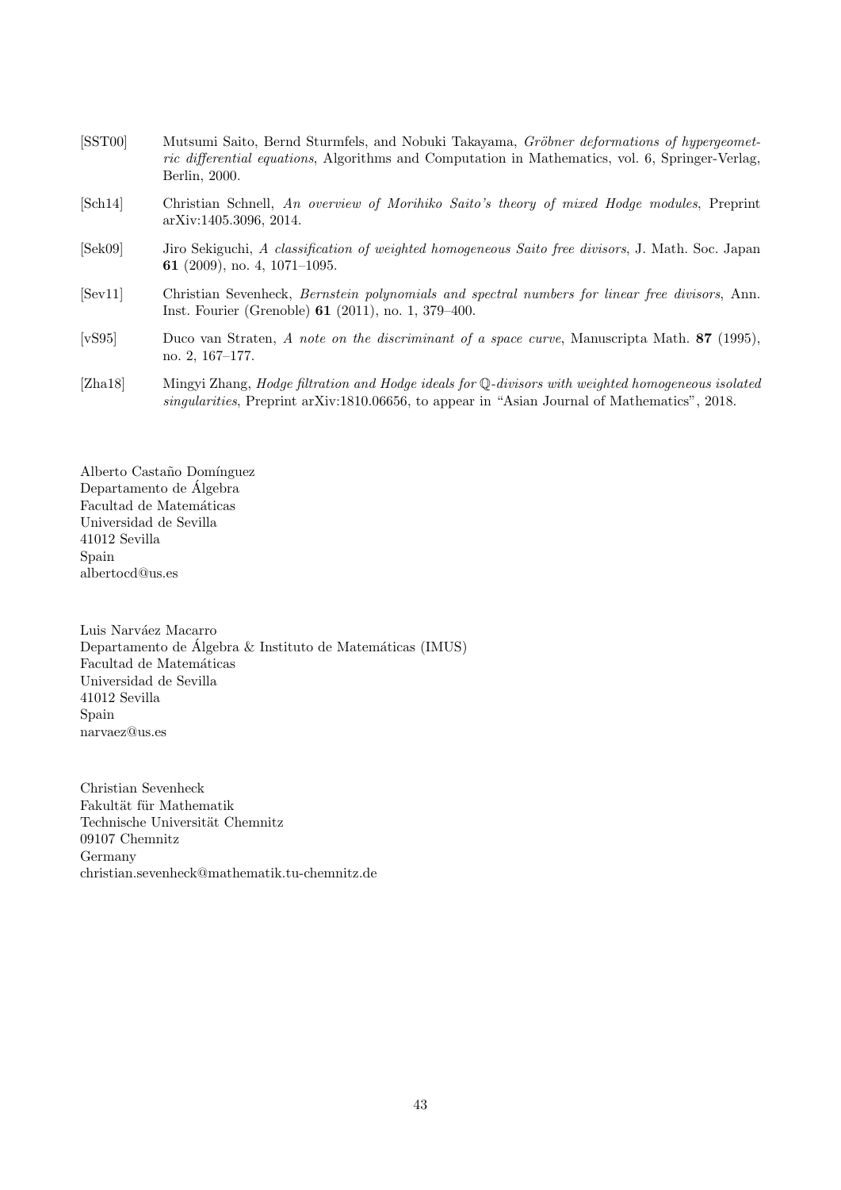[SST00] Mutsumi Saito, Bernd Sturmfels, and Nobuki Takayama, *Gröbner deformations of hypergeometric differential equations*, Algorithms and Computation in Mathematics, vol. 6, Springer-Verlag, Berlin, 2000.

[Sch14] Christian Schnell, *An overview of Morihiko Saito's theory of mixed Hodge modules*, Preprint arXiv:1405.3096, 2014.

[Sek09] Jiro Sekiguchi, *A classification of weighted homogeneous Saito free divisors*, J. Math. Soc. Japan **61** (2009), no. 4, 1071–1095.

[Sev11] Christian Sevenheck, *Bernstein polynomials and spectral numbers for linear free divisors*, Ann. Inst. Fourier (Grenoble) **61** (2011), no. 1, 379–400.

[vS95] Duco van Straten, *A note on the discriminant of a space curve*, Manuscripta Math. **87** (1995), no. 2, 167–177.

[Zha18] Mingyi Zhang, *Hodge filtration and Hodge ideals for $\mathbb{Q}$-divisors with weighted homogeneous isolated singularities*, Preprint arXiv:1810.06656, to appear in "Asian Journal of Mathematics", 2018.

Alberto Castaño Domínguez
Departamento de Álgebra
Facultad de Matemáticas
Universidad de Sevilla
41012 Sevilla
Spain
albertocd@us.es

Luis Narváez Macarro
Departamento de Álgebra & Instituto de Matemáticas (IMUS)
Facultad de Matemáticas
Universidad de Sevilla
41012 Sevilla
Spain
narvaez@us.es

Christian Sevenheck
Fakultät für Mathematik
Technische Universität Chemnitz
09107 Chemnitz
Germany
christian.sevenheck@mathematik.tu-chemnitz.de